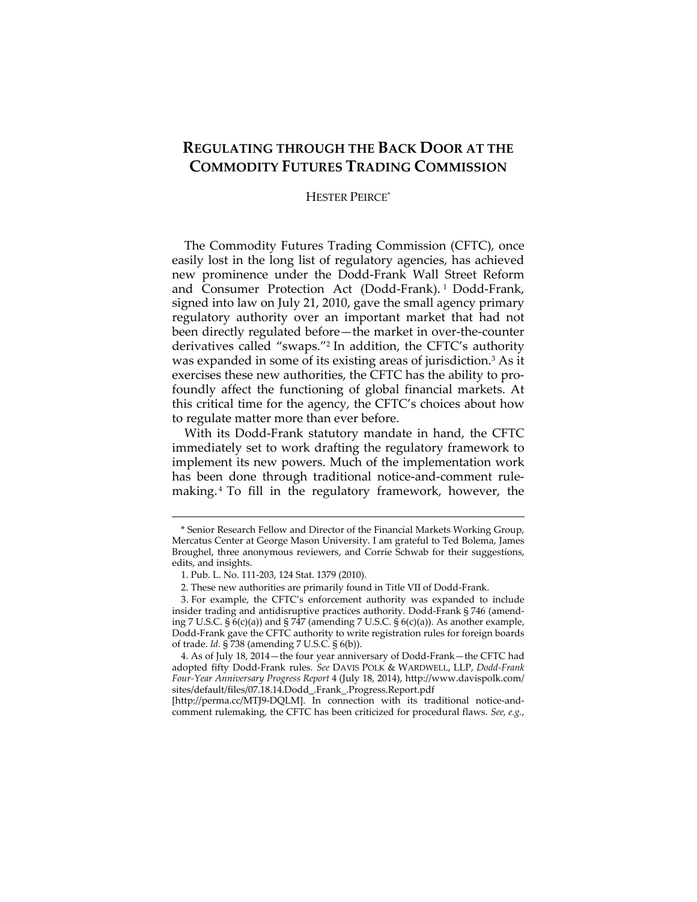# REGULATING THROUGH THE BACK DOOR AT THE COMMODITY FUTURES TRADING COMMISSION

HESTER PEIRCE*

The Commodity Futures Trading Commission (CFTC), once easily lost in the long list of regulatory agencies, has achieved new prominence under the Dodd-Frank Wall Street Reform and Consumer Protection Act (Dodd-Frank).[1] Dodd-Frank, signed into law on July 21, 2010, gave the small agency primary regulatory authority over an important market that had not been directly regulated before—the market in over-the-counter derivatives called "swaps."[2] In addition, the CFTC's authority was expanded in some of its existing areas of jurisdiction.[3] As it exercises these new authorities, the CFTC has the ability to profoundly affect the functioning of global financial markets. At this critical time for the agency, the CFTC's choices about how to regulate matter more than ever before.

With its Dodd-Frank statutory mandate in hand, the CFTC immediately set to work drafting the regulatory framework to implement its new powers. Much of the implementation work has been done through traditional notice-and-comment rulemaking.[4] To fill in the regulatory framework, however, the

---

\* Senior Research Fellow and Director of the Financial Markets Working Group, Mercatus Center at George Mason University. I am grateful to Ted Bolema, James Broughel, three anonymous reviewers, and Corrie Schwab for their suggestions, edits, and insights.

1. Pub. L. No. 111-203, 124 Stat. 1379 (2010).

2. These new authorities are primarily found in Title VII of Dodd-Frank.

3. For example, the CFTC's enforcement authority was expanded to include insider trading and antidisruptive practices authority. Dodd-Frank § 746 (amending 7 U.S.C. § 6(c)(a)) and § 747 (amending 7 U.S.C. § 6(c)(a)). As another example, Dodd-Frank gave the CFTC authority to write registration rules for foreign boards of trade. *Id.* § 738 (amending 7 U.S.C. § 6(b)).

4. As of July 18, 2014—the four year anniversary of Dodd-Frank—the CFTC had adopted fifty Dodd-Frank rules. *See* DAVIS POLK & WARDWELL, LLP, *Dodd-Frank Four-Year Anniversary Progress Report* 4 (July 18, 2014), http://www.davispolk.com/sites/default/files/07.18.14.Dodd_.Frank_.Progress.Report.pdf [http://perma.cc/MTJ9-DQLM]. In connection with its traditional notice-and-comment rulemaking, the CFTC has been criticized for procedural flaws. *See, e.g.*,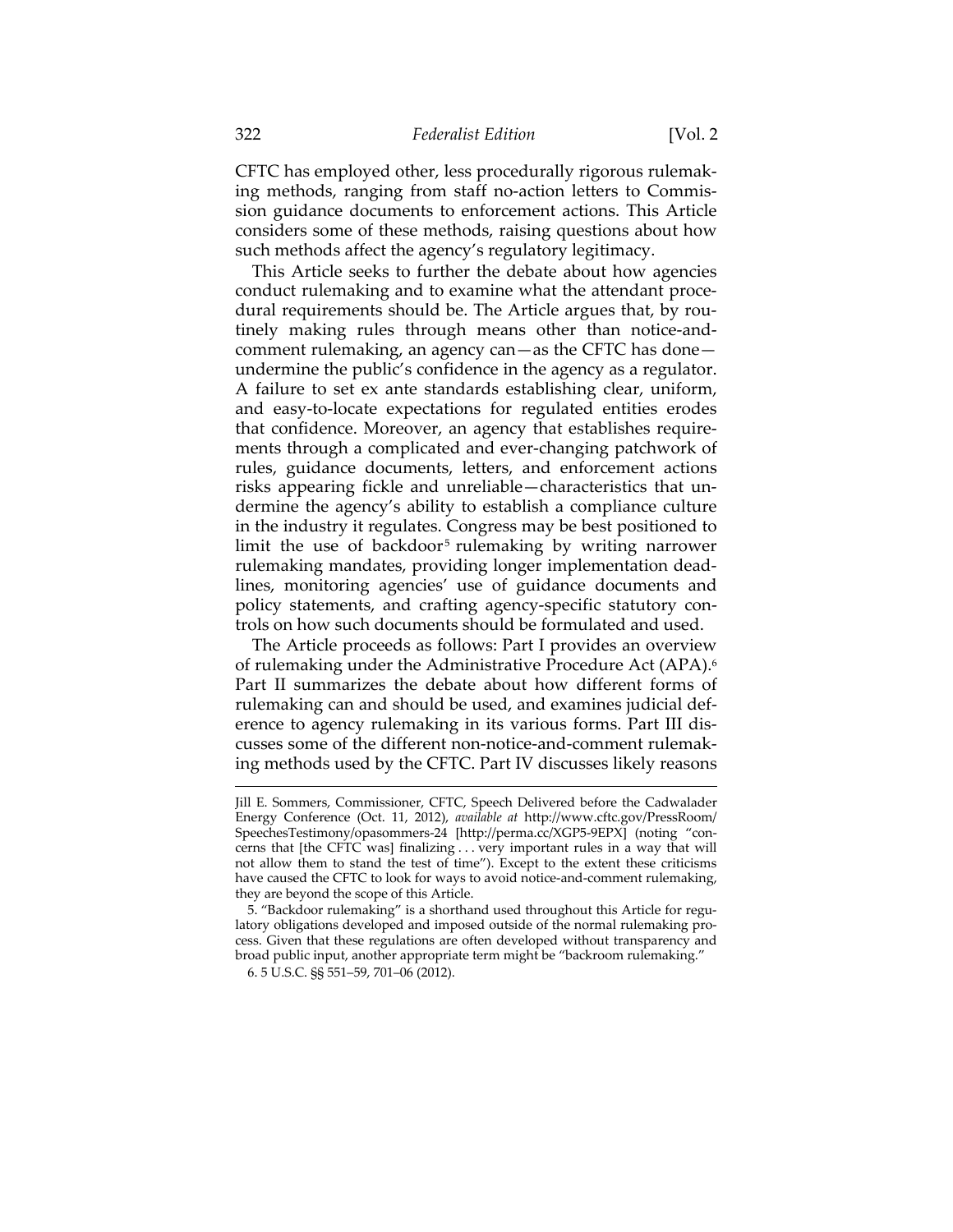CFTC has employed other, less procedurally rigorous rulemaking methods, ranging from staff no-action letters to Commission guidance documents to enforcement actions. This Article considers some of these methods, raising questions about how such methods affect the agency's regulatory legitimacy.

This Article seeks to further the debate about how agencies conduct rulemaking and to examine what the attendant procedural requirements should be. The Article argues that, by routinely making rules through means other than notice-and-comment rulemaking, an agency can—as the CFTC has done—undermine the public's confidence in the agency as a regulator. A failure to set ex ante standards establishing clear, uniform, and easy-to-locate expectations for regulated entities erodes that confidence. Moreover, an agency that establishes requirements through a complicated and ever-changing patchwork of rules, guidance documents, letters, and enforcement actions risks appearing fickle and unreliable—characteristics that undermine the agency's ability to establish a compliance culture in the industry it regulates. Congress may be best positioned to limit the use of backdoor[5] rulemaking by writing narrower rulemaking mandates, providing longer implementation deadlines, monitoring agencies' use of guidance documents and policy statements, and crafting agency-specific statutory controls on how such documents should be formulated and used.

The Article proceeds as follows: Part I provides an overview of rulemaking under the Administrative Procedure Act (APA).[6] Part II summarizes the debate about how different forms of rulemaking can and should be used, and examines judicial deference to agency rulemaking in its various forms. Part III discusses some of the different non-notice-and-comment rulemaking methods used by the CFTC. Part IV discusses likely reasons

---

Jill E. Sommers, Commissioner, CFTC, Speech Delivered before the Cadwalader Energy Conference (Oct. 11, 2012), *available at* http://www.cftc.gov/PressRoom/SpeechesTestimony/opasommers-24 [http://perma.cc/XGP5-9EPX] (noting "concerns that [the CFTC was] finalizing . . . very important rules in a way that will not allow them to stand the test of time"). Except to the extent these criticisms have caused the CFTC to look for ways to avoid notice-and-comment rulemaking, they are beyond the scope of this Article.

5. "Backdoor rulemaking" is a shorthand used throughout this Article for regulatory obligations developed and imposed outside of the normal rulemaking process. Given that these regulations are often developed without transparency and broad public input, another appropriate term might be "backroom rulemaking."

6. 5 U.S.C. §§ 551–59, 701–06 (2012).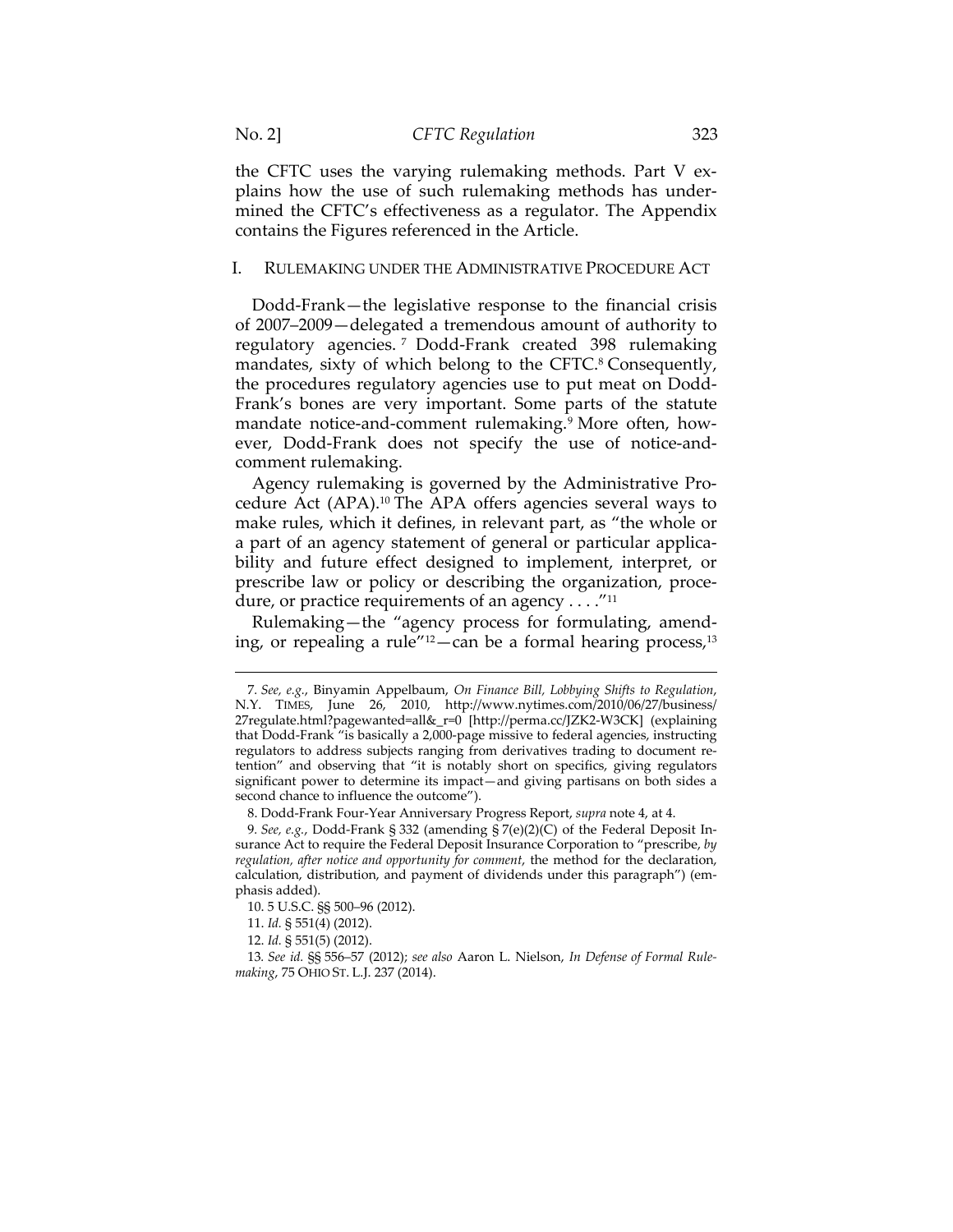the CFTC uses the varying rulemaking methods. Part V explains how the use of such rulemaking methods has undermined the CFTC's effectiveness as a regulator. The Appendix contains the Figures referenced in the Article.

## I. RULEMAKING UNDER THE ADMINISTRATIVE PROCEDURE ACT

Dodd-Frank—the legislative response to the financial crisis of 2007–2009—delegated a tremendous amount of authority to regulatory agencies.[7] Dodd-Frank created 398 rulemaking mandates, sixty of which belong to the CFTC.[8] Consequently, the procedures regulatory agencies use to put meat on Dodd-Frank's bones are very important. Some parts of the statute mandate notice-and-comment rulemaking.[9] More often, however, Dodd-Frank does not specify the use of notice-and-comment rulemaking.

Agency rulemaking is governed by the Administrative Procedure Act (APA).[10] The APA offers agencies several ways to make rules, which it defines, in relevant part, as "the whole or a part of an agency statement of general or particular applicability and future effect designed to implement, interpret, or prescribe law or policy or describing the organization, procedure, or practice requirements of an agency . . . ."[11]

Rulemaking—the "agency process for formulating, amending, or repealing a rule"[12]—can be a formal hearing process,[13]

---

7. *See, e.g.*, Binyamin Appelbaum, *On Finance Bill, Lobbying Shifts to Regulation*, N.Y. TIMES, June 26, 2010, http://www.nytimes.com/2010/06/27/business/27regulate.html?pagewanted=all&_r=0 [http://perma.cc/JZK2-W3CK] (explaining that Dodd-Frank "is basically a 2,000-page missive to federal agencies, instructing regulators to address subjects ranging from derivatives trading to document retention" and observing that "it is notably short on specifics, giving regulators significant power to determine its impact—and giving partisans on both sides a second chance to influence the outcome").

8. Dodd-Frank Four-Year Anniversary Progress Report, *supra* note 4, at 4.

9. *See, e.g.*, Dodd-Frank § 332 (amending § 7(e)(2)(C) of the Federal Deposit Insurance Act to require the Federal Deposit Insurance Corporation to "prescribe, *by regulation, after notice and opportunity for comment*, the method for the declaration, calculation, distribution, and payment of dividends under this paragraph") (emphasis added).

10. 5 U.S.C. §§ 500–96 (2012).

11. *Id.* § 551(4) (2012).

12. *Id.* § 551(5) (2012).

13. *See id.* §§ 556–57 (2012); *see also* Aaron L. Nielson, *In Defense of Formal Rulemaking*, 75 OHIO ST. L.J. 237 (2014).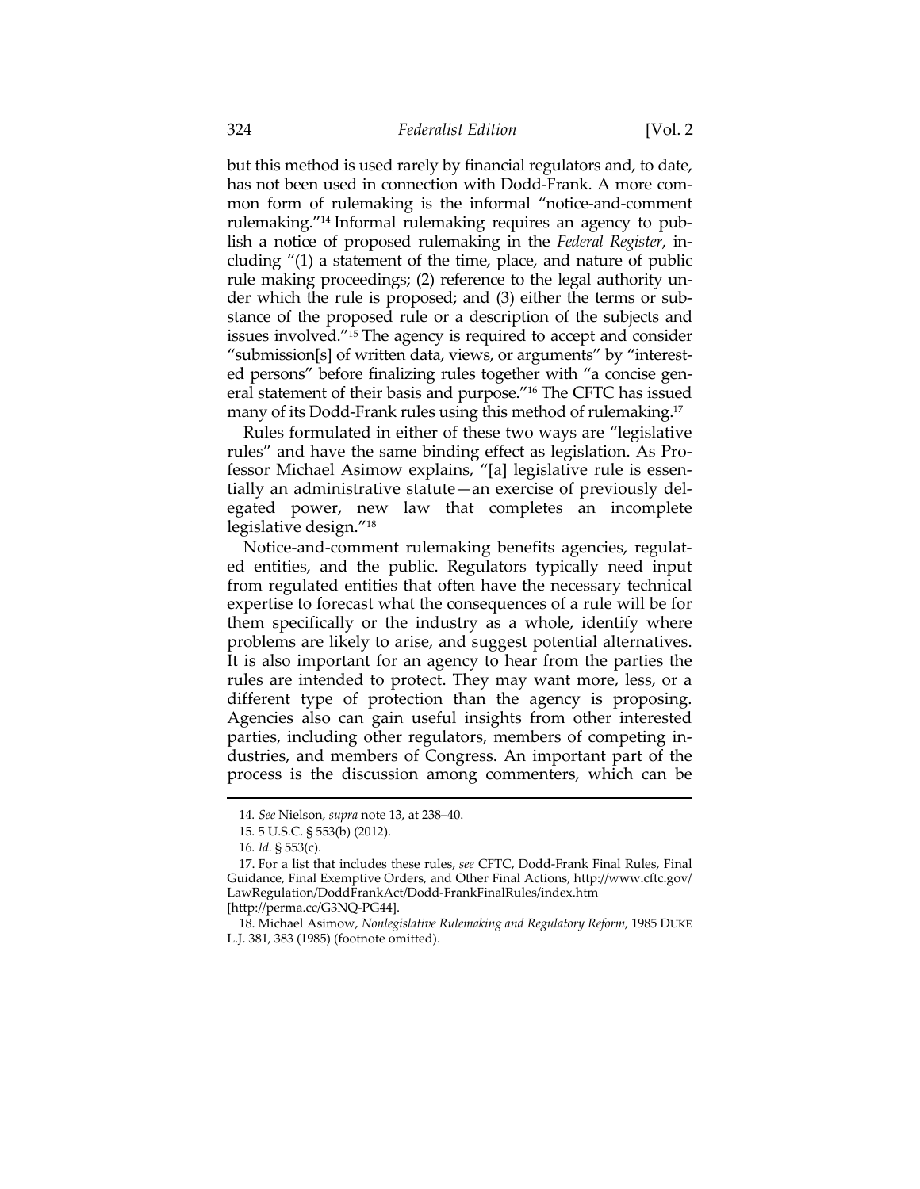but this method is used rarely by financial regulators and, to date, has not been used in connection with Dodd-Frank. A more common form of rulemaking is the informal "notice-and-comment rulemaking."[14] Informal rulemaking requires an agency to publish a notice of proposed rulemaking in the *Federal Register*, including "(1) a statement of the time, place, and nature of public rule making proceedings; (2) reference to the legal authority under which the rule is proposed; and (3) either the terms or substance of the proposed rule or a description of the subjects and issues involved."[15] The agency is required to accept and consider "submission[s] of written data, views, or arguments" by "interested persons" before finalizing rules together with "a concise general statement of their basis and purpose."[16] The CFTC has issued many of its Dodd-Frank rules using this method of rulemaking.[17]

Rules formulated in either of these two ways are "legislative rules" and have the same binding effect as legislation. As Professor Michael Asimow explains, "[a] legislative rule is essentially an administrative statute—an exercise of previously delegated power, new law that completes an incomplete legislative design."[18]

Notice-and-comment rulemaking benefits agencies, regulated entities, and the public. Regulators typically need input from regulated entities that often have the necessary technical expertise to forecast what the consequences of a rule will be for them specifically or the industry as a whole, identify where problems are likely to arise, and suggest potential alternatives. It is also important for an agency to hear from the parties the rules are intended to protect. They may want more, less, or a different type of protection than the agency is proposing. Agencies also can gain useful insights from other interested parties, including other regulators, members of competing industries, and members of Congress. An important part of the process is the discussion among commenters, which can be

---

14. *See* Nielson, *supra* note 13, at 238–40.

15. 5 U.S.C. § 553(b) (2012).

16. *Id.* § 553(c).

17. For a list that includes these rules, *see* CFTC, Dodd-Frank Final Rules, Final Guidance, Final Exemptive Orders, and Other Final Actions, http://www.cftc.gov/LawRegulation/DoddFrankAct/Dodd-FrankFinalRules/index.htm [http://perma.cc/G3NQ-PG44].

18. Michael Asimow, *Nonlegislative Rulemaking and Regulatory Reform*, 1985 DUKE L.J. 381, 383 (1985) (footnote omitted).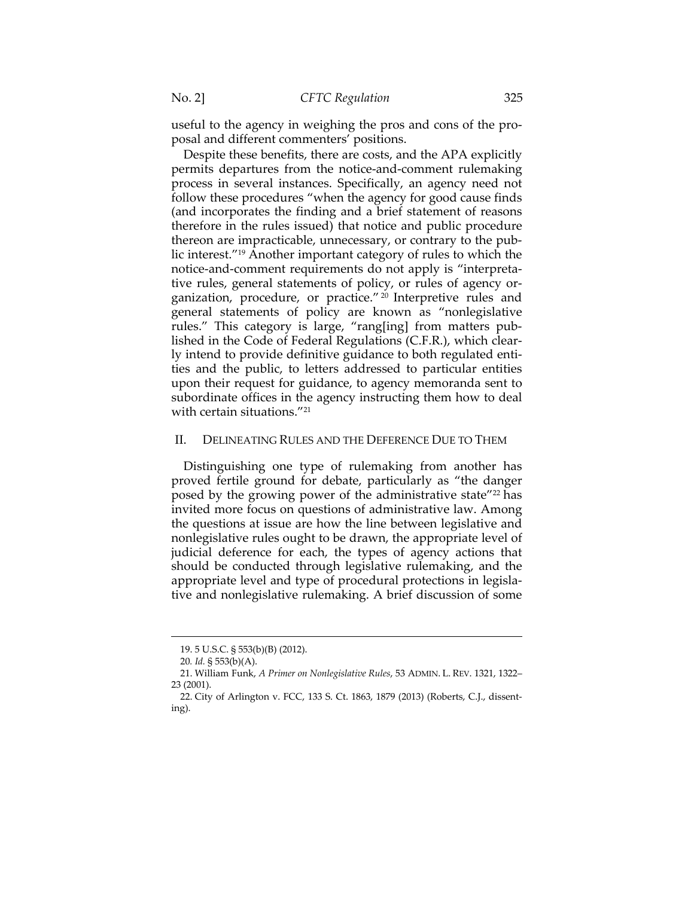useful to the agency in weighing the pros and cons of the proposal and different commenters' positions.

Despite these benefits, there are costs, and the APA explicitly permits departures from the notice-and-comment rulemaking process in several instances. Specifically, an agency need not follow these procedures "when the agency for good cause finds (and incorporates the finding and a brief statement of reasons therefore in the rules issued) that notice and public procedure thereon are impracticable, unnecessary, or contrary to the public interest."[19] Another important category of rules to which the notice-and-comment requirements do not apply is "interpretative rules, general statements of policy, or rules of agency organization, procedure, or practice."[20] Interpretive rules and general statements of policy are known as "nonlegislative rules." This category is large, "rang[ing] from matters published in the Code of Federal Regulations (C.F.R.), which clearly intend to provide definitive guidance to both regulated entities and the public, to letters addressed to particular entities upon their request for guidance, to agency memoranda sent to subordinate offices in the agency instructing them how to deal with certain situations."[21]

## II. DELINEATING RULES AND THE DEFERENCE DUE TO THEM

Distinguishing one type of rulemaking from another has proved fertile ground for debate, particularly as "the danger posed by the growing power of the administrative state"[22] has invited more focus on questions of administrative law. Among the questions at issue are how the line between legislative and nonlegislative rules ought to be drawn, the appropriate level of judicial deference for each, the types of agency actions that should be conducted through legislative rulemaking, and the appropriate level and type of procedural protections in legislative and nonlegislative rulemaking. A brief discussion of some

---

19. 5 U.S.C. § 553(b)(B) (2012).

20. *Id.* § 553(b)(A).

21. William Funk, *A Primer on Nonlegislative Rules*, 53 ADMIN. L. REV. 1321, 1322–23 (2001).

22. City of Arlington v. FCC, 133 S. Ct. 1863, 1879 (2013) (Roberts, C.J., dissenting).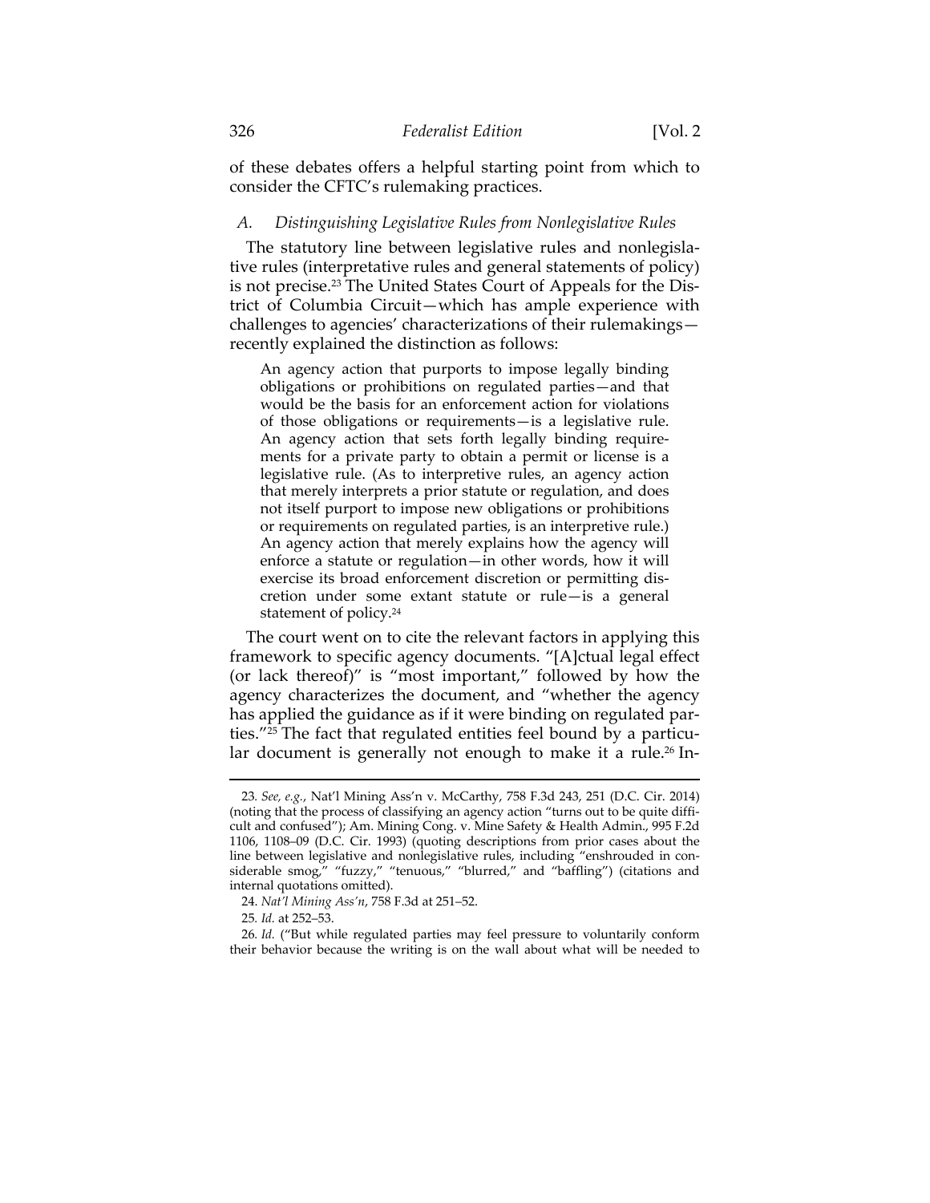of these debates offers a helpful starting point from which to consider the CFTC's rulemaking practices.

### *A. Distinguishing Legislative Rules from Nonlegislative Rules*

The statutory line between legislative rules and nonlegislative rules (interpretative rules and general statements of policy) is not precise.[23] The United States Court of Appeals for the District of Columbia Circuit—which has ample experience with challenges to agencies' characterizations of their rulemakings—recently explained the distinction as follows:

> An agency action that purports to impose legally binding obligations or prohibitions on regulated parties—and that would be the basis for an enforcement action for violations of those obligations or requirements—is a legislative rule. An agency action that sets forth legally binding requirements for a private party to obtain a permit or license is a legislative rule. (As to interpretive rules, an agency action that merely interprets a prior statute or regulation, and does not itself purport to impose new obligations or prohibitions or requirements on regulated parties, is an interpretive rule.) An agency action that merely explains how the agency will enforce a statute or regulation—in other words, how it will exercise its broad enforcement discretion or permitting discretion under some extant statute or rule—is a general statement of policy.[24]

The court went on to cite the relevant factors in applying this framework to specific agency documents. "[A]ctual legal effect (or lack thereof)" is "most important," followed by how the agency characterizes the document, and "whether the agency has applied the guidance as if it were binding on regulated parties."[25] The fact that regulated entities feel bound by a particular document is generally not enough to make it a rule.[26] In-

---

23. *See, e.g.*, Nat'l Mining Ass'n v. McCarthy, 758 F.3d 243, 251 (D.C. Cir. 2014) (noting that the process of classifying an agency action "turns out to be quite difficult and confused"); Am. Mining Cong. v. Mine Safety & Health Admin., 995 F.2d 1106, 1108–09 (D.C. Cir. 1993) (quoting descriptions from prior cases about the line between legislative and nonlegislative rules, including "enshrouded in considerable smog," "fuzzy," "tenuous," "blurred," and "baffling") (citations and internal quotations omitted).

24. *Nat'l Mining Ass'n*, 758 F.3d at 251–52.

25. *Id.* at 252–53.

26. *Id.* ("But while regulated parties may feel pressure to voluntarily conform their behavior because the writing is on the wall about what will be needed to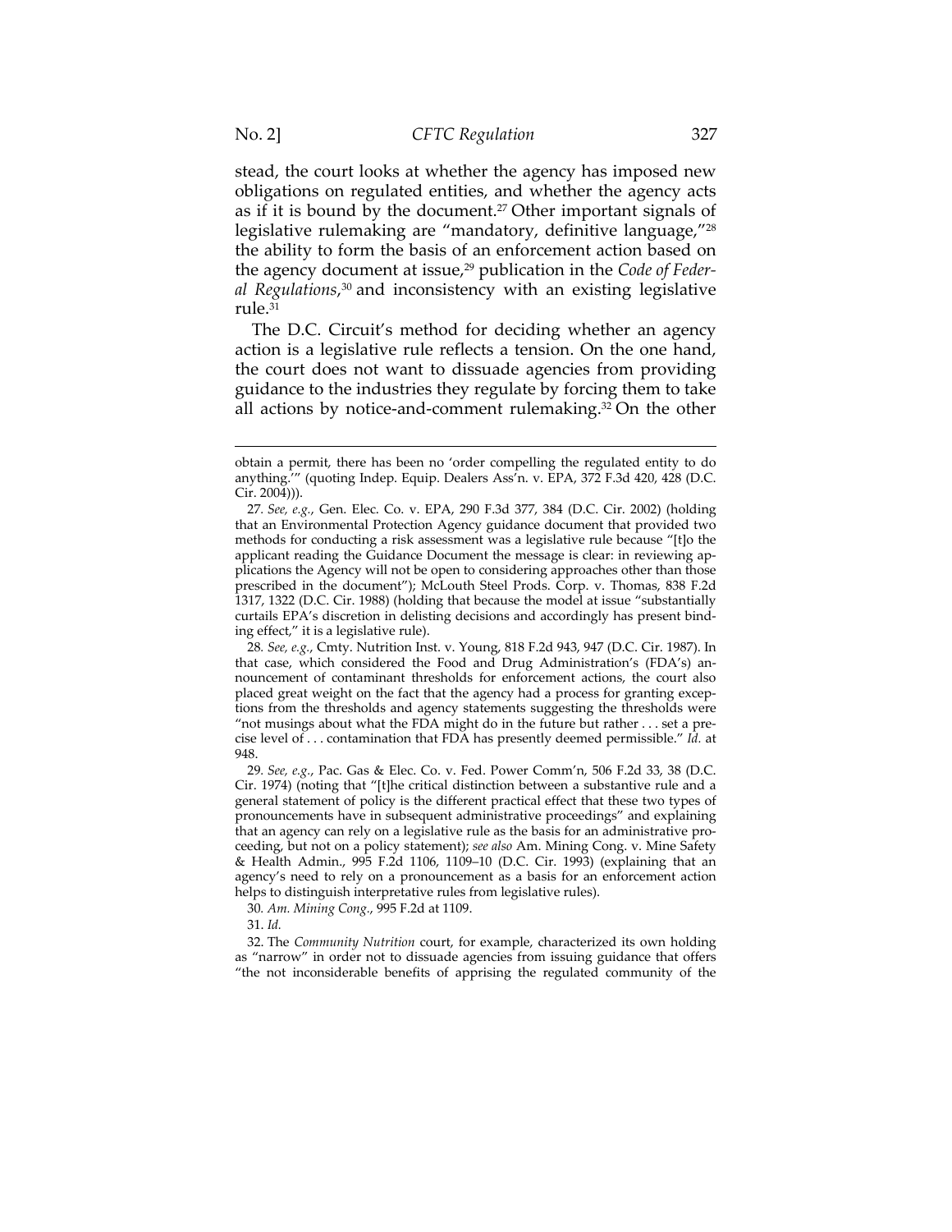stead, the court looks at whether the agency has imposed new obligations on regulated entities, and whether the agency acts as if it is bound by the document.[27] Other important signals of legislative rulemaking are "mandatory, definitive language,"[28] the ability to form the basis of an enforcement action based on the agency document at issue,[29] publication in the *Code of Federal Regulations*,[30] and inconsistency with an existing legislative rule.[31]

The D.C. Circuit's method for deciding whether an agency action is a legislative rule reflects a tension. On the one hand, the court does not want to dissuade agencies from providing guidance to the industries they regulate by forcing them to take all actions by notice-and-comment rulemaking.[32] On the other

---

obtain a permit, there has been no 'order compelling the regulated entity to do anything.'" (quoting Indep. Equip. Dealers Ass'n. v. EPA, 372 F.3d 420, 428 (D.C. Cir. 2004))).

27. *See, e.g.*, Gen. Elec. Co. v. EPA, 290 F.3d 377, 384 (D.C. Cir. 2002) (holding that an Environmental Protection Agency guidance document that provided two methods for conducting a risk assessment was a legislative rule because "[t]o the applicant reading the Guidance Document the message is clear: in reviewing applications the Agency will not be open to considering approaches other than those prescribed in the document"); McLouth Steel Prods. Corp. v. Thomas, 838 F.2d 1317, 1322 (D.C. Cir. 1988) (holding that because the model at issue "substantially curtails EPA's discretion in delisting decisions and accordingly has present binding effect," it is a legislative rule).

28. *See, e.g.*, Cmty. Nutrition Inst. v. Young, 818 F.2d 943, 947 (D.C. Cir. 1987). In that case, which considered the Food and Drug Administration's (FDA's) announcement of contaminant thresholds for enforcement actions, the court also placed great weight on the fact that the agency had a process for granting exceptions from the thresholds and agency statements suggesting the thresholds were "not musings about what the FDA might do in the future but rather . . . set a precise level of . . . contamination that FDA has presently deemed permissible." *Id.* at 948.

29. *See, e.g.*, Pac. Gas & Elec. Co. v. Fed. Power Comm'n, 506 F.2d 33, 38 (D.C. Cir. 1974) (noting that "[t]he critical distinction between a substantive rule and a general statement of policy is the different practical effect that these two types of pronouncements have in subsequent administrative proceedings" and explaining that an agency can rely on a legislative rule as the basis for an administrative proceeding, but not on a policy statement); *see also* Am. Mining Cong. v. Mine Safety & Health Admin., 995 F.2d 1106, 1109–10 (D.C. Cir. 1993) (explaining that an agency's need to rely on a pronouncement as a basis for an enforcement action helps to distinguish interpretative rules from legislative rules).

30. *Am. Mining Cong.*, 995 F.2d at 1109.

31. *Id.*

32. The *Community Nutrition* court, for example, characterized its own holding as "narrow" in order not to dissuade agencies from issuing guidance that offers "the not inconsiderable benefits of apprising the regulated community of the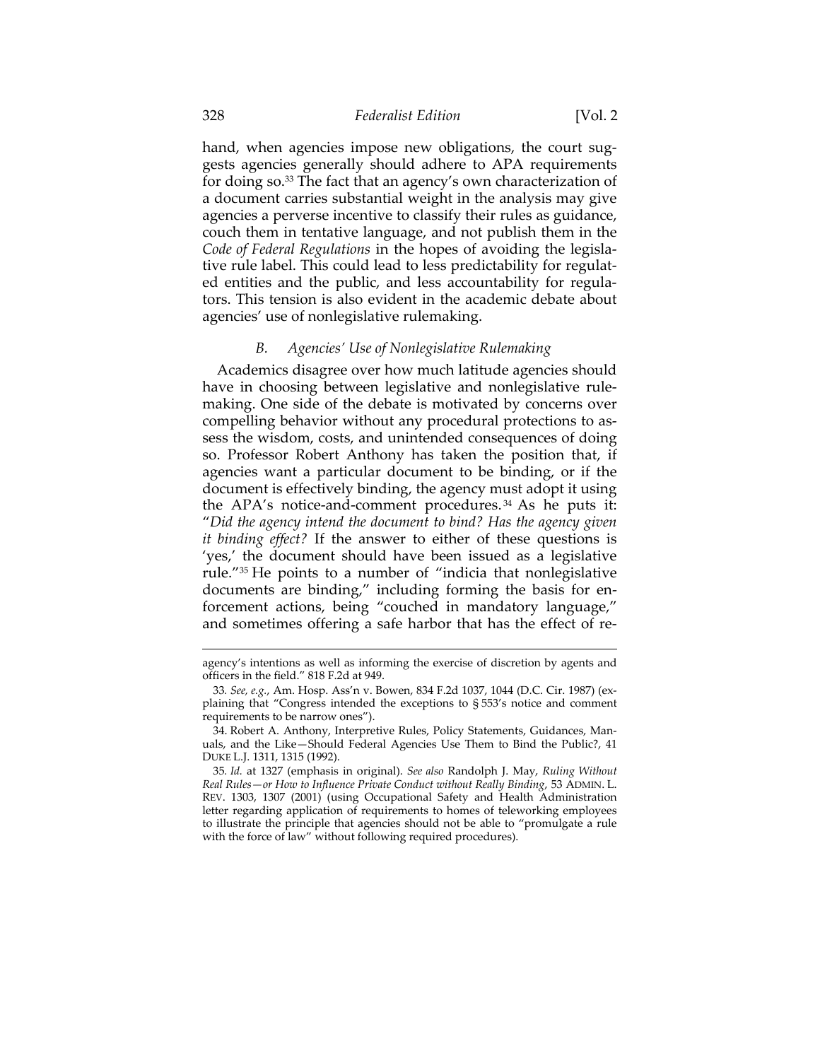hand, when agencies impose new obligations, the court suggests agencies generally should adhere to APA requirements for doing so.[33] The fact that an agency's own characterization of a document carries substantial weight in the analysis may give agencies a perverse incentive to classify their rules as guidance, couch them in tentative language, and not publish them in the *Code of Federal Regulations* in the hopes of avoiding the legislative rule label. This could lead to less predictability for regulated entities and the public, and less accountability for regulators. This tension is also evident in the academic debate about agencies' use of nonlegislative rulemaking.

### *B. Agencies' Use of Nonlegislative Rulemaking*

Academics disagree over how much latitude agencies should have in choosing between legislative and nonlegislative rulemaking. One side of the debate is motivated by concerns over compelling behavior without any procedural protections to assess the wisdom, costs, and unintended consequences of doing so. Professor Robert Anthony has taken the position that, if agencies want a particular document to be binding, or if the document is effectively binding, the agency must adopt it using the APA's notice-and-comment procedures.[34] As he puts it: "*Did the agency intend the document to bind? Has the agency given it binding effect?* If the answer to either of these questions is 'yes,' the document should have been issued as a legislative rule."[35] He points to a number of "indicia that nonlegislative documents are binding," including forming the basis for enforcement actions, being "couched in mandatory language," and sometimes offering a safe harbor that has the effect of re-

---

agency's intentions as well as informing the exercise of discretion by agents and officers in the field." 818 F.2d at 949.

33. *See, e.g.*, Am. Hosp. Ass'n v. Bowen, 834 F.2d 1037, 1044 (D.C. Cir. 1987) (explaining that "Congress intended the exceptions to § 553's notice and comment requirements to be narrow ones").

34. Robert A. Anthony, Interpretive Rules, Policy Statements, Guidances, Manuals, and the Like—Should Federal Agencies Use Them to Bind the Public?, 41 DUKE L.J. 1311, 1315 (1992).

35. *Id.* at 1327 (emphasis in original). *See also* Randolph J. May, *Ruling Without Real Rules—or How to Influence Private Conduct without Really Binding*, 53 ADMIN. L. REV. 1303, 1307 (2001) (using Occupational Safety and Health Administration letter regarding application of requirements to homes of teleworking employees to illustrate the principle that agencies should not be able to "promulgate a rule with the force of law" without following required procedures).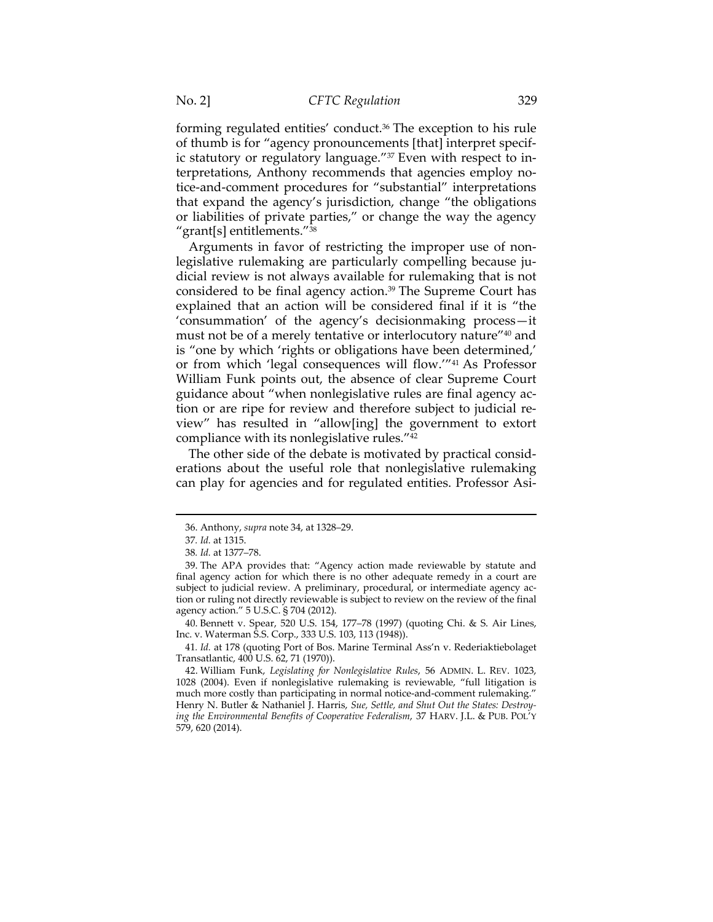forming regulated entities' conduct.[36] The exception to his rule of thumb is for "agency pronouncements [that] interpret specific statutory or regulatory language."[37] Even with respect to interpretations, Anthony recommends that agencies employ notice-and-comment procedures for "substantial" interpretations that expand the agency's jurisdiction, change "the obligations or liabilities of private parties," or change the way the agency "grant[s] entitlements."[38]

Arguments in favor of restricting the improper use of nonlegislative rulemaking are particularly compelling because judicial review is not always available for rulemaking that is not considered to be final agency action.[39] The Supreme Court has explained that an action will be considered final if it is "the 'consummation' of the agency's decisionmaking process—it must not be of a merely tentative or interlocutory nature"[40] and is "one by which 'rights or obligations have been determined,' or from which 'legal consequences will flow.'"[41] As Professor William Funk points out, the absence of clear Supreme Court guidance about "when nonlegislative rules are final agency action or are ripe for review and therefore subject to judicial review" has resulted in "allow[ing] the government to extort compliance with its nonlegislative rules."[42]

The other side of the debate is motivated by practical considerations about the useful role that nonlegislative rulemaking can play for agencies and for regulated entities. Professor Asi-

---

36. Anthony, *supra* note 34, at 1328–29.

37. *Id.* at 1315.

38. *Id.* at 1377–78.

39. The APA provides that: "Agency action made reviewable by statute and final agency action for which there is no other adequate remedy in a court are subject to judicial review. A preliminary, procedural, or intermediate agency action or ruling not directly reviewable is subject to review on the review of the final agency action." 5 U.S.C. § 704 (2012).

40. Bennett v. Spear, 520 U.S. 154, 177–78 (1997) (quoting Chi. & S. Air Lines, Inc. v. Waterman S.S. Corp., 333 U.S. 103, 113 (1948)).

41. *Id.* at 178 (quoting Port of Bos. Marine Terminal Ass'n v. Rederiaktiebolaget Transatlantic, 400 U.S. 62, 71 (1970)).

42. William Funk, *Legislating for Nonlegislative Rules*, 56 ADMIN. L. REV. 1023, 1028 (2004). Even if nonlegislative rulemaking is reviewable, "full litigation is much more costly than participating in normal notice-and-comment rulemaking." Henry N. Butler & Nathaniel J. Harris, *Sue, Settle, and Shut Out the States: Destroying the Environmental Benefits of Cooperative Federalism*, 37 HARV. J.L. & PUB. POL'Y 579, 620 (2014).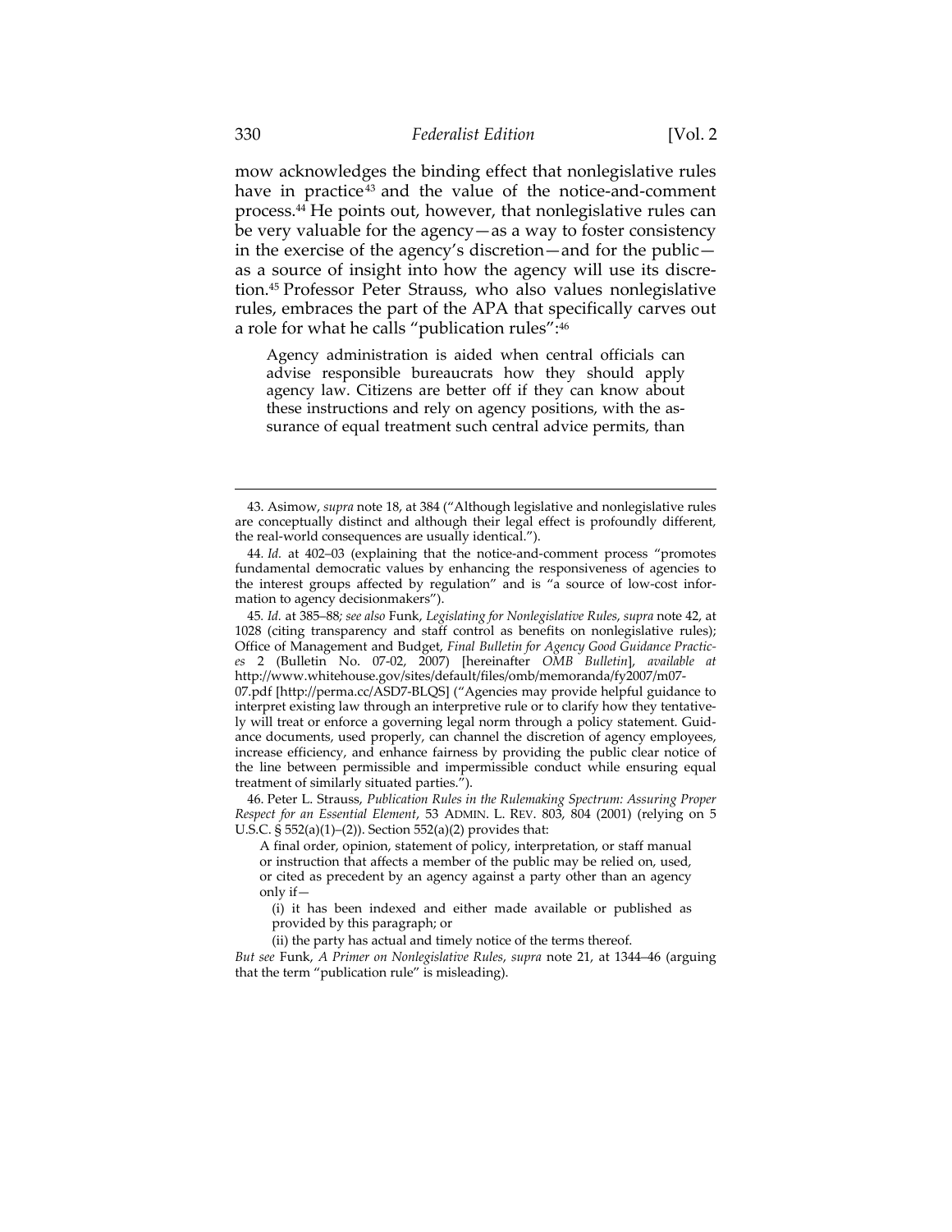mow acknowledges the binding effect that nonlegislative rules have in practice[43] and the value of the notice-and-comment process.[44] He points out, however, that nonlegislative rules can be very valuable for the agency—as a way to foster consistency in the exercise of the agency's discretion—and for the public—as a source of insight into how the agency will use its discretion.[45] Professor Peter Strauss, who also values nonlegislative rules, embraces the part of the APA that specifically carves out a role for what he calls "publication rules":[46]

> Agency administration is aided when central officials can advise responsible bureaucrats how they should apply agency law. Citizens are better off if they can know about these instructions and rely on agency positions, with the assurance of equal treatment such central advice permits, than

---

43. Asimow, *supra* note 18, at 384 ("Although legislative and nonlegislative rules are conceptually distinct and although their legal effect is profoundly different, the real-world consequences are usually identical.").

44. *Id.* at 402–03 (explaining that the notice-and-comment process "promotes fundamental democratic values by enhancing the responsiveness of agencies to the interest groups affected by regulation" and is "a source of low-cost information to agency decisionmakers").

45. *Id.* at 385–88; *see also* Funk, *Legislating for Nonlegislative Rules*, *supra* note 42, at 1028 (citing transparency and staff control as benefits on nonlegislative rules); Office of Management and Budget, *Final Bulletin for Agency Good Guidance Practices* 2 (Bulletin No. 07-02, 2007) [hereinafter *OMB Bulletin*], *available at* http://www.whitehouse.gov/sites/default/files/omb/memoranda/fy2007/m07-07.pdf [http://perma.cc/ASD7-BLQS] ("Agencies may provide helpful guidance to interpret existing law through an interpretive rule or to clarify how they tentatively will treat or enforce a governing legal norm through a policy statement. Guidance documents, used properly, can channel the discretion of agency employees, increase efficiency, and enhance fairness by providing the public clear notice of the line between permissible and impermissible conduct while ensuring equal treatment of similarly situated parties.").

46. Peter L. Strauss, *Publication Rules in the Rulemaking Spectrum: Assuring Proper Respect for an Essential Element*, 53 ADMIN. L. REV. 803, 804 (2001) (relying on 5 U.S.C. § 552(a)(1)–(2)). Section 552(a)(2) provides that:

> A final order, opinion, statement of policy, interpretation, or staff manual or instruction that affects a member of the public may be relied on, used, or cited as precedent by an agency against a party other than an agency only if—
>
> (i) it has been indexed and either made available or published as provided by this paragraph; or
>
> (ii) the party has actual and timely notice of the terms thereof.

*But see* Funk, *A Primer on Nonlegislative Rules*, *supra* note 21, at 1344–46 (arguing that the term "publication rule" is misleading).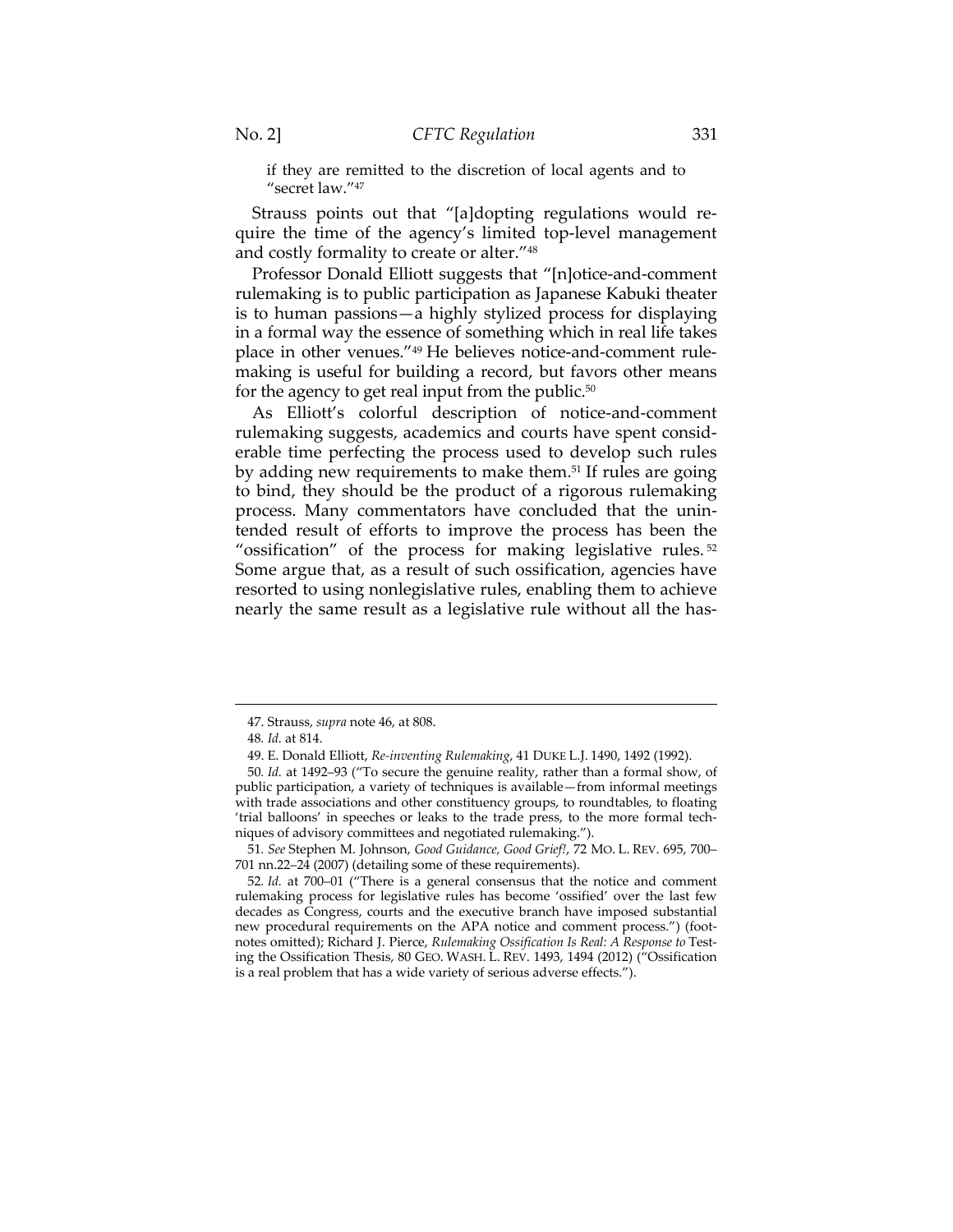if they are remitted to the discretion of local agents and to "secret law."[47]

Strauss points out that "[a]dopting regulations would require the time of the agency's limited top-level management and costly formality to create or alter."[48]

Professor Donald Elliott suggests that "[n]otice-and-comment rulemaking is to public participation as Japanese Kabuki theater is to human passions—a highly stylized process for displaying in a formal way the essence of something which in real life takes place in other venues."[49] He believes notice-and-comment rulemaking is useful for building a record, but favors other means for the agency to get real input from the public.[50]

As Elliott's colorful description of notice-and-comment rulemaking suggests, academics and courts have spent considerable time perfecting the process used to develop such rules by adding new requirements to make them.[51] If rules are going to bind, they should be the product of a rigorous rulemaking process. Many commentators have concluded that the unintended result of efforts to improve the process has been the "ossification" of the process for making legislative rules.[52] Some argue that, as a result of such ossification, agencies have resorted to using nonlegislative rules, enabling them to achieve nearly the same result as a legislative rule without all the has-

---

47. Strauss, *supra* note 46, at 808.

48. *Id.* at 814.

49. E. Donald Elliott, *Re-inventing Rulemaking*, 41 DUKE L.J. 1490, 1492 (1992).

50. *Id.* at 1492–93 ("To secure the genuine reality, rather than a formal show, of public participation, a variety of techniques is available—from informal meetings with trade associations and other constituency groups, to roundtables, to floating 'trial balloons' in speeches or leaks to the trade press, to the more formal techniques of advisory committees and negotiated rulemaking.").

51. *See* Stephen M. Johnson, *Good Guidance, Good Grief!*, 72 MO. L. REV. 695, 700–701 nn.22–24 (2007) (detailing some of these requirements).

52. *Id.* at 700–01 ("There is a general consensus that the notice and comment rulemaking process for legislative rules has become 'ossified' over the last few decades as Congress, courts and the executive branch have imposed substantial new procedural requirements on the APA notice and comment process.") (footnotes omitted); Richard J. Pierce, *Rulemaking Ossification Is Real: A Response to* Testing the Ossification Thesis, 80 GEO. WASH. L. REV. 1493, 1494 (2012) ("Ossification is a real problem that has a wide variety of serious adverse effects.").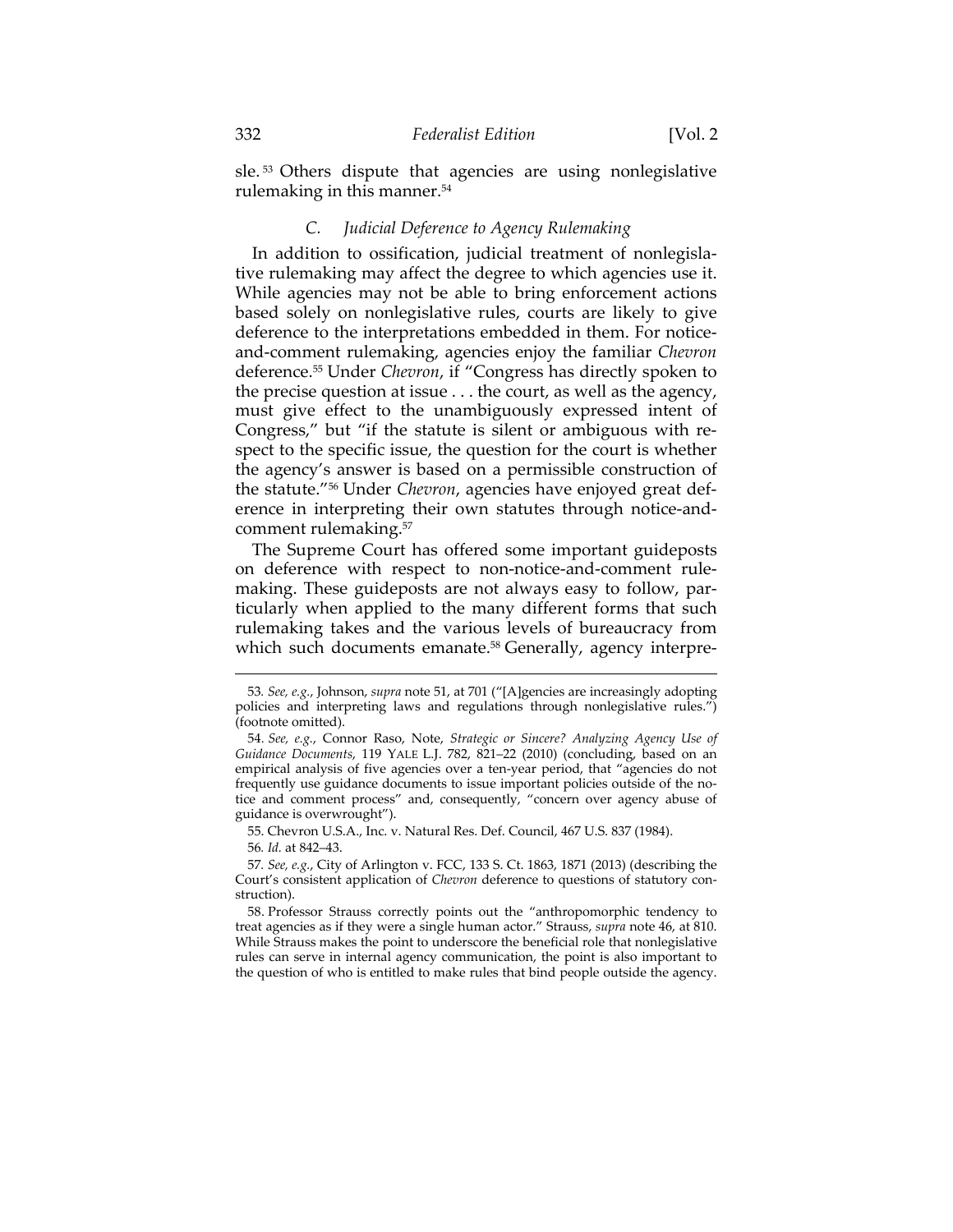sle.[53] Others dispute that agencies are using nonlegislative rulemaking in this manner.[54]

### *C. Judicial Deference to Agency Rulemaking*

In addition to ossification, judicial treatment of nonlegislative rulemaking may affect the degree to which agencies use it. While agencies may not be able to bring enforcement actions based solely on nonlegislative rules, courts are likely to give deference to the interpretations embedded in them. For notice-and-comment rulemaking, agencies enjoy the familiar *Chevron* deference.[55] Under *Chevron*, if "Congress has directly spoken to the precise question at issue . . . the court, as well as the agency, must give effect to the unambiguously expressed intent of Congress," but "if the statute is silent or ambiguous with respect to the specific issue, the question for the court is whether the agency's answer is based on a permissible construction of the statute."[56] Under *Chevron*, agencies have enjoyed great deference in interpreting their own statutes through notice-and-comment rulemaking.[57]

The Supreme Court has offered some important guideposts on deference with respect to non-notice-and-comment rulemaking. These guideposts are not always easy to follow, particularly when applied to the many different forms that such rulemaking takes and the various levels of bureaucracy from which such documents emanate.[58] Generally, agency interpre-

---

53. *See, e.g.*, Johnson, *supra* note 51, at 701 ("[A]gencies are increasingly adopting policies and interpreting laws and regulations through nonlegislative rules.") (footnote omitted).

54. *See, e.g.*, Connor Raso, Note, *Strategic or Sincere? Analyzing Agency Use of Guidance Documents*, 119 YALE L.J. 782, 821–22 (2010) (concluding, based on an empirical analysis of five agencies over a ten-year period, that "agencies do not frequently use guidance documents to issue important policies outside of the notice and comment process" and, consequently, "concern over agency abuse of guidance is overwrought").

55. Chevron U.S.A., Inc. v. Natural Res. Def. Council, 467 U.S. 837 (1984).

56. *Id.* at 842–43.

57. *See, e.g.*, City of Arlington v. FCC, 133 S. Ct. 1863, 1871 (2013) (describing the Court's consistent application of *Chevron* deference to questions of statutory construction).

58. Professor Strauss correctly points out the "anthropomorphic tendency to treat agencies as if they were a single human actor." Strauss, *supra* note 46, at 810. While Strauss makes the point to underscore the beneficial role that nonlegislative rules can serve in internal agency communication, the point is also important to the question of who is entitled to make rules that bind people outside the agency.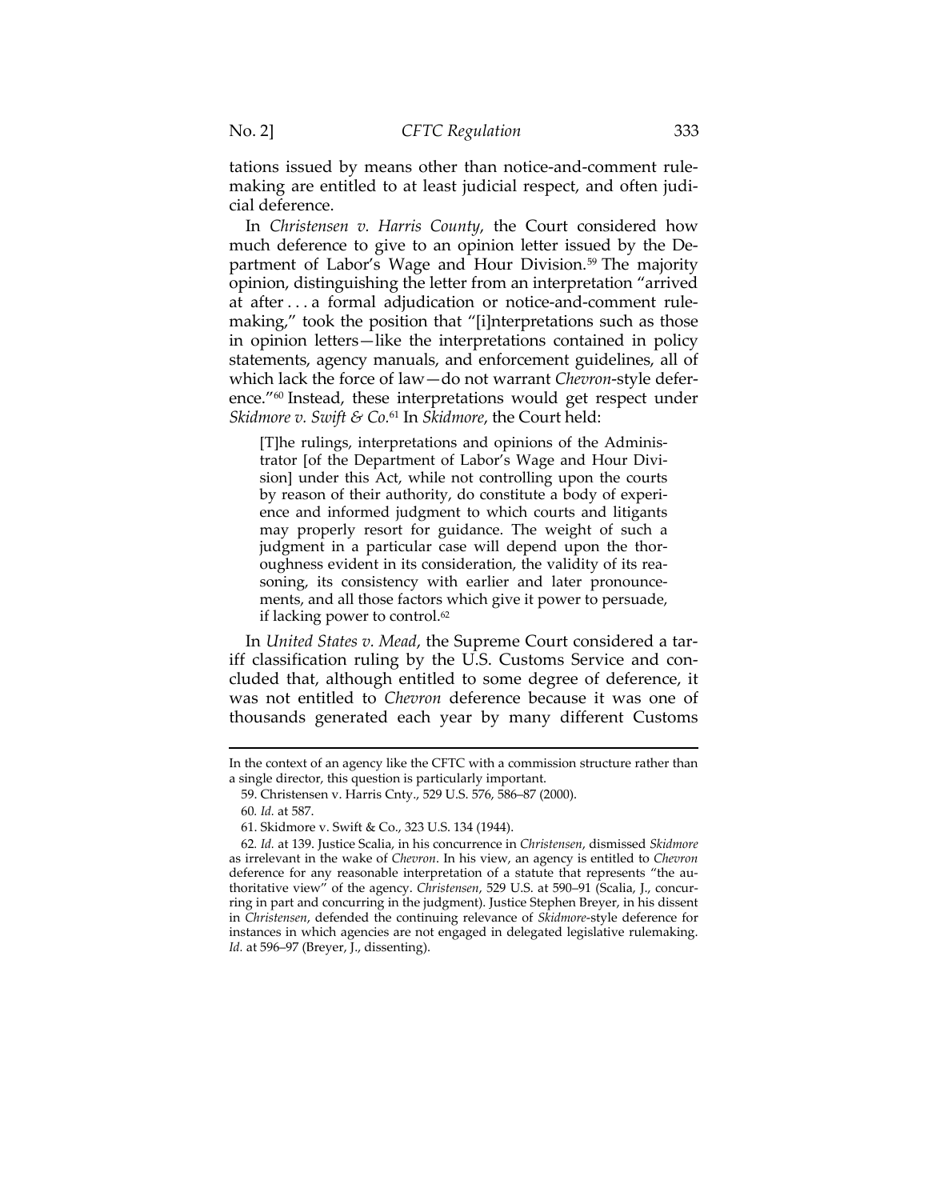tations issued by means other than notice-and-comment rulemaking are entitled to at least judicial respect, and often judicial deference.

In *Christensen v. Harris County*, the Court considered how much deference to give to an opinion letter issued by the Department of Labor's Wage and Hour Division.[59] The majority opinion, distinguishing the letter from an interpretation "arrived at after . . . a formal adjudication or notice-and-comment rulemaking," took the position that "[i]nterpretations such as those in opinion letters—like the interpretations contained in policy statements, agency manuals, and enforcement guidelines, all of which lack the force of law—do not warrant *Chevron*-style deference."[60] Instead, these interpretations would get respect under *Skidmore v. Swift & Co.*[61] In *Skidmore*, the Court held:

> [T]he rulings, interpretations and opinions of the Administrator [of the Department of Labor's Wage and Hour Division] under this Act, while not controlling upon the courts by reason of their authority, do constitute a body of experience and informed judgment to which courts and litigants may properly resort for guidance. The weight of such a judgment in a particular case will depend upon the thoroughness evident in its consideration, the validity of its reasoning, its consistency with earlier and later pronouncements, and all those factors which give it power to persuade, if lacking power to control.[62]

In *United States v. Mead*, the Supreme Court considered a tariff classification ruling by the U.S. Customs Service and concluded that, although entitled to some degree of deference, it was not entitled to *Chevron* deference because it was one of thousands generated each year by many different Customs

---

In the context of an agency like the CFTC with a commission structure rather than a single director, this question is particularly important.

59. Christensen v. Harris Cnty., 529 U.S. 576, 586–87 (2000).

60. *Id.* at 587.

61. Skidmore v. Swift & Co., 323 U.S. 134 (1944).

62. *Id.* at 139. Justice Scalia, in his concurrence in *Christensen*, dismissed *Skidmore* as irrelevant in the wake of *Chevron*. In his view, an agency is entitled to *Chevron* deference for any reasonable interpretation of a statute that represents "the authoritative view" of the agency. *Christensen*, 529 U.S. at 590–91 (Scalia, J., concurring in part and concurring in the judgment). Justice Stephen Breyer, in his dissent in *Christensen*, defended the continuing relevance of *Skidmore*-style deference for instances in which agencies are not engaged in delegated legislative rulemaking. *Id.* at 596–97 (Breyer, J., dissenting).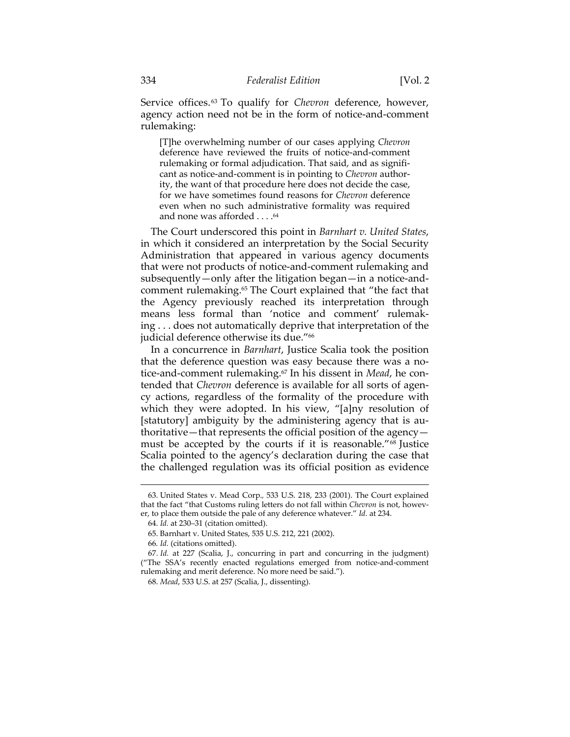Service offices.[63] To qualify for *Chevron* deference, however, agency action need not be in the form of notice-and-comment rulemaking:

> [T]he overwhelming number of our cases applying *Chevron* deference have reviewed the fruits of notice-and-comment rulemaking or formal adjudication. That said, and as significant as notice-and-comment is in pointing to *Chevron* authority, the want of that procedure here does not decide the case, for we have sometimes found reasons for *Chevron* deference even when no such administrative formality was required and none was afforded . . . .[64]

The Court underscored this point in *Barnhart v. United States*, in which it considered an interpretation by the Social Security Administration that appeared in various agency documents that were not products of notice-and-comment rulemaking and subsequently—only after the litigation began—in a notice-and-comment rulemaking.[65] The Court explained that "the fact that the Agency previously reached its interpretation through means less formal than 'notice and comment' rulemaking . . . does not automatically deprive that interpretation of the judicial deference otherwise its due."[66]

In a concurrence in *Barnhart*, Justice Scalia took the position that the deference question was easy because there was a notice-and-comment rulemaking.[67] In his dissent in *Mead*, he contended that *Chevron* deference is available for all sorts of agency actions, regardless of the formality of the procedure with which they were adopted. In his view, "[a]ny resolution of [statutory] ambiguity by the administering agency that is authoritative—that represents the official position of the agency—must be accepted by the courts if it is reasonable."[68] Justice Scalia pointed to the agency's declaration during the case that the challenged regulation was its official position as evidence

---

63. United States v. Mead Corp., 533 U.S. 218, 233 (2001). The Court explained that the fact "that Customs ruling letters do not fall within *Chevron* is not, however, to place them outside the pale of any deference whatever." *Id.* at 234.

64. *Id.* at 230–31 (citation omitted).

65. Barnhart v. United States, 535 U.S. 212, 221 (2002).

66. *Id.* (citations omitted).

67. *Id.* at 227 (Scalia, J., concurring in part and concurring in the judgment) ("The SSA's recently enacted regulations emerged from notice-and-comment rulemaking and merit deference. No more need be said.").

68. *Mead*, 533 U.S. at 257 (Scalia, J., dissenting).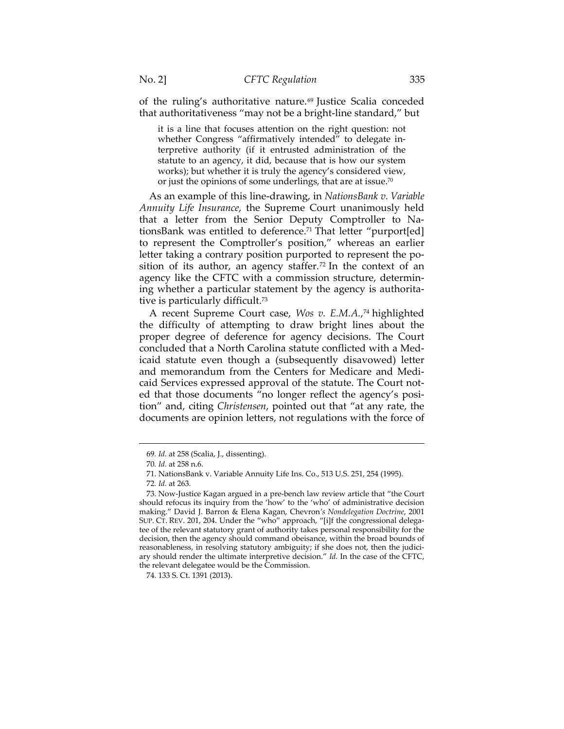of the ruling's authoritative nature.[69] Justice Scalia conceded that authoritativeness "may not be a bright-line standard," but

> it is a line that focuses attention on the right question: not whether Congress "affirmatively intended" to delegate interpretive authority (if it entrusted administration of the statute to an agency, it did, because that is how our system works); but whether it is truly the agency's considered view, or just the opinions of some underlings, that are at issue.[70]

As an example of this line-drawing, in *NationsBank v. Variable Annuity Life Insurance*, the Supreme Court unanimously held that a letter from the Senior Deputy Comptroller to NationsBank was entitled to deference.[71] That letter "purport[ed] to represent the Comptroller's position," whereas an earlier letter taking a contrary position purported to represent the position of its author, an agency staffer.[72] In the context of an agency like the CFTC with a commission structure, determining whether a particular statement by the agency is authoritative is particularly difficult.[73]

A recent Supreme Court case, *Wos v. E.M.A.*,[74] highlighted the difficulty of attempting to draw bright lines about the proper degree of deference for agency decisions. The Court concluded that a North Carolina statute conflicted with a Medicaid statute even though a (subsequently disavowed) letter and memorandum from the Centers for Medicare and Medicaid Services expressed approval of the statute. The Court noted that those documents "no longer reflect the agency's position" and, citing *Christensen*, pointed out that "at any rate, the documents are opinion letters, not regulations with the force of

---

69. *Id.* at 258 (Scalia, J., dissenting).

70. *Id.* at 258 n.6.

71. NationsBank v. Variable Annuity Life Ins. Co., 513 U.S. 251, 254 (1995).

72. *Id.* at 263.

73. Now-Justice Kagan argued in a pre-bench law review article that "the Court should refocus its inquiry from the 'how' to the 'who' of administrative decision making." David J. Barron & Elena Kagan, Chevron*'s Nondelegation Doctrine*, 2001 SUP. CT. REV. 201, 204. Under the "who" approach, "[i]f the congressional delegatee of the relevant statutory grant of authority takes personal responsibility for the decision, then the agency should command obeisance, within the broad bounds of reasonableness, in resolving statutory ambiguity; if she does not, then the judiciary should render the ultimate interpretive decision." *Id.* In the case of the CFTC, the relevant delegatee would be the Commission.

74. 133 S. Ct. 1391 (2013).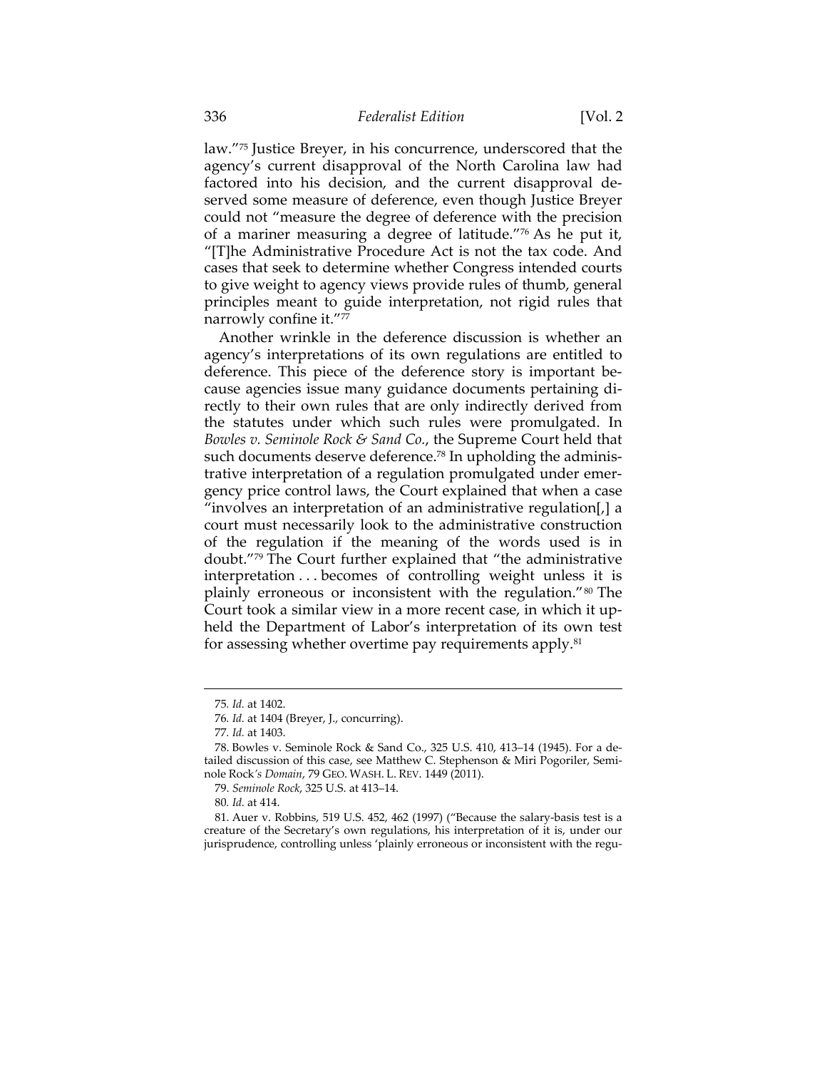law."[75] Justice Breyer, in his concurrence, underscored that the agency's current disapproval of the North Carolina law had factored into his decision, and the current disapproval deserved some measure of deference, even though Justice Breyer could not "measure the degree of deference with the precision of a mariner measuring a degree of latitude."[76] As he put it, "[T]he Administrative Procedure Act is not the tax code. And cases that seek to determine whether Congress intended courts to give weight to agency views provide rules of thumb, general principles meant to guide interpretation, not rigid rules that narrowly confine it."[77]

Another wrinkle in the deference discussion is whether an agency's interpretations of its own regulations are entitled to deference. This piece of the deference story is important because agencies issue many guidance documents pertaining directly to their own rules that are only indirectly derived from the statutes under which such rules were promulgated. In *Bowles v. Seminole Rock & Sand Co.*, the Supreme Court held that such documents deserve deference.[78] In upholding the administrative interpretation of a regulation promulgated under emergency price control laws, the Court explained that when a case "involves an interpretation of an administrative regulation[,] a court must necessarily look to the administrative construction of the regulation if the meaning of the words used is in doubt."[79] The Court further explained that "the administrative interpretation . . . becomes of controlling weight unless it is plainly erroneous or inconsistent with the regulation."[80] The Court took a similar view in a more recent case, in which it upheld the Department of Labor's interpretation of its own test for assessing whether overtime pay requirements apply.[81]

---

75. *Id.* at 1402.

76. *Id.* at 1404 (Breyer, J., concurring).

77. *Id.* at 1403.

78. Bowles v. Seminole Rock & Sand Co., 325 U.S. 410, 413–14 (1945). For a detailed discussion of this case, see Matthew C. Stephenson & Miri Pogoriler, *Seminole Rock's Domain*, 79 GEO. WASH. L. REV. 1449 (2011).

79. *Seminole Rock*, 325 U.S. at 413–14.

80. *Id.* at 414.

81. Auer v. Robbins, 519 U.S. 452, 462 (1997) ("Because the salary-basis test is a creature of the Secretary's own regulations, his interpretation of it is, under our jurisprudence, controlling unless 'plainly erroneous or inconsistent with the regu-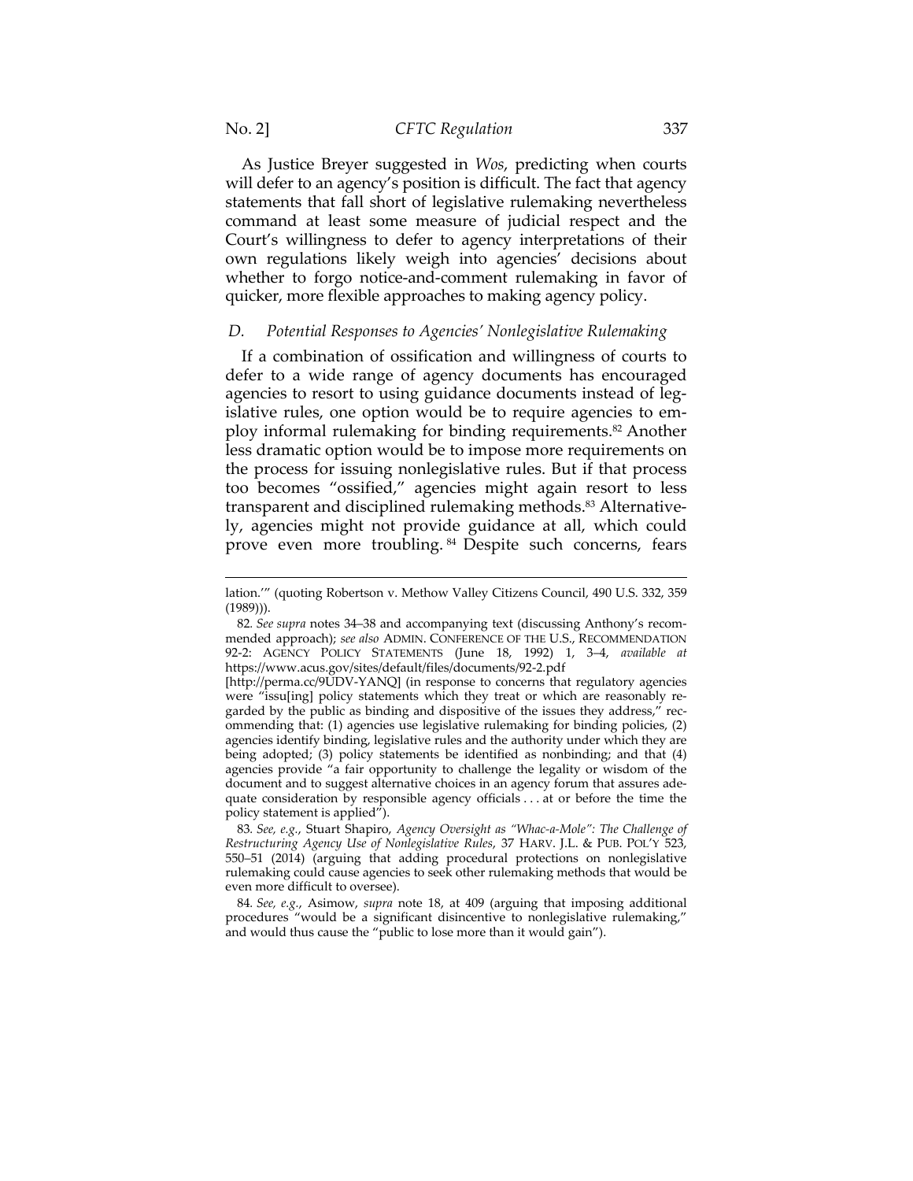As Justice Breyer suggested in *Wos*, predicting when courts will defer to an agency's position is difficult. The fact that agency statements that fall short of legislative rulemaking nevertheless command at least some measure of judicial respect and the Court's willingness to defer to agency interpretations of their own regulations likely weigh into agencies' decisions about whether to forgo notice-and-comment rulemaking in favor of quicker, more flexible approaches to making agency policy.

### *D. Potential Responses to Agencies' Nonlegislative Rulemaking*

If a combination of ossification and willingness of courts to defer to a wide range of agency documents has encouraged agencies to resort to using guidance documents instead of legislative rules, one option would be to require agencies to employ informal rulemaking for binding requirements.[82] Another less dramatic option would be to impose more requirements on the process for issuing nonlegislative rules. But if that process too becomes "ossified," agencies might again resort to less transparent and disciplined rulemaking methods.[83] Alternatively, agencies might not provide guidance at all, which could prove even more troubling.[84] Despite such concerns, fears

---

lation.'" (quoting Robertson v. Methow Valley Citizens Council, 490 U.S. 332, 359 (1989))).

82. *See supra* notes 34–38 and accompanying text (discussing Anthony's recommended approach); *see also* ADMIN. CONFERENCE OF THE U.S., RECOMMENDATION 92-2: AGENCY POLICY STATEMENTS (June 18, 1992) 1, 3–4, *available at* https://www.acus.gov/sites/default/files/documents/92-2.pdf [http://perma.cc/9UDV-YANQ] (in response to concerns that regulatory agencies were "issu[ing] policy statements which they treat or which are reasonably regarded by the public as binding and dispositive of the issues they address," recommending that: (1) agencies use legislative rulemaking for binding policies, (2) agencies identify binding, legislative rules and the authority under which they are being adopted; (3) policy statements be identified as nonbinding; and that (4) agencies provide "a fair opportunity to challenge the legality or wisdom of the document and to suggest alternative choices in an agency forum that assures adequate consideration by responsible agency officials . . . at or before the time the policy statement is applied").

83. *See, e.g.*, Stuart Shapiro, *Agency Oversight as "Whac-a-Mole": The Challenge of Restructuring Agency Use of Nonlegislative Rules*, 37 HARV. J.L. & PUB. POL'Y 523, 550–51 (2014) (arguing that adding procedural protections on nonlegislative rulemaking could cause agencies to seek other rulemaking methods that would be even more difficult to oversee).

84. *See, e.g.*, Asimow, *supra* note 18, at 409 (arguing that imposing additional procedures "would be a significant disincentive to nonlegislative rulemaking," and would thus cause the "public to lose more than it would gain").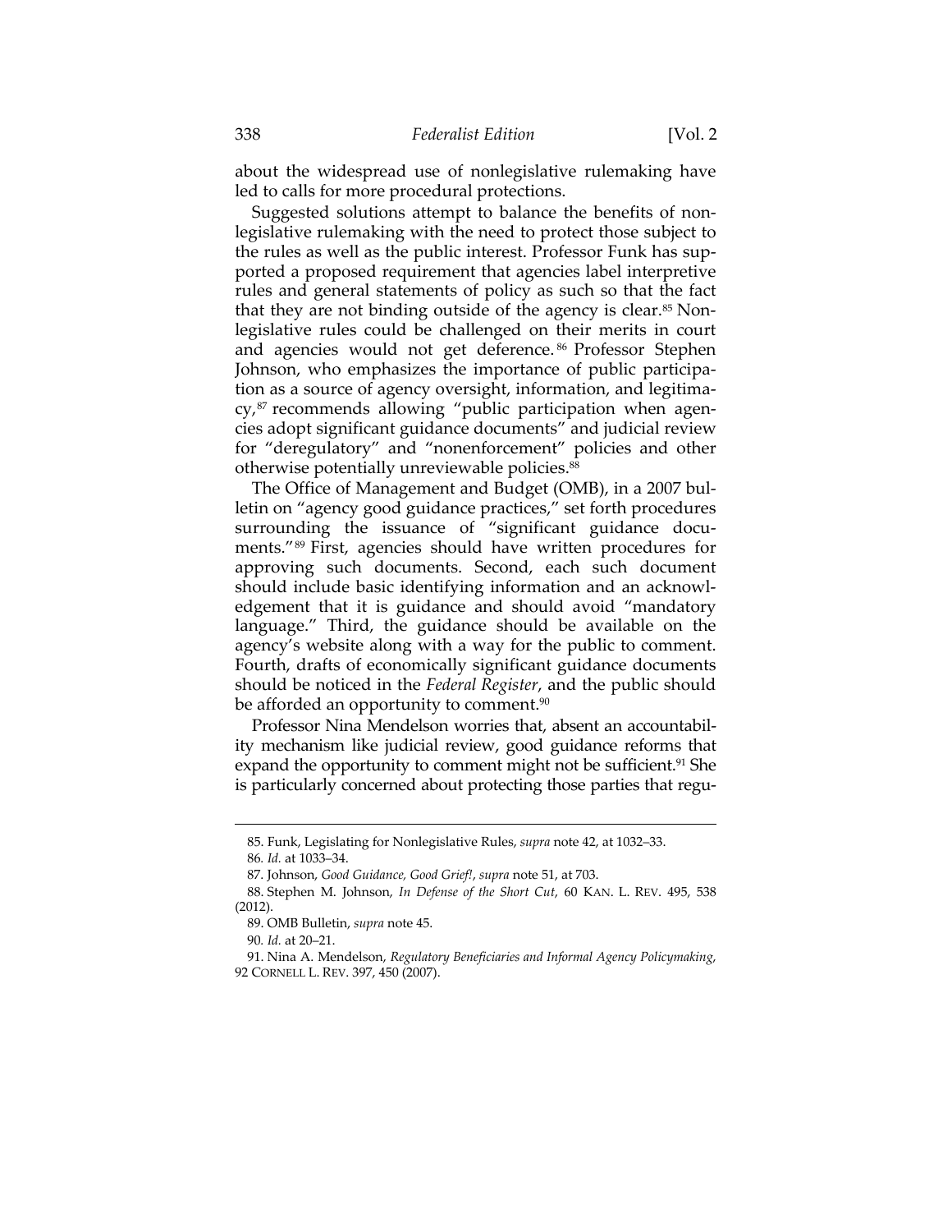about the widespread use of nonlegislative rulemaking have led to calls for more procedural protections.

Suggested solutions attempt to balance the benefits of nonlegislative rulemaking with the need to protect those subject to the rules as well as the public interest. Professor Funk has supported a proposed requirement that agencies label interpretive rules and general statements of policy as such so that the fact that they are not binding outside of the agency is clear.[85] Nonlegislative rules could be challenged on their merits in court and agencies would not get deference.[86] Professor Stephen Johnson, who emphasizes the importance of public participation as a source of agency oversight, information, and legitimacy,[87] recommends allowing "public participation when agencies adopt significant guidance documents" and judicial review for "deregulatory" and "nonenforcement" policies and other otherwise potentially unreviewable policies.[88]

The Office of Management and Budget (OMB), in a 2007 bulletin on "agency good guidance practices," set forth procedures surrounding the issuance of "significant guidance documents."[89] First, agencies should have written procedures for approving such documents. Second, each such document should include basic identifying information and an acknowledgement that it is guidance and should avoid "mandatory language." Third, the guidance should be available on the agency's website along with a way for the public to comment. Fourth, drafts of economically significant guidance documents should be noticed in the *Federal Register*, and the public should be afforded an opportunity to comment.[90]

Professor Nina Mendelson worries that, absent an accountability mechanism like judicial review, good guidance reforms that expand the opportunity to comment might not be sufficient.[91] She is particularly concerned about protecting those parties that regu-

---

85. Funk, Legislating for Nonlegislative Rules, *supra* note 42, at 1032–33.

86. *Id.* at 1033–34.

87. Johnson, *Good Guidance, Good Grief!*, *supra* note 51, at 703.

88. Stephen M. Johnson, *In Defense of the Short Cut*, 60 KAN. L. REV. 495, 538 (2012).

89. OMB Bulletin, *supra* note 45.

90. *Id.* at 20–21.

91. Nina A. Mendelson, *Regulatory Beneficiaries and Informal Agency Policymaking*, 92 CORNELL L. REV. 397, 450 (2007).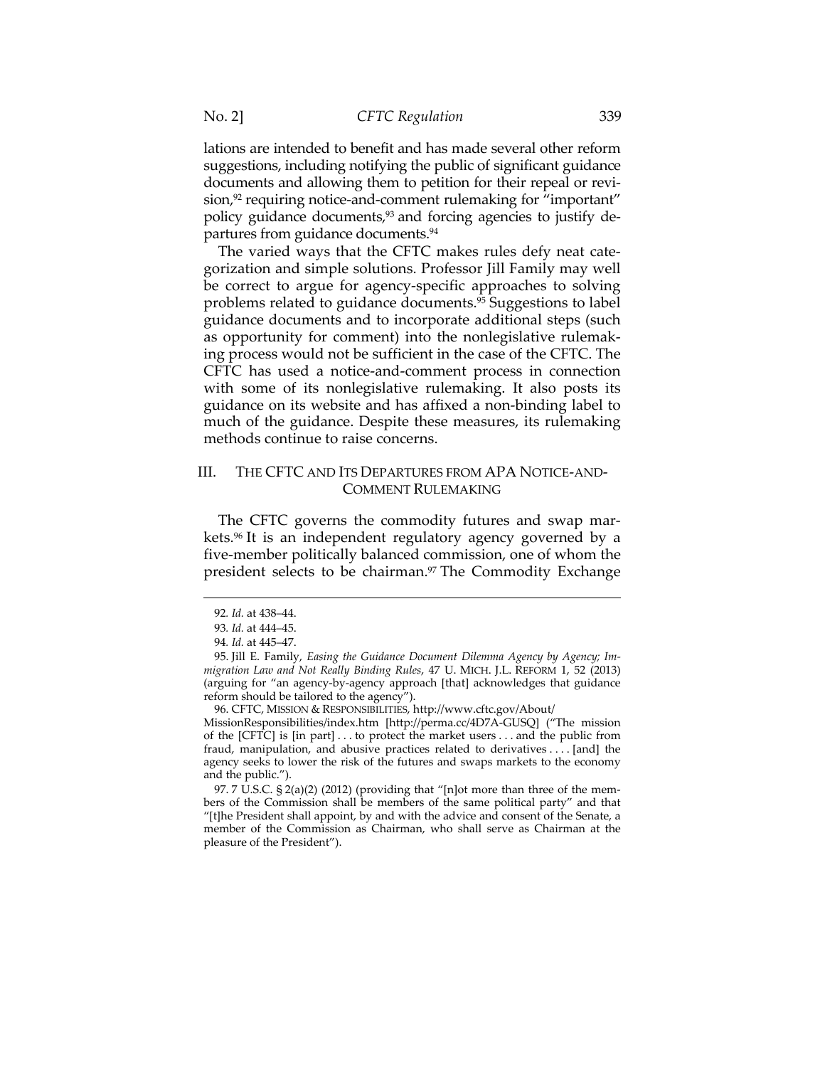lations are intended to benefit and has made several other reform suggestions, including notifying the public of significant guidance documents and allowing them to petition for their repeal or revision,[92] requiring notice-and-comment rulemaking for "important" policy guidance documents,[93] and forcing agencies to justify departures from guidance documents.[94]

The varied ways that the CFTC makes rules defy neat categorization and simple solutions. Professor Jill Family may well be correct to argue for agency-specific approaches to solving problems related to guidance documents.[95] Suggestions to label guidance documents and to incorporate additional steps (such as opportunity for comment) into the nonlegislative rulemaking process would not be sufficient in the case of the CFTC. The CFTC has used a notice-and-comment process in connection with some of its nonlegislative rulemaking. It also posts its guidance on its website and has affixed a non-binding label to much of the guidance. Despite these measures, its rulemaking methods continue to raise concerns.

## III. THE CFTC AND ITS DEPARTURES FROM APA NOTICE-AND-COMMENT RULEMAKING

The CFTC governs the commodity futures and swap markets.[96] It is an independent regulatory agency governed by a five-member politically balanced commission, one of whom the president selects to be chairman.[97] The Commodity Exchange

---

92. *Id.* at 438–44.

93. *Id.* at 444–45.

94. *Id.* at 445–47.

95. Jill E. Family, *Easing the Guidance Document Dilemma Agency by Agency; Immigration Law and Not Really Binding Rules*, 47 U. MICH. J.L. REFORM 1, 52 (2013) (arguing for "an agency-by-agency approach [that] acknowledges that guidance reform should be tailored to the agency").

96. CFTC, MISSION & RESPONSIBILITIES, http://www.cftc.gov/About/MissionResponsibilities/index.htm [http://perma.cc/4D7A-GUSQ] ("The mission of the [CFTC] is [in part] . . . to protect the market users . . . and the public from fraud, manipulation, and abusive practices related to derivatives . . . . [and] the agency seeks to lower the risk of the futures and swaps markets to the economy and the public.").

97. 7 U.S.C. § 2(a)(2) (2012) (providing that "[n]ot more than three of the members of the Commission shall be members of the same political party" and that "[t]he President shall appoint, by and with the advice and consent of the Senate, a member of the Commission as Chairman, who shall serve as Chairman at the pleasure of the President").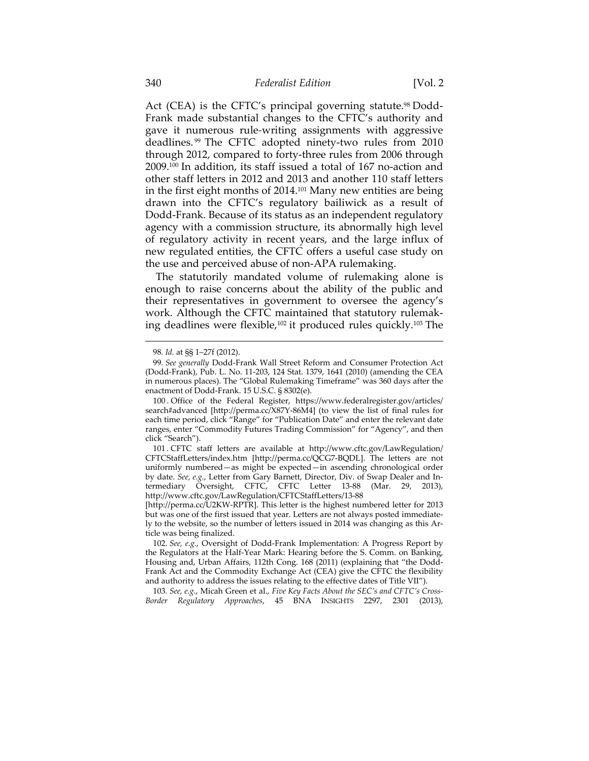Act (CEA) is the CFTC's principal governing statute.[98] Dodd-Frank made substantial changes to the CFTC's authority and gave it numerous rule-writing assignments with aggressive deadlines.[99] The CFTC adopted ninety-two rules from 2010 through 2012, compared to forty-three rules from 2006 through 2009.[100] In addition, its staff issued a total of 167 no-action and other staff letters in 2012 and 2013 and another 110 staff letters in the first eight months of 2014.[101] Many new entities are being drawn into the CFTC's regulatory bailiwick as a result of Dodd-Frank. Because of its status as an independent regulatory agency with a commission structure, its abnormally high level of regulatory activity in recent years, and the large influx of new regulated entities, the CFTC offers a useful case study on the use and perceived abuse of non-APA rulemaking.

The statutorily mandated volume of rulemaking alone is enough to raise concerns about the ability of the public and their representatives in government to oversee the agency's work. Although the CFTC maintained that statutory rulemaking deadlines were flexible,[102] it produced rules quickly.[103] The

---

98. *Id.* at §§ 1–27f (2012).

99. *See generally* Dodd-Frank Wall Street Reform and Consumer Protection Act (Dodd-Frank), Pub. L. No. 11-203, 124 Stat. 1379, 1641 (2010) (amending the CEA in numerous places). The "Global Rulemaking Timeframe" was 360 days after the enactment of Dodd-Frank. 15 U.S.C. § 8302(e).

100. Office of the Federal Register, https://www.federalregister.gov/articles/search#advanced [http://perma.cc/X87Y-86M4] (to view the list of final rules for each time period, click "Range" for "Publication Date" and enter the relevant date ranges, enter "Commodity Futures Trading Commission" for "Agency", and then click "Search").

101. CFTC staff letters are available at http://www.cftc.gov/LawRegulation/CFTCStaffLetters/index.htm [http://perma.cc/QCG7-BQDL]. The letters are not uniformly numbered—as might be expected—in ascending chronological order by date. *See, e.g.*, Letter from Gary Barnett, Director, Div. of Swap Dealer and Intermediary Oversight, CFTC, CFTC Letter 13-88 (Mar. 29, 2013), http://www.cftc.gov/LawRegulation/CFTCStaffLetters/13-88 [http://perma.cc/U2KW-RPTR]. This letter is the highest numbered letter for 2013 but was one of the first issued that year. Letters are not always posted immediately to the website, so the number of letters issued in 2014 was changing as this Article was being finalized.

102. *See, e.g.*, Oversight of Dodd-Frank Implementation: A Progress Report by the Regulators at the Half-Year Mark: Hearing before the S. Comm. on Banking, Housing and, Urban Affairs, 112th Cong. 168 (2011) (explaining that "the Dodd-Frank Act and the Commodity Exchange Act (CEA) give the CFTC the flexibility and authority to address the issues relating to the effective dates of Title VII").

103. *See, e.g.*, Micah Green et al., *Five Key Facts About the SEC's and CFTC's Cross-Border Regulatory Approaches*, 45 BNA INSIGHTS 2297, 2301 (2013),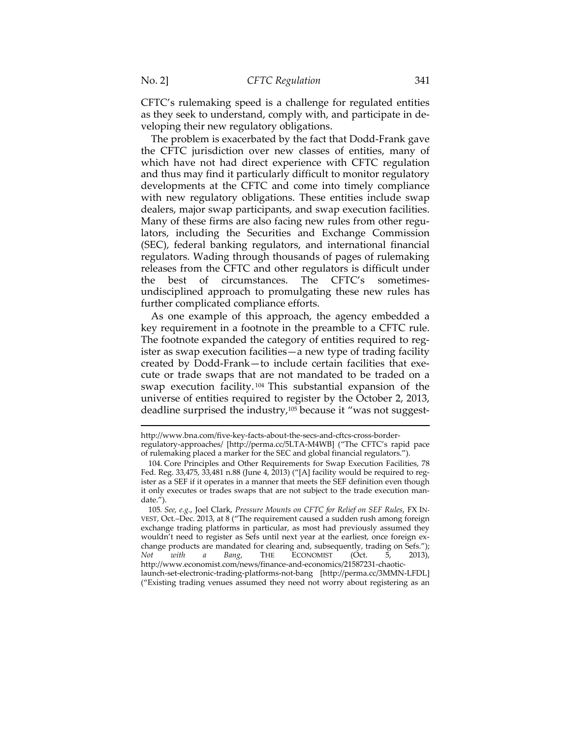CFTC's rulemaking speed is a challenge for regulated entities as they seek to understand, comply with, and participate in developing their new regulatory obligations.

The problem is exacerbated by the fact that Dodd-Frank gave the CFTC jurisdiction over new classes of entities, many of which have not had direct experience with CFTC regulation and thus may find it particularly difficult to monitor regulatory developments at the CFTC and come into timely compliance with new regulatory obligations. These entities include swap dealers, major swap participants, and swap execution facilities. Many of these firms are also facing new rules from other regulators, including the Securities and Exchange Commission (SEC), federal banking regulators, and international financial regulators. Wading through thousands of pages of rulemaking releases from the CFTC and other regulators is difficult under the best of circumstances. The CFTC's sometimes-undisciplined approach to promulgating these new rules has further complicated compliance efforts.

As one example of this approach, the agency embedded a key requirement in a footnote in the preamble to a CFTC rule. The footnote expanded the category of entities required to register as swap execution facilities—a new type of trading facility created by Dodd-Frank—to include certain facilities that execute or trade swaps that are not mandated to be traded on a swap execution facility.[104] This substantial expansion of the universe of entities required to register by the October 2, 2013, deadline surprised the industry,[105] because it "was not suggest-

---

http://www.bna.com/five-key-facts-about-the-secs-and-cftcs-cross-border-regulatory-approaches/ [http://perma.cc/5LTA-M4WB] ("The CFTC's rapid pace of rulemaking placed a marker for the SEC and global financial regulators.").

104. Core Principles and Other Requirements for Swap Execution Facilities, 78 Fed. Reg. 33,475, 33,481 n.88 (June 4, 2013) ("[A] facility would be required to register as a SEF if it operates in a manner that meets the SEF definition even though it only executes or trades swaps that are not subject to the trade execution mandate.").

105. *See, e.g.*, Joel Clark, *Pressure Mounts on CFTC for Relief on SEF Rules*, FX INVEST, Oct.–Dec. 2013, at 8 ("The requirement caused a sudden rush among foreign exchange trading platforms in particular, as most had previously assumed they wouldn't need to register as Sefs until next year at the earliest, once foreign exchange products are mandated for clearing and, subsequently, trading on Sefs."); *Not with a Bang*, THE ECONOMIST (Oct. 5, 2013), http://www.economist.com/news/finance-and-economics/21587231-chaotic-launch-set-electronic-trading-platforms-not-bang [http://perma.cc/3MMN-LFDL] ("Existing trading venues assumed they need not worry about registering as an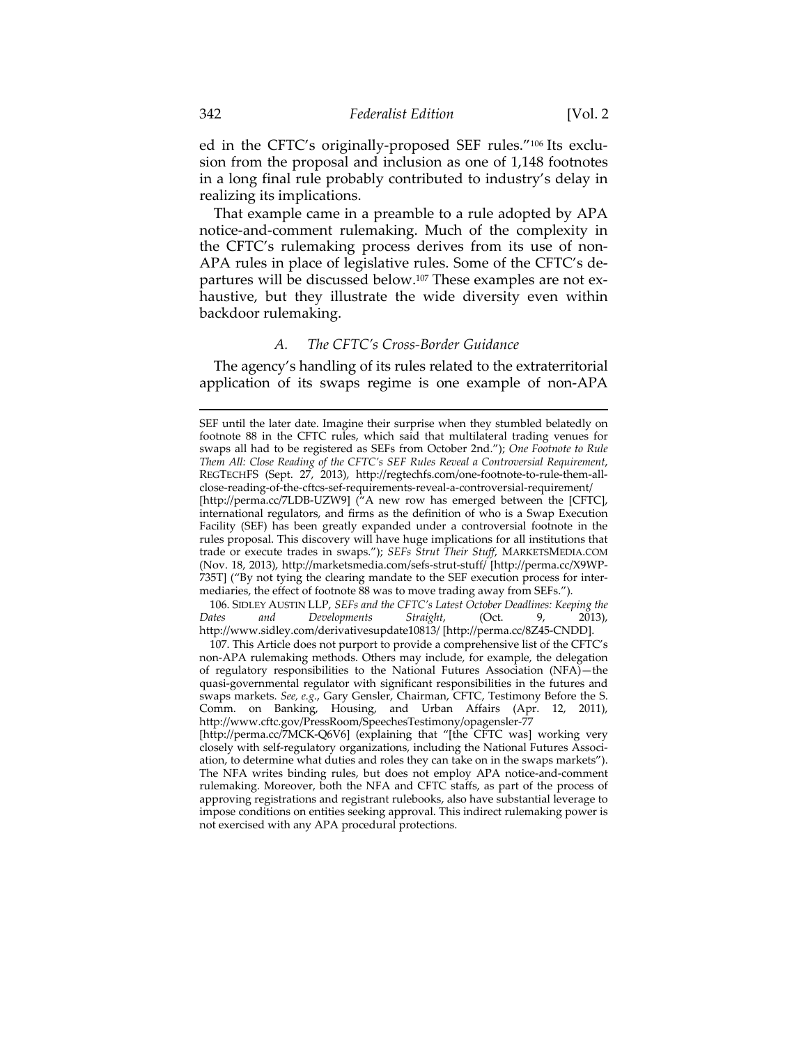ed in the CFTC's originally-proposed SEF rules."[106] Its exclusion from the proposal and inclusion as one of 1,148 footnotes in a long final rule probably contributed to industry's delay in realizing its implications.

That example came in a preamble to a rule adopted by APA notice-and-comment rulemaking. Much of the complexity in the CFTC's rulemaking process derives from its use of non-APA rules in place of legislative rules. Some of the CFTC's departures will be discussed below.[107] These examples are not exhaustive, but they illustrate the wide diversity even within backdoor rulemaking.

### *A. The CFTC's Cross-Border Guidance*

The agency's handling of its rules related to the extraterritorial application of its swaps regime is one example of non-APA

---

SEF until the later date. Imagine their surprise when they stumbled belatedly on footnote 88 in the CFTC rules, which said that multilateral trading venues for swaps all had to be registered as SEFs from October 2nd."); *One Footnote to Rule Them All: Close Reading of the CFTC's SEF Rules Reveal a Controversial Requirement*, REGTECHFS (Sept. 27, 2013), http://regtechfs.com/one-footnote-to-rule-them-all-close-reading-of-the-cftcs-sef-requirements-reveal-a-controversial-requirement/ [http://perma.cc/7LDB-UZW9] ("A new row has emerged between the [CFTC], international regulators, and firms as the definition of who is a Swap Execution Facility (SEF) has been greatly expanded under a controversial footnote in the rules proposal. This discovery will have huge implications for all institutions that trade or execute trades in swaps."); *SEFs Strut Their Stuff*, MARKETSMEDIA.COM (Nov. 18, 2013), http://marketsmedia.com/sefs-strut-stuff/ [http://perma.cc/X9WP-735T] ("By not tying the clearing mandate to the SEF execution process for intermediaries, the effect of footnote 88 was to move trading away from SEFs.").

106. SIDLEY AUSTIN LLP, *SEFs and the CFTC's Latest October Deadlines: Keeping the Dates and Developments Straight*, (Oct. 9, 2013), http://www.sidley.com/derivativesupdate10813/ [http://perma.cc/8Z45-CNDD].

107. This Article does not purport to provide a comprehensive list of the CFTC's non-APA rulemaking methods. Others may include, for example, the delegation of regulatory responsibilities to the National Futures Association (NFA)—the quasi-governmental regulator with significant responsibilities in the futures and swaps markets. *See, e.g.*, Gary Gensler, Chairman, CFTC, Testimony Before the S. Comm. on Banking, Housing, and Urban Affairs (Apr. 12, 2011), http://www.cftc.gov/PressRoom/SpeechesTestimony/opagensler-77 [http://perma.cc/7MCK-Q6V6] (explaining that "[the CFTC was] working very closely with self-regulatory organizations, including the National Futures Association, to determine what duties and roles they can take on in the swaps markets"). The NFA writes binding rules, but does not employ APA notice-and-comment rulemaking. Moreover, both the NFA and CFTC staffs, as part of the process of approving registrations and registrant rulebooks, also have substantial leverage to impose conditions on entities seeking approval. This indirect rulemaking power is not exercised with any APA procedural protections.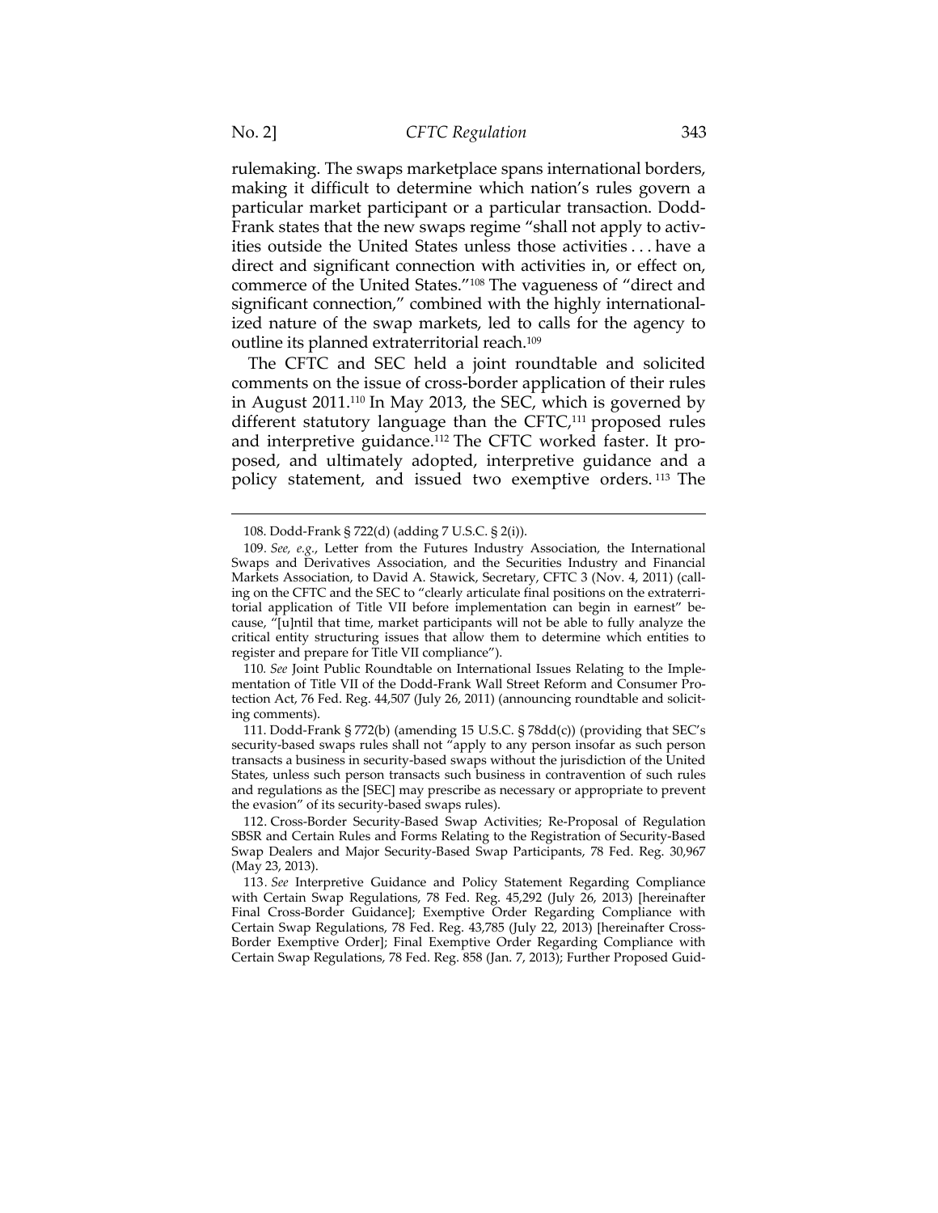rulemaking. The swaps marketplace spans international borders, making it difficult to determine which nation's rules govern a particular market participant or a particular transaction. Dodd-Frank states that the new swaps regime "shall not apply to activities outside the United States unless those activities . . . have a direct and significant connection with activities in, or effect on, commerce of the United States."[108] The vagueness of "direct and significant connection," combined with the highly internationalized nature of the swap markets, led to calls for the agency to outline its planned extraterritorial reach.[109]

The CFTC and SEC held a joint roundtable and solicited comments on the issue of cross-border application of their rules in August 2011.[110] In May 2013, the SEC, which is governed by different statutory language than the CFTC,[111] proposed rules and interpretive guidance.[112] The CFTC worked faster. It proposed, and ultimately adopted, interpretive guidance and a policy statement, and issued two exemptive orders.[113] The

---

108. Dodd-Frank § 722(d) (adding 7 U.S.C. § 2(i)).

109. *See, e.g.*, Letter from the Futures Industry Association, the International Swaps and Derivatives Association, and the Securities Industry and Financial Markets Association, to David A. Stawick, Secretary, CFTC 3 (Nov. 4, 2011) (calling on the CFTC and the SEC to "clearly articulate final positions on the extraterritorial application of Title VII before implementation can begin in earnest" because, "[u]ntil that time, market participants will not be able to fully analyze the critical entity structuring issues that allow them to determine which entities to register and prepare for Title VII compliance").

110. *See* Joint Public Roundtable on International Issues Relating to the Implementation of Title VII of the Dodd-Frank Wall Street Reform and Consumer Protection Act, 76 Fed. Reg. 44,507 (July 26, 2011) (announcing roundtable and soliciting comments).

111. Dodd-Frank § 772(b) (amending 15 U.S.C. § 78dd(c)) (providing that SEC's security-based swaps rules shall not "apply to any person insofar as such person transacts a business in security-based swaps without the jurisdiction of the United States, unless such person transacts such business in contravention of such rules and regulations as the [SEC] may prescribe as necessary or appropriate to prevent the evasion" of its security-based swaps rules).

112. Cross-Border Security-Based Swap Activities; Re-Proposal of Regulation SBSR and Certain Rules and Forms Relating to the Registration of Security-Based Swap Dealers and Major Security-Based Swap Participants, 78 Fed. Reg. 30,967 (May 23, 2013).

113. *See* Interpretive Guidance and Policy Statement Regarding Compliance with Certain Swap Regulations, 78 Fed. Reg. 45,292 (July 26, 2013) [hereinafter Final Cross-Border Guidance]; Exemptive Order Regarding Compliance with Certain Swap Regulations, 78 Fed. Reg. 43,785 (July 22, 2013) [hereinafter Cross-Border Exemptive Order]; Final Exemptive Order Regarding Compliance with Certain Swap Regulations, 78 Fed. Reg. 858 (Jan. 7, 2013); Further Proposed Guid-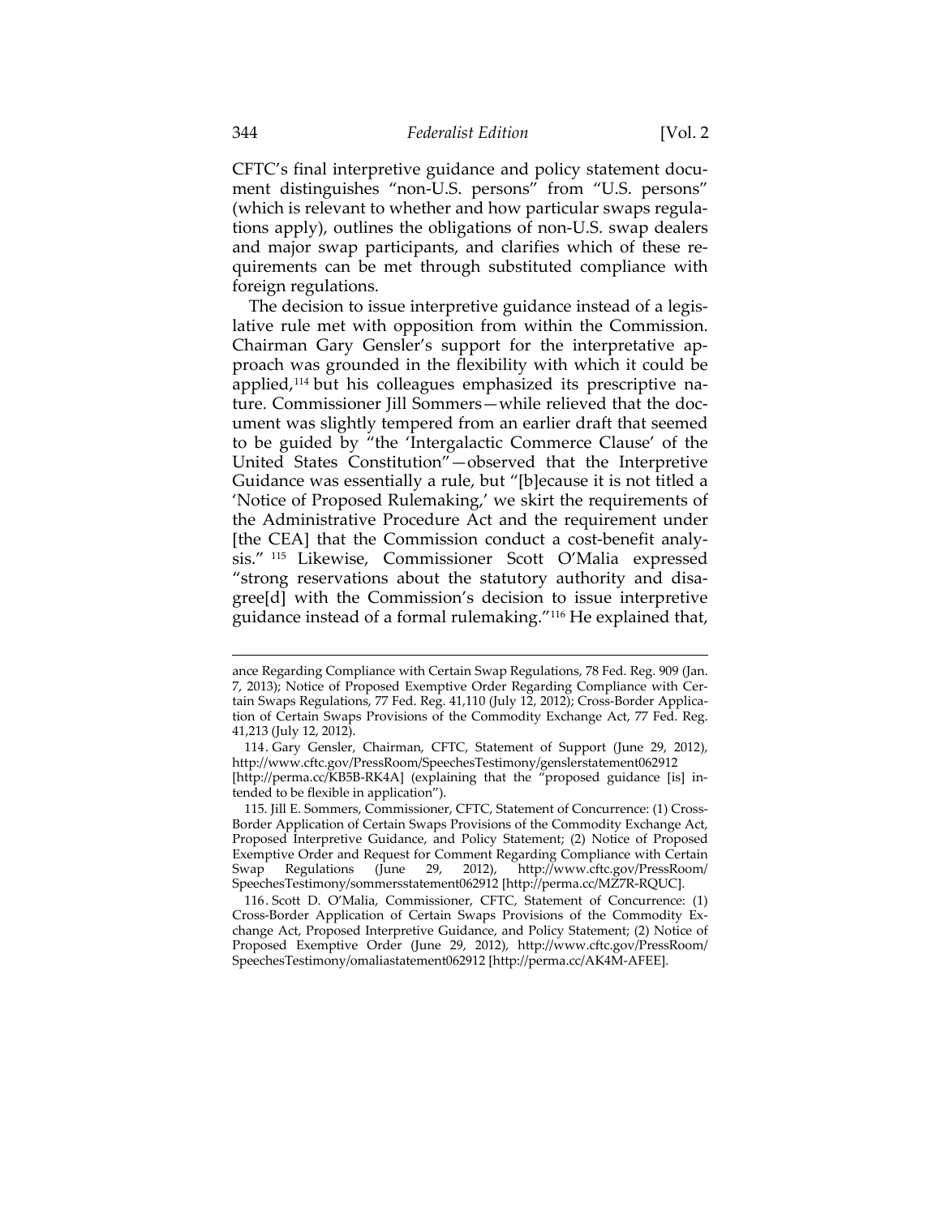CFTC's final interpretive guidance and policy statement document distinguishes "non-U.S. persons" from "U.S. persons" (which is relevant to whether and how particular swaps regulations apply), outlines the obligations of non-U.S. swap dealers and major swap participants, and clarifies which of these requirements can be met through substituted compliance with foreign regulations.

The decision to issue interpretive guidance instead of a legislative rule met with opposition from within the Commission. Chairman Gary Gensler's support for the interpretative approach was grounded in the flexibility with which it could be applied,[114] but his colleagues emphasized its prescriptive nature. Commissioner Jill Sommers—while relieved that the document was slightly tempered from an earlier draft that seemed to be guided by "the 'Intergalactic Commerce Clause' of the United States Constitution"—observed that the Interpretive Guidance was essentially a rule, but "[b]ecause it is not titled a 'Notice of Proposed Rulemaking,' we skirt the requirements of the Administrative Procedure Act and the requirement under [the CEA] that the Commission conduct a cost-benefit analysis."[115] Likewise, Commissioner Scott O'Malia expressed "strong reservations about the statutory authority and disagree[d] with the Commission's decision to issue interpretive guidance instead of a formal rulemaking."[116] He explained that,

---

ance Regarding Compliance with Certain Swap Regulations, 78 Fed. Reg. 909 (Jan. 7, 2013); Notice of Proposed Exemptive Order Regarding Compliance with Certain Swaps Regulations, 77 Fed. Reg. 41,110 (July 12, 2012); Cross-Border Application of Certain Swaps Provisions of the Commodity Exchange Act, 77 Fed. Reg. 41,213 (July 12, 2012).

114. Gary Gensler, Chairman, CFTC, Statement of Support (June 29, 2012), http://www.cftc.gov/PressRoom/SpeechesTestimony/genslerstatement062912 [http://perma.cc/KB5B-RK4A] (explaining that the "proposed guidance [is] intended to be flexible in application").

115. Jill E. Sommers, Commissioner, CFTC, Statement of Concurrence: (1) Cross-Border Application of Certain Swaps Provisions of the Commodity Exchange Act, Proposed Interpretive Guidance, and Policy Statement; (2) Notice of Proposed Exemptive Order and Request for Comment Regarding Compliance with Certain Swap Regulations (June 29, 2012), http://www.cftc.gov/PressRoom/SpeechesTestimony/sommersstatement062912 [http://perma.cc/MZ7R-RQUC].

116. Scott D. O'Malia, Commissioner, CFTC, Statement of Concurrence: (1) Cross-Border Application of Certain Swaps Provisions of the Commodity Exchange Act, Proposed Interpretive Guidance, and Policy Statement; (2) Notice of Proposed Exemptive Order (June 29, 2012), http://www.cftc.gov/PressRoom/SpeechesTestimony/omaliastatement062912 [http://perma.cc/AK4M-AFEE].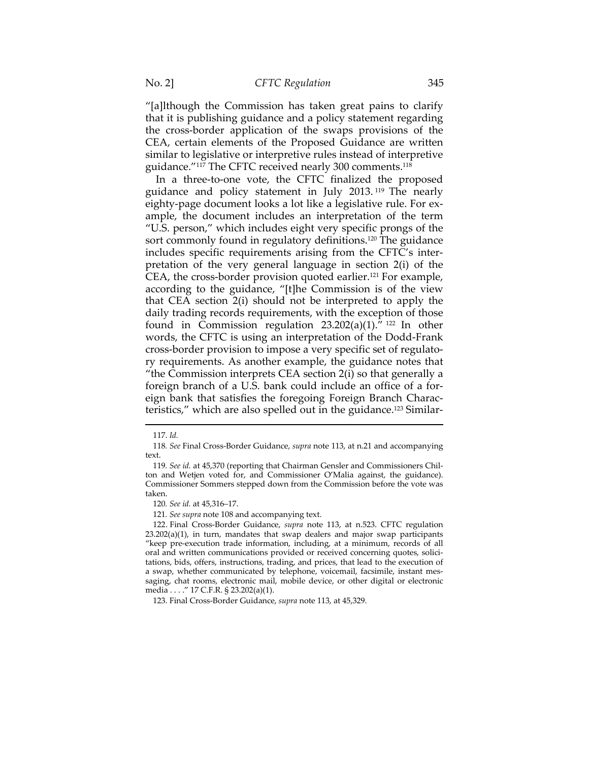"[a]lthough the Commission has taken great pains to clarify that it is publishing guidance and a policy statement regarding the cross-border application of the swaps provisions of the CEA, certain elements of the Proposed Guidance are written similar to legislative or interpretive rules instead of interpretive guidance."[117] The CFTC received nearly 300 comments.[118]

In a three-to-one vote, the CFTC finalized the proposed guidance and policy statement in July 2013.[119] The nearly eighty-page document looks a lot like a legislative rule. For example, the document includes an interpretation of the term "U.S. person," which includes eight very specific prongs of the sort commonly found in regulatory definitions.[120] The guidance includes specific requirements arising from the CFTC's interpretation of the very general language in section 2(i) of the CEA, the cross-border provision quoted earlier.[121] For example, according to the guidance, "[t]he Commission is of the view that CEA section 2(i) should not be interpreted to apply the daily trading records requirements, with the exception of those found in Commission regulation 23.202(a)(1)."[122] In other words, the CFTC is using an interpretation of the Dodd-Frank cross-border provision to impose a very specific set of regulatory requirements. As another example, the guidance notes that "the Commission interprets CEA section 2(i) so that generally a foreign branch of a U.S. bank could include an office of a foreign bank that satisfies the foregoing Foreign Branch Characteristics," which are also spelled out in the guidance.[123] Similar-

---

117. *Id.*

118. *See* Final Cross-Border Guidance, *supra* note 113, at n.21 and accompanying text.

119. *See id.* at 45,370 (reporting that Chairman Gensler and Commissioners Chilton and Wetjen voted for, and Commissioner O'Malia against, the guidance). Commissioner Sommers stepped down from the Commission before the vote was taken.

120. *See id.* at 45,316–17.

121. *See supra* note 108 and accompanying text.

122. Final Cross-Border Guidance, *supra* note 113, at n.523. CFTC regulation 23.202(a)(1), in turn, mandates that swap dealers and major swap participants "keep pre-execution trade information, including, at a minimum, records of all oral and written communications provided or received concerning quotes, solicitations, bids, offers, instructions, trading, and prices, that lead to the execution of a swap, whether communicated by telephone, voicemail, facsimile, instant messaging, chat rooms, electronic mail, mobile device, or other digital or electronic media . . . ." 17 C.F.R. § 23.202(a)(1).

123. Final Cross-Border Guidance, *supra* note 113, at 45,329.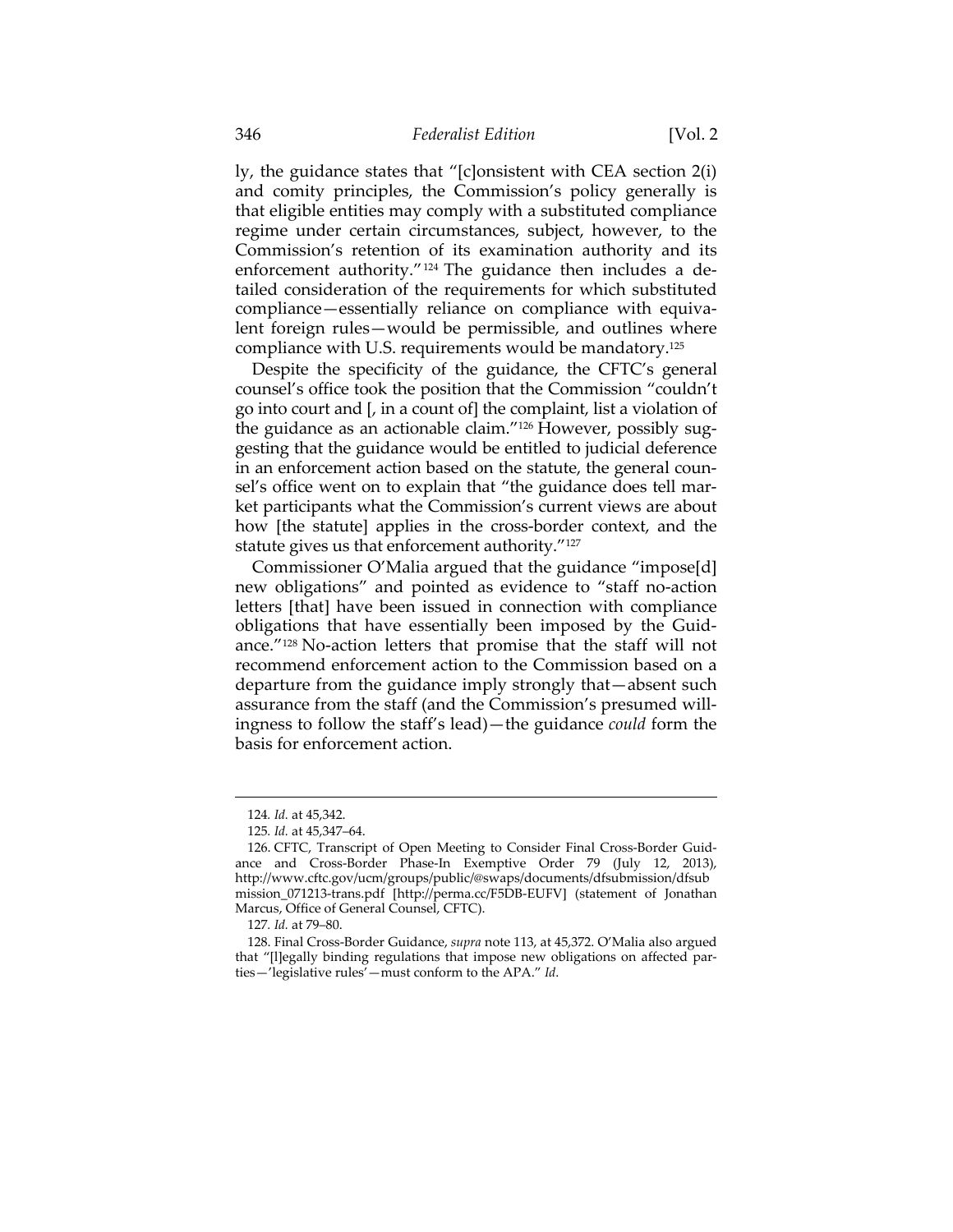ly, the guidance states that "[c]onsistent with CEA section 2(i) and comity principles, the Commission's policy generally is that eligible entities may comply with a substituted compliance regime under certain circumstances, subject, however, to the Commission's retention of its examination authority and its enforcement authority."[124] The guidance then includes a detailed consideration of the requirements for which substituted compliance—essentially reliance on compliance with equivalent foreign rules—would be permissible, and outlines where compliance with U.S. requirements would be mandatory.[125]

Despite the specificity of the guidance, the CFTC's general counsel's office took the position that the Commission "couldn't go into court and [, in a count of] the complaint, list a violation of the guidance as an actionable claim."[126] However, possibly suggesting that the guidance would be entitled to judicial deference in an enforcement action based on the statute, the general counsel's office went on to explain that "the guidance does tell market participants what the Commission's current views are about how [the statute] applies in the cross-border context, and the statute gives us that enforcement authority."[127]

Commissioner O'Malia argued that the guidance "impose[d] new obligations" and pointed as evidence to "staff no-action letters [that] have been issued in connection with compliance obligations that have essentially been imposed by the Guidance."[128] No-action letters that promise that the staff will not recommend enforcement action to the Commission based on a departure from the guidance imply strongly that—absent such assurance from the staff (and the Commission's presumed willingness to follow the staff's lead)—the guidance *could* form the basis for enforcement action.

---

124. *Id.* at 45,342.

125. *Id.* at 45,347–64.

126. CFTC, Transcript of Open Meeting to Consider Final Cross-Border Guidance and Cross-Border Phase-In Exemptive Order 79 (July 12, 2013), http://www.cftc.gov/ucm/groups/public/@swaps/documents/dfsubmission/dfsubmission_071213-trans.pdf [http://perma.cc/F5DB-EUFV] (statement of Jonathan Marcus, Office of General Counsel, CFTC).

127. *Id.* at 79–80.

128. Final Cross-Border Guidance, *supra* note 113, at 45,372. O'Malia also argued that "[l]egally binding regulations that impose new obligations on affected parties—'legislative rules'—must conform to the APA." *Id.*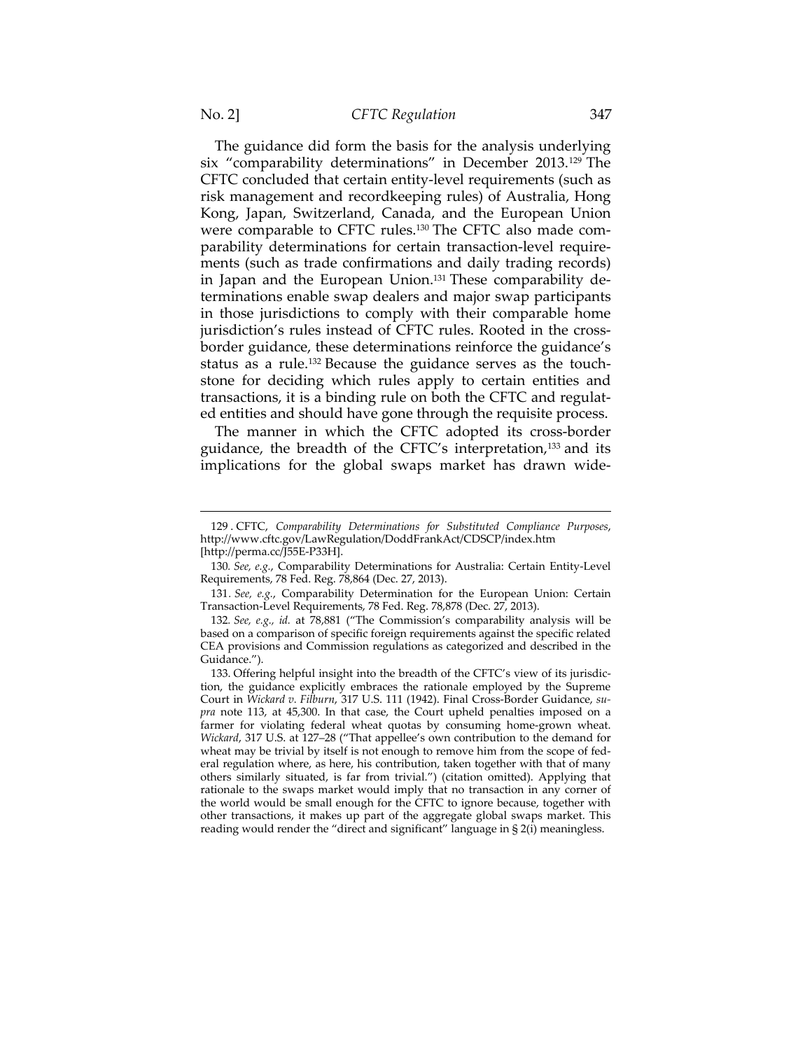The guidance did form the basis for the analysis underlying six "comparability determinations" in December 2013.[129] The CFTC concluded that certain entity-level requirements (such as risk management and recordkeeping rules) of Australia, Hong Kong, Japan, Switzerland, Canada, and the European Union were comparable to CFTC rules.[130] The CFTC also made comparability determinations for certain transaction-level requirements (such as trade confirmations and daily trading records) in Japan and the European Union.[131] These comparability determinations enable swap dealers and major swap participants in those jurisdictions to comply with their comparable home jurisdiction's rules instead of CFTC rules. Rooted in the cross-border guidance, these determinations reinforce the guidance's status as a rule.[132] Because the guidance serves as the touchstone for deciding which rules apply to certain entities and transactions, it is a binding rule on both the CFTC and regulated entities and should have gone through the requisite process.

The manner in which the CFTC adopted its cross-border guidance, the breadth of the CFTC's interpretation,[133] and its implications for the global swaps market has drawn wide-

---

129 . CFTC, *Comparability Determinations for Substituted Compliance Purposes*, http://www.cftc.gov/LawRegulation/DoddFrankAct/CDSCP/index.htm [http://perma.cc/J55E-P33H].

130. *See, e.g.*, Comparability Determinations for Australia: Certain Entity-Level Requirements, 78 Fed. Reg. 78,864 (Dec. 27, 2013).

131. *See, e.g.*, Comparability Determination for the European Union: Certain Transaction-Level Requirements, 78 Fed. Reg. 78,878 (Dec. 27, 2013).

132. *See, e.g.*, *id.* at 78,881 ("The Commission's comparability analysis will be based on a comparison of specific foreign requirements against the specific related CEA provisions and Commission regulations as categorized and described in the Guidance.").

133. Offering helpful insight into the breadth of the CFTC's view of its jurisdiction, the guidance explicitly embraces the rationale employed by the Supreme Court in *Wickard v. Filburn*, 317 U.S. 111 (1942). Final Cross-Border Guidance, *supra* note 113, at 45,300. In that case, the Court upheld penalties imposed on a farmer for violating federal wheat quotas by consuming home-grown wheat. *Wickard*, 317 U.S. at 127–28 ("That appellee's own contribution to the demand for wheat may be trivial by itself is not enough to remove him from the scope of federal regulation where, as here, his contribution, taken together with that of many others similarly situated, is far from trivial.") (citation omitted). Applying that rationale to the swaps market would imply that no transaction in any corner of the world would be small enough for the CFTC to ignore because, together with other transactions, it makes up part of the aggregate global swaps market. This reading would render the "direct and significant" language in § 2(i) meaningless.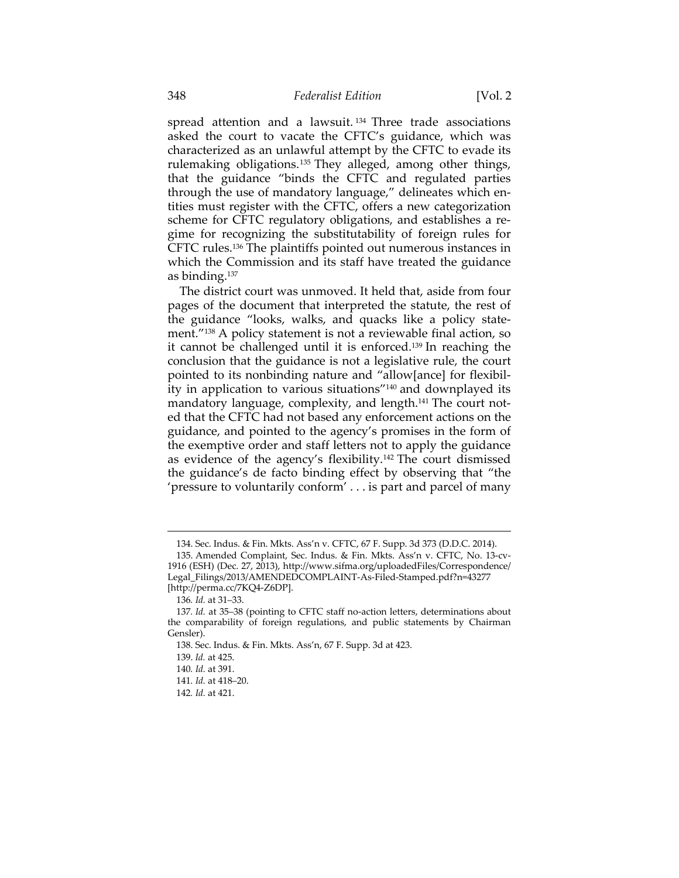spread attention and a lawsuit.[134] Three trade associations asked the court to vacate the CFTC's guidance, which was characterized as an unlawful attempt by the CFTC to evade its rulemaking obligations.[135] They alleged, among other things, that the guidance "binds the CFTC and regulated parties through the use of mandatory language," delineates which entities must register with the CFTC, offers a new categorization scheme for CFTC regulatory obligations, and establishes a regime for recognizing the substitutability of foreign rules for CFTC rules.[136] The plaintiffs pointed out numerous instances in which the Commission and its staff have treated the guidance as binding.[137]

The district court was unmoved. It held that, aside from four pages of the document that interpreted the statute, the rest of the guidance "looks, walks, and quacks like a policy statement."[138] A policy statement is not a reviewable final action, so it cannot be challenged until it is enforced.[139] In reaching the conclusion that the guidance is not a legislative rule, the court pointed to its nonbinding nature and "allow[ance] for flexibility in application to various situations"[140] and downplayed its mandatory language, complexity, and length.[141] The court noted that the CFTC had not based any enforcement actions on the guidance, and pointed to the agency's promises in the form of the exemptive order and staff letters not to apply the guidance as evidence of the agency's flexibility.[142] The court dismissed the guidance's de facto binding effect by observing that "the 'pressure to voluntarily conform' . . . is part and parcel of many

---

134. Sec. Indus. & Fin. Mkts. Ass'n v. CFTC, 67 F. Supp. 3d 373 (D.D.C. 2014).

135. Amended Complaint, Sec. Indus. & Fin. Mkts. Ass'n v. CFTC, No. 13-cv-1916 (ESH) (Dec. 27, 2013), http://www.sifma.org/uploadedFiles/Correspondence/Legal_Filings/2013/AMENDEDCOMPLAINT-As-Filed-Stamped.pdf?n=43277 [http://perma.cc/7KQ4-Z6DP].

136. *Id.* at 31–33.

137. *Id.* at 35–38 (pointing to CFTC staff no-action letters, determinations about the comparability of foreign regulations, and public statements by Chairman Gensler).

138. Sec. Indus. & Fin. Mkts. Ass'n, 67 F. Supp. 3d at 423.

139. *Id.* at 425.

140. *Id.* at 391.

141. *Id.* at 418–20.

142. *Id.* at 421.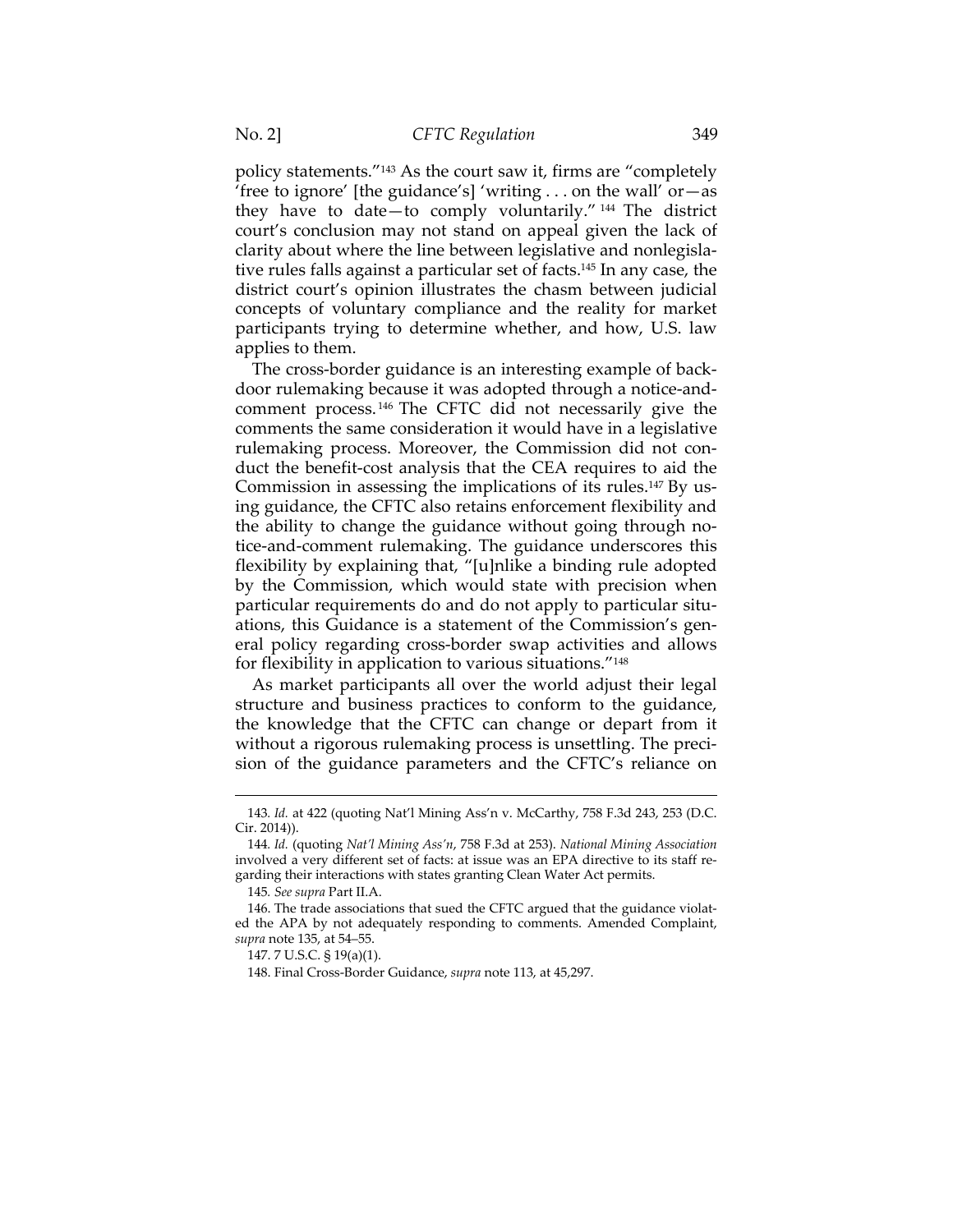policy statements."[143] As the court saw it, firms are "completely 'free to ignore' [the guidance's] 'writing . . . on the wall' or—as they have to date—to comply voluntarily."[144] The district court's conclusion may not stand on appeal given the lack of clarity about where the line between legislative and nonlegislative rules falls against a particular set of facts.[145] In any case, the district court's opinion illustrates the chasm between judicial concepts of voluntary compliance and the reality for market participants trying to determine whether, and how, U.S. law applies to them.

The cross-border guidance is an interesting example of backdoor rulemaking because it was adopted through a notice-and-comment process.[146] The CFTC did not necessarily give the comments the same consideration it would have in a legislative rulemaking process. Moreover, the Commission did not conduct the benefit-cost analysis that the CEA requires to aid the Commission in assessing the implications of its rules.[147] By using guidance, the CFTC also retains enforcement flexibility and the ability to change the guidance without going through notice-and-comment rulemaking. The guidance underscores this flexibility by explaining that, "[u]nlike a binding rule adopted by the Commission, which would state with precision when particular requirements do and do not apply to particular situations, this Guidance is a statement of the Commission's general policy regarding cross-border swap activities and allows for flexibility in application to various situations."[148]

As market participants all over the world adjust their legal structure and business practices to conform to the guidance, the knowledge that the CFTC can change or depart from it without a rigorous rulemaking process is unsettling. The precision of the guidance parameters and the CFTC's reliance on

---

143. *Id.* at 422 (quoting Nat'l Mining Ass'n v. McCarthy, 758 F.3d 243, 253 (D.C. Cir. 2014)).

144. *Id.* (quoting *Nat'l Mining Ass'n*, 758 F.3d at 253). *National Mining Association* involved a very different set of facts: at issue was an EPA directive to its staff regarding their interactions with states granting Clean Water Act permits.

145. *See supra* Part II.A.

146. The trade associations that sued the CFTC argued that the guidance violated the APA by not adequately responding to comments. Amended Complaint, *supra* note 135, at 54–55.

147. 7 U.S.C. § 19(a)(1).

148. Final Cross-Border Guidance, *supra* note 113, at 45,297.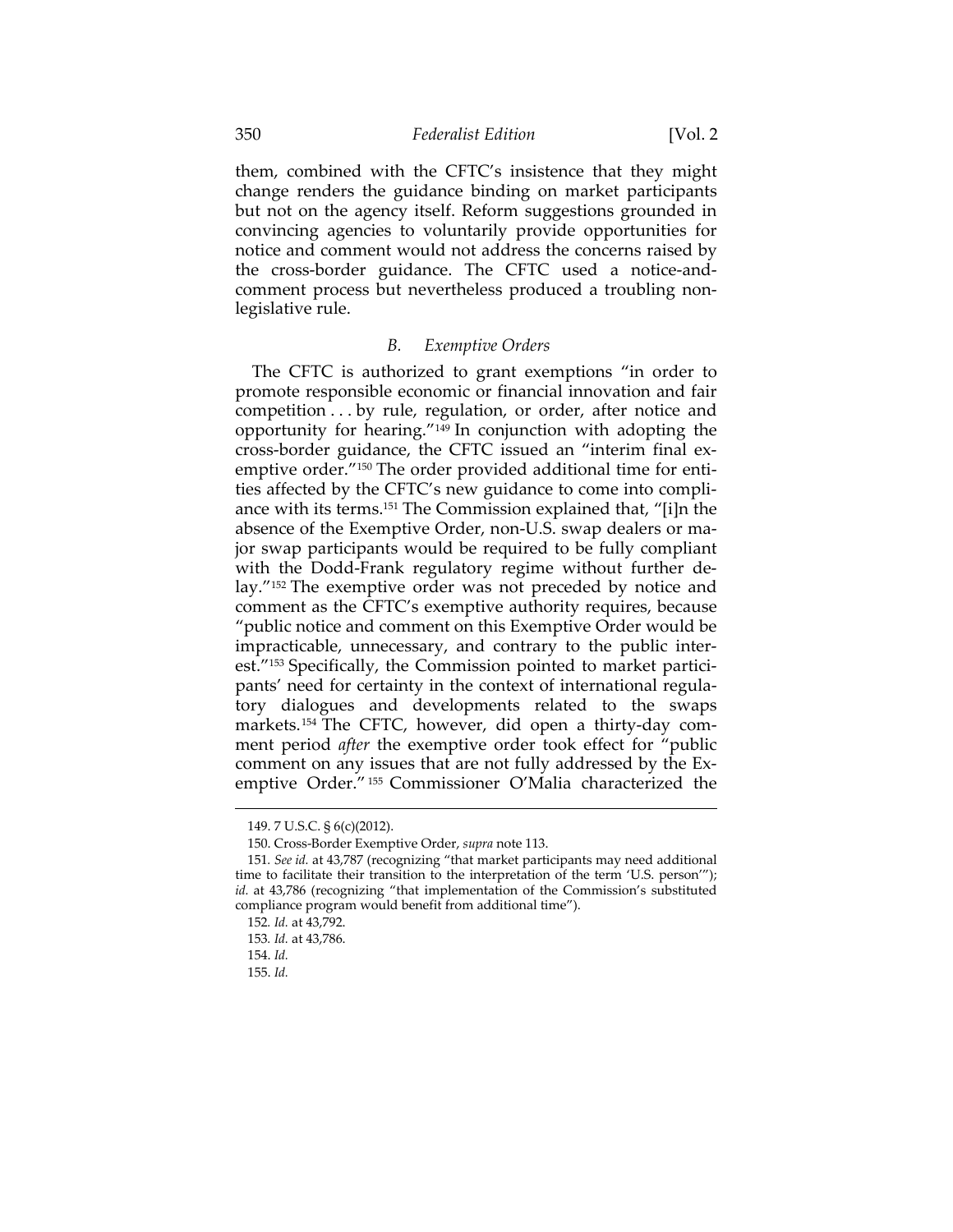them, combined with the CFTC's insistence that they might change renders the guidance binding on market participants but not on the agency itself. Reform suggestions grounded in convincing agencies to voluntarily provide opportunities for notice and comment would not address the concerns raised by the cross-border guidance. The CFTC used a notice-and-comment process but nevertheless produced a troubling non-legislative rule.

### *B. Exemptive Orders*

The CFTC is authorized to grant exemptions "in order to promote responsible economic or financial innovation and fair competition . . . by rule, regulation, or order, after notice and opportunity for hearing."[149] In conjunction with adopting the cross-border guidance, the CFTC issued an "interim final exemptive order."[150] The order provided additional time for entities affected by the CFTC's new guidance to come into compliance with its terms.[151] The Commission explained that, "[i]n the absence of the Exemptive Order, non-U.S. swap dealers or major swap participants would be required to be fully compliant with the Dodd-Frank regulatory regime without further delay."[152] The exemptive order was not preceded by notice and comment as the CFTC's exemptive authority requires, because "public notice and comment on this Exemptive Order would be impracticable, unnecessary, and contrary to the public interest."[153] Specifically, the Commission pointed to market participants' need for certainty in the context of international regulatory dialogues and developments related to the swaps markets.[154] The CFTC, however, did open a thirty-day comment period *after* the exemptive order took effect for "public comment on any issues that are not fully addressed by the Exemptive Order."[155] Commissioner O'Malia characterized the

---

149. 7 U.S.C. § 6(c)(2012).

150. Cross-Border Exemptive Order, *supra* note 113.

151. *See id.* at 43,787 (recognizing "that market participants may need additional time to facilitate their transition to the interpretation of the term 'U.S. person'"); *id.* at 43,786 (recognizing "that implementation of the Commission's substituted compliance program would benefit from additional time").

152. *Id.* at 43,792.

153. *Id.* at 43,786.

154. *Id.*

155. *Id.*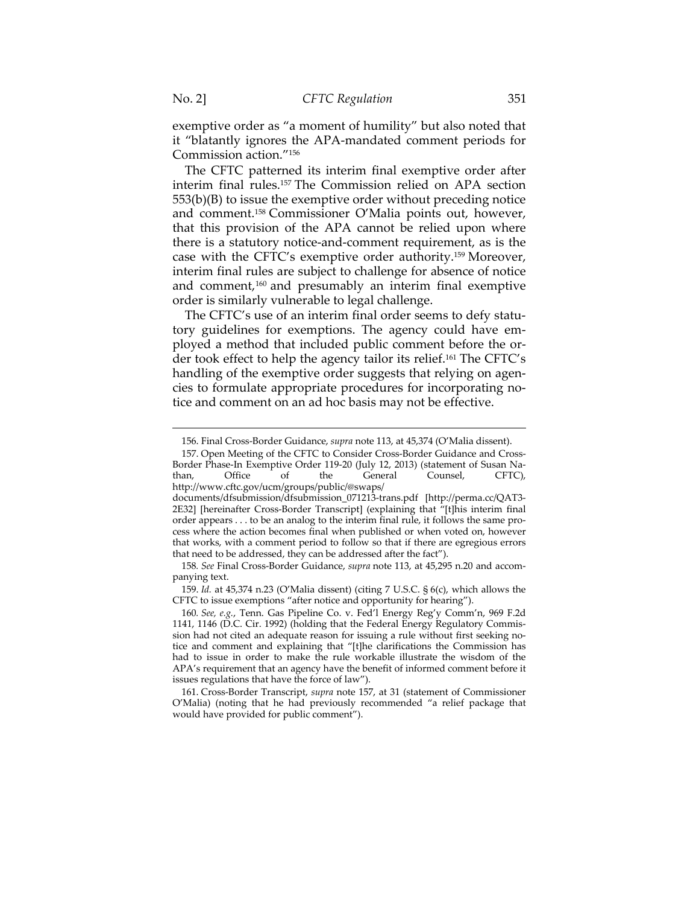exemptive order as "a moment of humility" but also noted that it "blatantly ignores the APA-mandated comment periods for Commission action."[156]

The CFTC patterned its interim final exemptive order after interim final rules.[157] The Commission relied on APA section 553(b)(B) to issue the exemptive order without preceding notice and comment.[158] Commissioner O'Malia points out, however, that this provision of the APA cannot be relied upon where there is a statutory notice-and-comment requirement, as is the case with the CFTC's exemptive order authority.[159] Moreover, interim final rules are subject to challenge for absence of notice and comment,[160] and presumably an interim final exemptive order is similarly vulnerable to legal challenge.

The CFTC's use of an interim final order seems to defy statutory guidelines for exemptions. The agency could have employed a method that included public comment before the order took effect to help the agency tailor its relief.[161] The CFTC's handling of the exemptive order suggests that relying on agencies to formulate appropriate procedures for incorporating notice and comment on an ad hoc basis may not be effective.

---

156. Final Cross-Border Guidance, *supra* note 113, at 45,374 (O'Malia dissent).

157. Open Meeting of the CFTC to Consider Cross-Border Guidance and Cross-Border Phase-In Exemptive Order 119-20 (July 12, 2013) (statement of Susan Nathan, Office of the General Counsel, CFTC), http://www.cftc.gov/ucm/groups/public/@swaps/documents/dfsubmission/dfsubmission_071213-trans.pdf [http://perma.cc/QAT3-2E32] [hereinafter Cross-Border Transcript] (explaining that "[t]his interim final order appears . . . to be an analog to the interim final rule, it follows the same process where the action becomes final when published or when voted on, however that works, with a comment period to follow so that if there are egregious errors that need to be addressed, they can be addressed after the fact").

158. *See* Final Cross-Border Guidance, *supra* note 113, at 45,295 n.20 and accompanying text.

159. *Id.* at 45,374 n.23 (O'Malia dissent) (citing 7 U.S.C. § 6(c), which allows the CFTC to issue exemptions "after notice and opportunity for hearing").

160. *See, e.g.*, Tenn. Gas Pipeline Co. v. Fed'l Energy Reg'y Comm'n, 969 F.2d 1141, 1146 (D.C. Cir. 1992) (holding that the Federal Energy Regulatory Commission had not cited an adequate reason for issuing a rule without first seeking notice and comment and explaining that "[t]he clarifications the Commission has had to issue in order to make the rule workable illustrate the wisdom of the APA's requirement that an agency have the benefit of informed comment before it issues regulations that have the force of law").

161. Cross-Border Transcript, *supra* note 157, at 31 (statement of Commissioner O'Malia) (noting that he had previously recommended "a relief package that would have provided for public comment").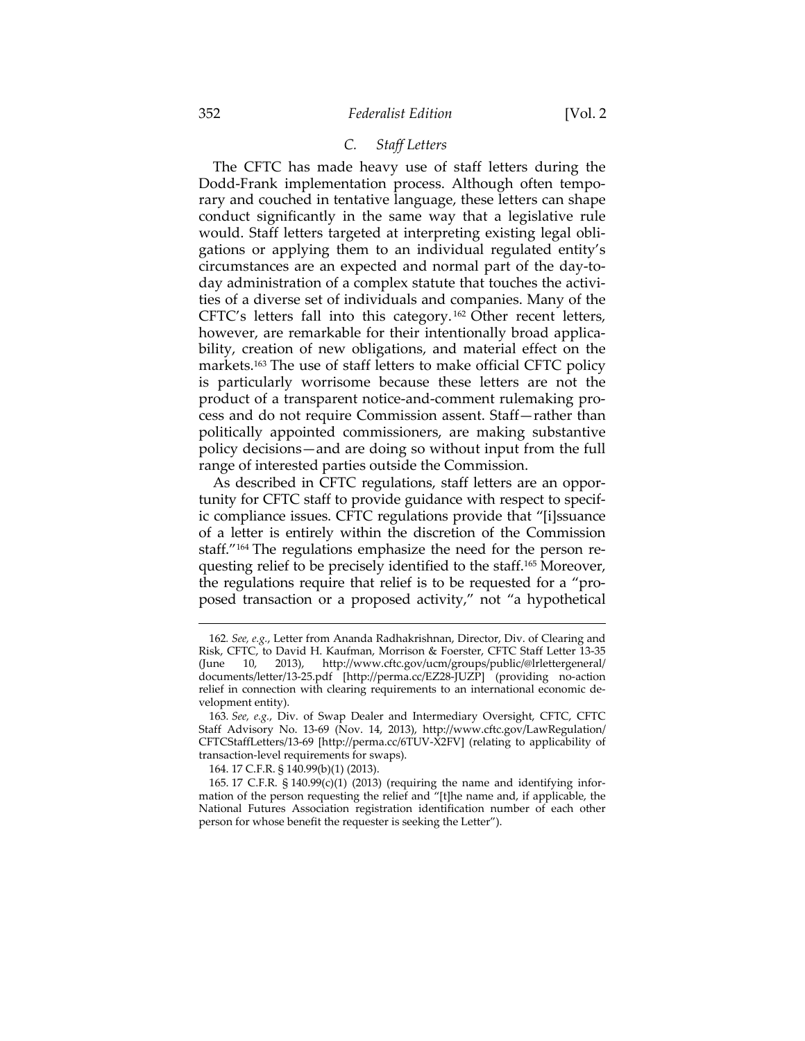### C. *Staff Letters*

The CFTC has made heavy use of staff letters during the Dodd-Frank implementation process. Although often temporary and couched in tentative language, these letters can shape conduct significantly in the same way that a legislative rule would. Staff letters targeted at interpreting existing legal obligations or applying them to an individual regulated entity's circumstances are an expected and normal part of the day-to-day administration of a complex statute that touches the activities of a diverse set of individuals and companies. Many of the CFTC's letters fall into this category.[162] Other recent letters, however, are remarkable for their intentionally broad applicability, creation of new obligations, and material effect on the markets.[163] The use of staff letters to make official CFTC policy is particularly worrisome because these letters are not the product of a transparent notice-and-comment rulemaking process and do not require Commission assent. Staff—rather than politically appointed commissioners, are making substantive policy decisions—and are doing so without input from the full range of interested parties outside the Commission.

As described in CFTC regulations, staff letters are an opportunity for CFTC staff to provide guidance with respect to specific compliance issues. CFTC regulations provide that "[i]ssuance of a letter is entirely within the discretion of the Commission staff."[164] The regulations emphasize the need for the person requesting relief to be precisely identified to the staff.[165] Moreover, the regulations require that relief is to be requested for a "proposed transaction or a proposed activity," not "a hypothetical

---

162. *See, e.g.*, Letter from Ananda Radhakrishnan, Director, Div. of Clearing and Risk, CFTC, to David H. Kaufman, Morrison & Foerster, CFTC Staff Letter 13-35 (June 10, 2013), http://www.cftc.gov/ucm/groups/public/@lrlettergeneral/documents/letter/13-25.pdf [http://perma.cc/EZ28-JUZP] (providing no-action relief in connection with clearing requirements to an international economic development entity).

163. *See, e.g.*, Div. of Swap Dealer and Intermediary Oversight, CFTC, CFTC Staff Advisory No. 13-69 (Nov. 14, 2013), http://www.cftc.gov/LawRegulation/CFTCStaffLetters/13-69 [http://perma.cc/6TUV-X2FV] (relating to applicability of transaction-level requirements for swaps).

164. 17 C.F.R. § 140.99(b)(1) (2013).

165. 17 C.F.R. § 140.99(c)(1) (2013) (requiring the name and identifying information of the person requesting the relief and "[t]he name and, if applicable, the National Futures Association registration identification number of each other person for whose benefit the requester is seeking the Letter").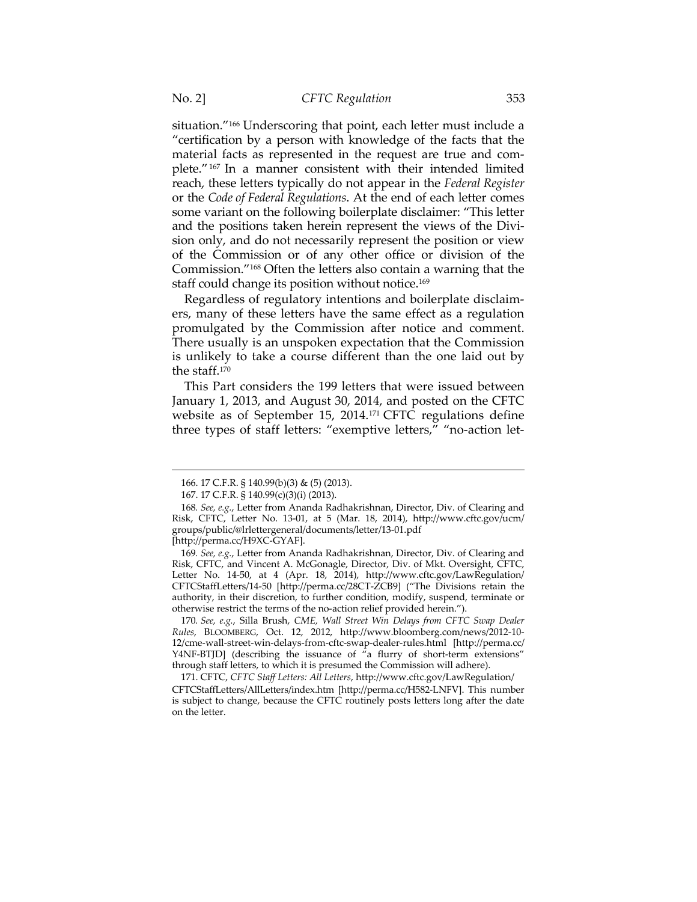situation."[166] Underscoring that point, each letter must include a "certification by a person with knowledge of the facts that the material facts as represented in the request are true and complete."[167] In a manner consistent with their intended limited reach, these letters typically do not appear in the *Federal Register* or the *Code of Federal Regulations*. At the end of each letter comes some variant on the following boilerplate disclaimer: "This letter and the positions taken herein represent the views of the Division only, and do not necessarily represent the position or view of the Commission or of any other office or division of the Commission."[168] Often the letters also contain a warning that the staff could change its position without notice.[169]

Regardless of regulatory intentions and boilerplate disclaimers, many of these letters have the same effect as a regulation promulgated by the Commission after notice and comment. There usually is an unspoken expectation that the Commission is unlikely to take a course different than the one laid out by the staff.[170]

This Part considers the 199 letters that were issued between January 1, 2013, and August 30, 2014, and posted on the CFTC website as of September 15, 2014.[171] CFTC regulations define three types of staff letters: "exemptive letters," "no-action let-

---

166. 17 C.F.R. § 140.99(b)(3) & (5) (2013).

167. 17 C.F.R. § 140.99(c)(3)(i) (2013).

168. *See, e.g.*, Letter from Ananda Radhakrishnan, Director, Div. of Clearing and Risk, CFTC, Letter No. 13-01, at 5 (Mar. 18, 2014), http://www.cftc.gov/ucm/groups/public/@lrlettergeneral/documents/letter/13-01.pdf [http://perma.cc/H9XC-GYAF].

169. *See, e.g.*, Letter from Ananda Radhakrishnan, Director, Div. of Clearing and Risk, CFTC, and Vincent A. McGonagle, Director, Div. of Mkt. Oversight, CFTC, Letter No. 14-50, at 4 (Apr. 18, 2014), http://www.cftc.gov/LawRegulation/CFTCStaffLetters/14-50 [http://perma.cc/28CT-ZCB9] ("The Divisions retain the authority, in their discretion, to further condition, modify, suspend, terminate or otherwise restrict the terms of the no-action relief provided herein.").

170. *See, e.g.*, Silla Brush, *CME, Wall Street Win Delays from CFTC Swap Dealer Rules*, BLOOMBERG, Oct. 12, 2012, http://www.bloomberg.com/news/2012-10-12/cme-wall-street-win-delays-from-cftc-swap-dealer-rules.html [http://perma.cc/Y4NF-BTJD] (describing the issuance of "a flurry of short-term extensions" through staff letters, to which it is presumed the Commission will adhere).

171. CFTC, *CFTC Staff Letters: All Letters*, http://www.cftc.gov/LawRegulation/CFTCStaffLetters/AllLetters/index.htm [http://perma.cc/H582-LNFV]. This number is subject to change, because the CFTC routinely posts letters long after the date on the letter.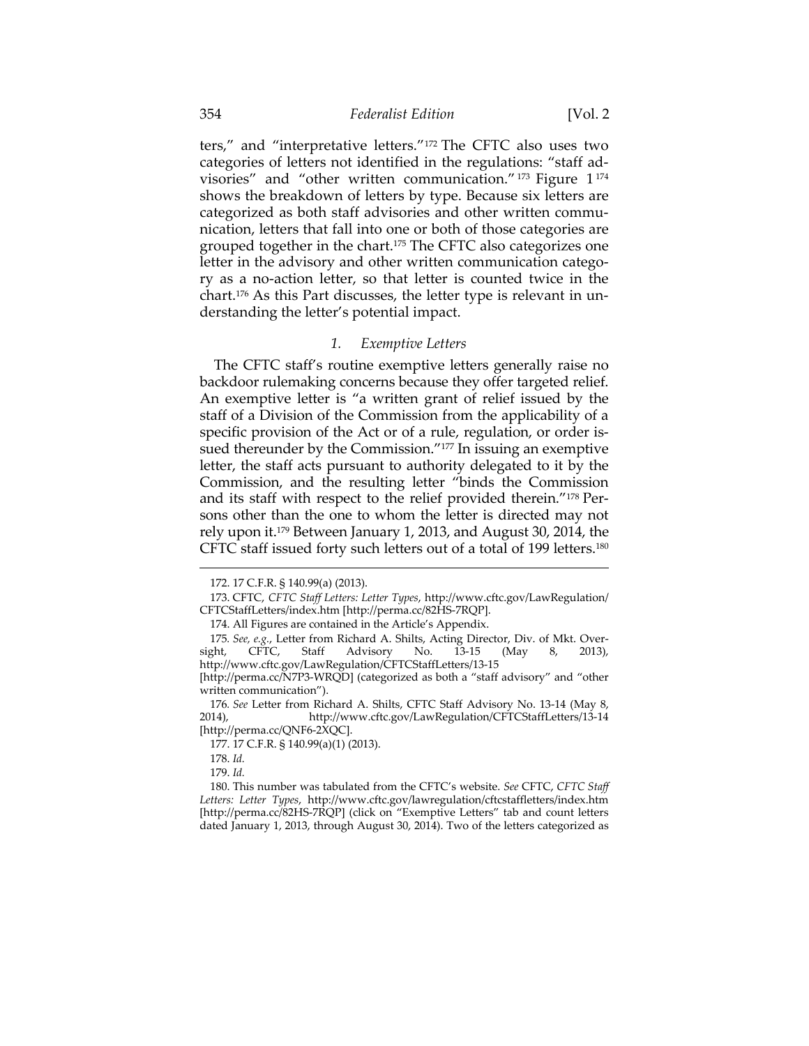ters," and "interpretative letters."[172] The CFTC also uses two categories of letters not identified in the regulations: "staff advisories" and "other written communication."[173] Figure 1[174] shows the breakdown of letters by type. Because six letters are categorized as both staff advisories and other written communication, letters that fall into one or both of those categories are grouped together in the chart.[175] The CFTC also categorizes one letter in the advisory and other written communication category as a no-action letter, so that letter is counted twice in the chart.[176] As this Part discusses, the letter type is relevant in understanding the letter's potential impact.

### *1. Exemptive Letters*

The CFTC staff's routine exemptive letters generally raise no backdoor rulemaking concerns because they offer targeted relief. An exemptive letter is "a written grant of relief issued by the staff of a Division of the Commission from the applicability of a specific provision of the Act or of a rule, regulation, or order issued thereunder by the Commission."[177] In issuing an exemptive letter, the staff acts pursuant to authority delegated to it by the Commission, and the resulting letter "binds the Commission and its staff with respect to the relief provided therein."[178] Persons other than the one to whom the letter is directed may not rely upon it.[179] Between January 1, 2013, and August 30, 2014, the CFTC staff issued forty such letters out of a total of 199 letters.[180]

---

172. 17 C.F.R. § 140.99(a) (2013).

173. CFTC, *CFTC Staff Letters: Letter Types*, http://www.cftc.gov/LawRegulation/CFTCStaffLetters/index.htm [http://perma.cc/82HS-7RQP].

174. All Figures are contained in the Article's Appendix.

175. *See, e.g.*, Letter from Richard A. Shilts, Acting Director, Div. of Mkt. Oversight, CFTC, Staff Advisory No. 13-15 (May 8, 2013), http://www.cftc.gov/LawRegulation/CFTCStaffLetters/13-15 [http://perma.cc/N7P3-WRQD] (categorized as both a "staff advisory" and "other written communication").

176. *See* Letter from Richard A. Shilts, CFTC Staff Advisory No. 13-14 (May 8, 2014), http://www.cftc.gov/LawRegulation/CFTCStaffLetters/13-14 [http://perma.cc/QNF6-2XQC].

177. 17 C.F.R. § 140.99(a)(1) (2013).

178. *Id.*

179. *Id.*

180. This number was tabulated from the CFTC's website. *See* CFTC, *CFTC Staff Letters: Letter Types*, http://www.cftc.gov/lawregulation/cftcstaffletters/index.htm [http://perma.cc/82HS-7RQP] (click on "Exemptive Letters" tab and count letters dated January 1, 2013, through August 30, 2014). Two of the letters categorized as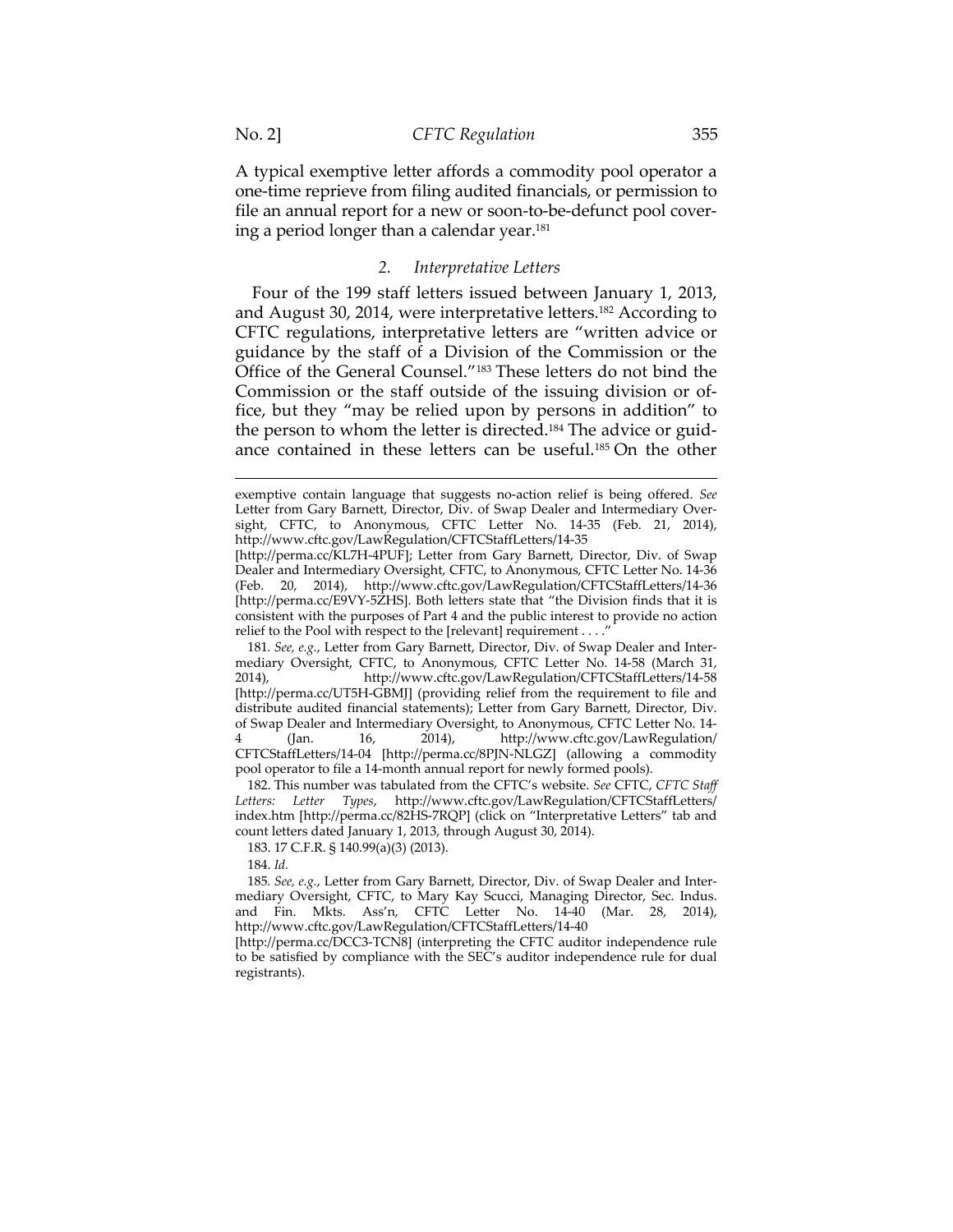A typical exemptive letter affords a commodity pool operator a one-time reprieve from filing audited financials, or permission to file an annual report for a new or soon-to-be-defunct pool covering a period longer than a calendar year.[181]

### 2. *Interpretative Letters*

Four of the 199 staff letters issued between January 1, 2013, and August 30, 2014, were interpretative letters.[182] According to CFTC regulations, interpretative letters are "written advice or guidance by the staff of a Division of the Commission or the Office of the General Counsel."[183] These letters do not bind the Commission or the staff outside of the issuing division or office, but they "may be relied upon by persons in addition" to the person to whom the letter is directed.[184] The advice or guidance contained in these letters can be useful.[185] On the other

---

exemptive contain language that suggests no-action relief is being offered. *See* Letter from Gary Barnett, Director, Div. of Swap Dealer and Intermediary Oversight, CFTC, to Anonymous, CFTC Letter No. 14-35 (Feb. 21, 2014), http://www.cftc.gov/LawRegulation/CFTCStaffLetters/14-35 [http://perma.cc/KL7H-4PUF]; Letter from Gary Barnett, Director, Div. of Swap Dealer and Intermediary Oversight, CFTC, to Anonymous, CFTC Letter No. 14-36 (Feb. 20, 2014), http://www.cftc.gov/LawRegulation/CFTCStaffLetters/14-36 [http://perma.cc/E9VY-5ZHS]. Both letters state that "the Division finds that it is consistent with the purposes of Part 4 and the public interest to provide no action relief to the Pool with respect to the [relevant] requirement . . . ."

181. *See, e.g.*, Letter from Gary Barnett, Director, Div. of Swap Dealer and Intermediary Oversight, CFTC, to Anonymous, CFTC Letter No. 14-58 (March 31, 2014), http://www.cftc.gov/LawRegulation/CFTCStaffLetters/14-58 [http://perma.cc/UT5H-GBMJ] (providing relief from the requirement to file and distribute audited financial statements); Letter from Gary Barnett, Director, Div. of Swap Dealer and Intermediary Oversight, to Anonymous, CFTC Letter No. 14-4 (Jan. 16, 2014), http://www.cftc.gov/LawRegulation/CFTCStaffLetters/14-04 [http://perma.cc/8PJN-NLGZ] (allowing a commodity pool operator to file a 14-month annual report for newly formed pools).

182. This number was tabulated from the CFTC's website. *See* CFTC, *CFTC Staff Letters: Letter Types*, http://www.cftc.gov/LawRegulation/CFTCStaffLetters/index.htm [http://perma.cc/82HS-7RQP] (click on "Interpretative Letters" tab and count letters dated January 1, 2013, through August 30, 2014).

183. 17 C.F.R. § 140.99(a)(3) (2013).

184. *Id.*

185. *See, e.g.*, Letter from Gary Barnett, Director, Div. of Swap Dealer and Intermediary Oversight, CFTC, to Mary Kay Scucci, Managing Director, Sec. Indus. and Fin. Mkts. Ass'n, CFTC Letter No. 14-40 (Mar. 28, 2014), http://www.cftc.gov/LawRegulation/CFTCStaffLetters/14-40 [http://perma.cc/DCC3-TCN8] (interpreting the CFTC auditor independence rule to be satisfied by compliance with the SEC's auditor independence rule for dual registrants).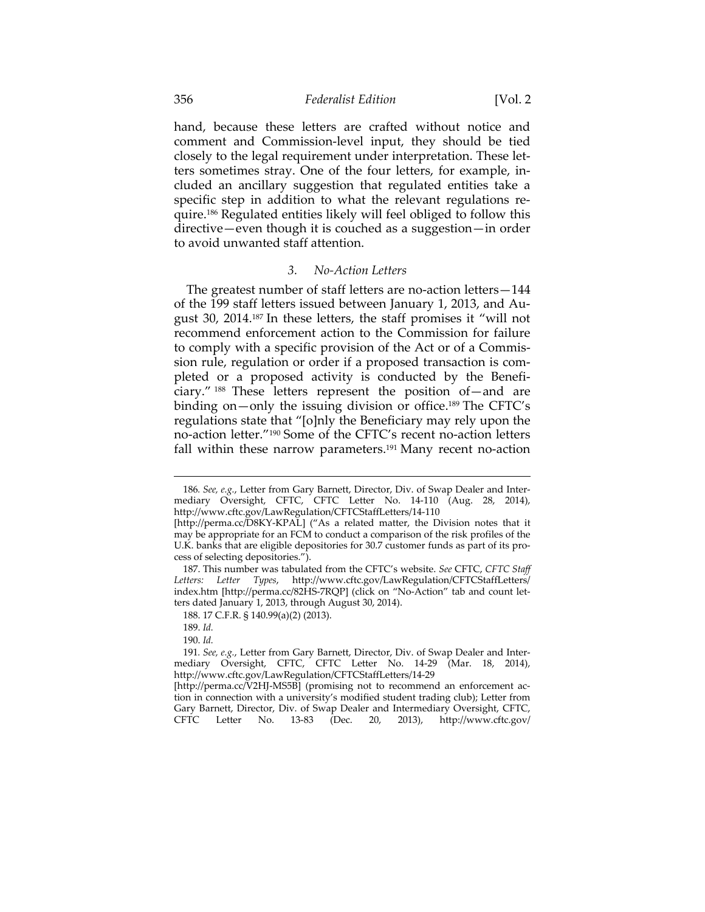hand, because these letters are crafted without notice and comment and Commission-level input, they should be tied closely to the legal requirement under interpretation. These letters sometimes stray. One of the four letters, for example, included an ancillary suggestion that regulated entities take a specific step in addition to what the relevant regulations require.[186] Regulated entities likely will feel obliged to follow this directive—even though it is couched as a suggestion—in order to avoid unwanted staff attention.

### *3. No-Action Letters*

The greatest number of staff letters are no-action letters—144 of the 199 staff letters issued between January 1, 2013, and August 30, 2014.[187] In these letters, the staff promises it "will not recommend enforcement action to the Commission for failure to comply with a specific provision of the Act or of a Commission rule, regulation or order if a proposed transaction is completed or a proposed activity is conducted by the Beneficiary."[188] These letters represent the position of—and are binding on—only the issuing division or office.[189] The CFTC's regulations state that "[o]nly the Beneficiary may rely upon the no-action letter."[190] Some of the CFTC's recent no-action letters fall within these narrow parameters.[191] Many recent no-action

---

186. *See, e.g.*, Letter from Gary Barnett, Director, Div. of Swap Dealer and Intermediary Oversight, CFTC, CFTC Letter No. 14-110 (Aug. 28, 2014), http://www.cftc.gov/LawRegulation/CFTCStaffLetters/14-110 [http://perma.cc/D8KY-KPAL] ("As a related matter, the Division notes that it may be appropriate for an FCM to conduct a comparison of the risk profiles of the U.K. banks that are eligible depositories for 30.7 customer funds as part of its process of selecting depositories.").

187. This number was tabulated from the CFTC's website. *See* CFTC, *CFTC Staff Letters: Letter Types*, http://www.cftc.gov/LawRegulation/CFTCStaffLetters/index.htm [http://perma.cc/82HS-7RQP] (click on "No-Action" tab and count letters dated January 1, 2013, through August 30, 2014).

188. 17 C.F.R. § 140.99(a)(2) (2013).

189. *Id.*

190. *Id.*

191. *See, e.g.*, Letter from Gary Barnett, Director, Div. of Swap Dealer and Intermediary Oversight, CFTC, CFTC Letter No. 14-29 (Mar. 18, 2014), http://www.cftc.gov/LawRegulation/CFTCStaffLetters/14-29 [http://perma.cc/V2HJ-MS5B] (promising not to recommend an enforcement action in connection with a university's modified student trading club); Letter from Gary Barnett, Director, Div. of Swap Dealer and Intermediary Oversight, CFTC, CFTC Letter No. 13-83 (Dec. 20, 2013), http://www.cftc.gov/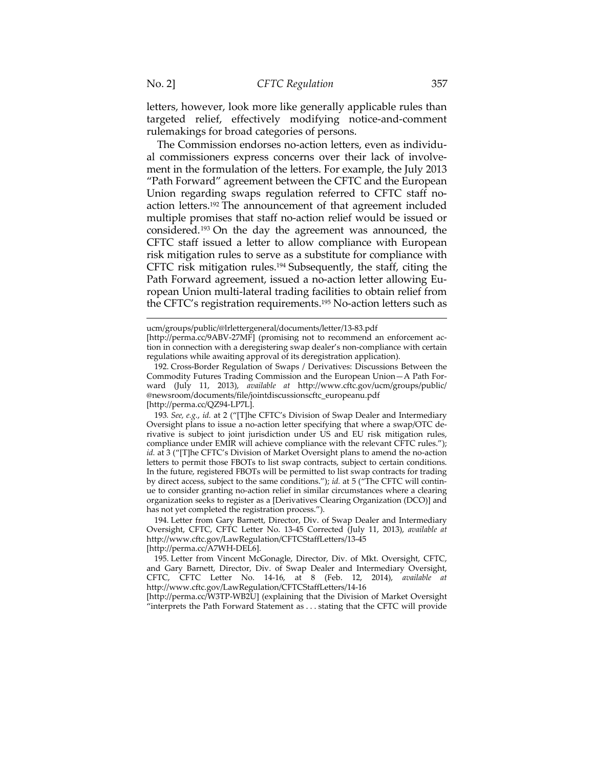letters, however, look more like generally applicable rules than targeted relief, effectively modifying notice-and-comment rulemakings for broad categories of persons.

The Commission endorses no-action letters, even as individual commissioners express concerns over their lack of involvement in the formulation of the letters. For example, the July 2013 "Path Forward" agreement between the CFTC and the European Union regarding swaps regulation referred to CFTC staff no-action letters.[192] The announcement of that agreement included multiple promises that staff no-action relief would be issued or considered.[193] On the day the agreement was announced, the CFTC staff issued a letter to allow compliance with European risk mitigation rules to serve as a substitute for compliance with CFTC risk mitigation rules.[194] Subsequently, the staff, citing the Path Forward agreement, issued a no-action letter allowing European Union multi-lateral trading facilities to obtain relief from the CFTC's registration requirements.[195] No-action letters such as

---

ucm/groups/public/@lrlettergeneral/documents/letter/13-83.pdf [http://perma.cc/9ABV-27MF] (promising not to recommend an enforcement action in connection with a deregistering swap dealer's non-compliance with certain regulations while awaiting approval of its deregistration application).

192. Cross-Border Regulation of Swaps / Derivatives: Discussions Between the Commodity Futures Trading Commission and the European Union—A Path Forward (July 11, 2013), *available at* http://www.cftc.gov/ucm/groups/public/@newsroom/documents/file/jointdiscussionscftc_europeanu.pdf [http://perma.cc/QZ94-LP7L].

193. *See, e.g.*, *id.* at 2 ("[T]he CFTC's Division of Swap Dealer and Intermediary Oversight plans to issue a no-action letter specifying that where a swap/OTC derivative is subject to joint jurisdiction under US and EU risk mitigation rules, compliance under EMIR will achieve compliance with the relevant CFTC rules."); *id.* at 3 ("[T]he CFTC's Division of Market Oversight plans to amend the no-action letters to permit those FBOTs to list swap contracts, subject to certain conditions. In the future, registered FBOTs will be permitted to list swap contracts for trading by direct access, subject to the same conditions."); *id.* at 5 ("The CFTC will continue to consider granting no-action relief in similar circumstances where a clearing organization seeks to register as a [Derivatives Clearing Organization (DCO)] and has not yet completed the registration process.").

194. Letter from Gary Barnett, Director, Div. of Swap Dealer and Intermediary Oversight, CFTC, CFTC Letter No. 13-45 Corrected (July 11, 2013), *available at* http://www.cftc.gov/LawRegulation/CFTCStaffLetters/13-45 [http://perma.cc/A7WH-DEL6].

195. Letter from Vincent McGonagle, Director, Div. of Mkt. Oversight, CFTC, and Gary Barnett, Director, Div. of Swap Dealer and Intermediary Oversight, CFTC, CFTC Letter No. 14-16, at 8 (Feb. 12, 2014), *available at* http://www.cftc.gov/LawRegulation/CFTCStaffLetters/14-16 [http://perma.cc/W3TP-WB2U] (explaining that the Division of Market Oversight "interprets the Path Forward Statement as . . . stating that the CFTC will provide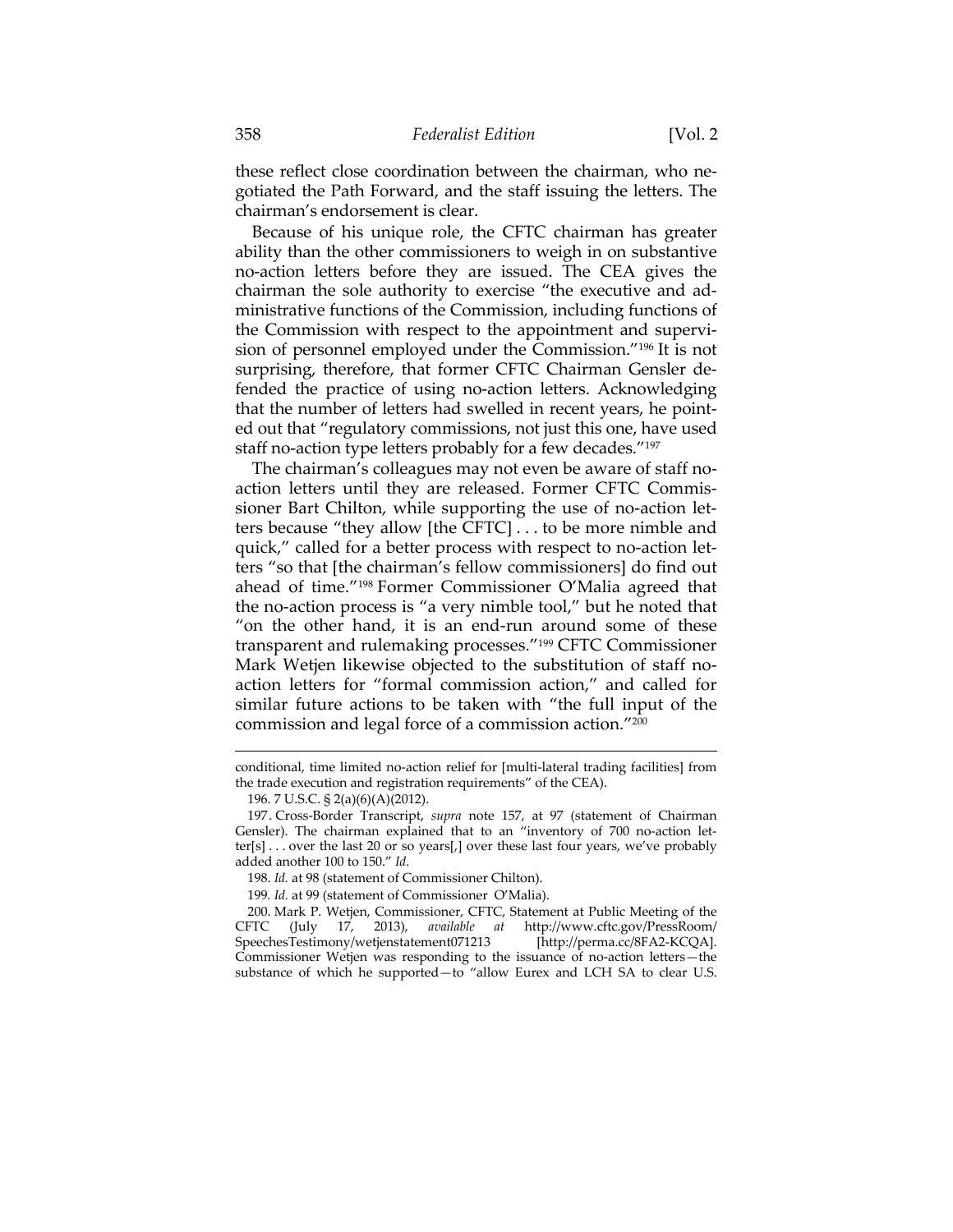these reflect close coordination between the chairman, who negotiated the Path Forward, and the staff issuing the letters. The chairman's endorsement is clear.

Because of his unique role, the CFTC chairman has greater ability than the other commissioners to weigh in on substantive no-action letters before they are issued. The CEA gives the chairman the sole authority to exercise "the executive and administrative functions of the Commission, including functions of the Commission with respect to the appointment and supervision of personnel employed under the Commission."[196] It is not surprising, therefore, that former CFTC Chairman Gensler defended the practice of using no-action letters. Acknowledging that the number of letters had swelled in recent years, he pointed out that "regulatory commissions, not just this one, have used staff no-action type letters probably for a few decades."[197]

The chairman's colleagues may not even be aware of staff no-action letters until they are released. Former CFTC Commissioner Bart Chilton, while supporting the use of no-action letters because "they allow [the CFTC] . . . to be more nimble and quick," called for a better process with respect to no-action letters "so that [the chairman's fellow commissioners] do find out ahead of time."[198] Former Commissioner O'Malia agreed that the no-action process is "a very nimble tool," but he noted that "on the other hand, it is an end-run around some of these transparent and rulemaking processes."[199] CFTC Commissioner Mark Wetjen likewise objected to the substitution of staff no-action letters for "formal commission action," and called for similar future actions to be taken with "the full input of the commission and legal force of a commission action."[200]

---

conditional, time limited no-action relief for [multi-lateral trading facilities] from the trade execution and registration requirements" of the CEA).

196. 7 U.S.C. § 2(a)(6)(A)(2012).

197. Cross-Border Transcript, *supra* note 157, at 97 (statement of Chairman Gensler). The chairman explained that to an "inventory of 700 no-action letter[s] . . . over the last 20 or so years[,] over these last four years, we've probably added another 100 to 150." *Id.*

198. *Id.* at 98 (statement of Commissioner Chilton).

199. *Id.* at 99 (statement of Commissioner O'Malia).

200. Mark P. Wetjen, Commissioner, CFTC, Statement at Public Meeting of the CFTC (July 17, 2013), *available at* http://www.cftc.gov/PressRoom/SpeechesTestimony/wetjenstatement071213 [http://perma.cc/8FA2-KCQA]. Commissioner Wetjen was responding to the issuance of no-action letters—the substance of which he supported—to "allow Eurex and LCH SA to clear U.S.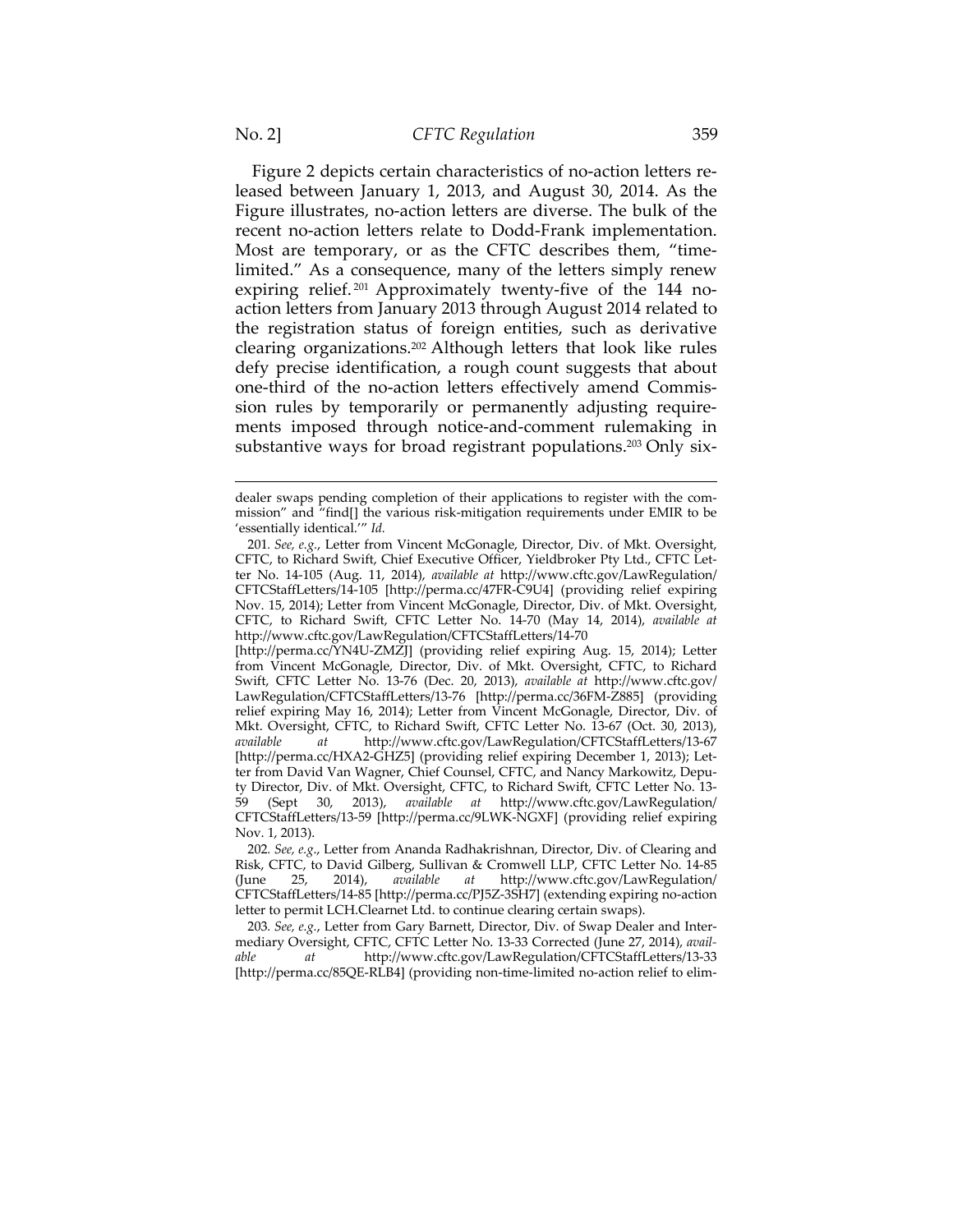Figure 2 depicts certain characteristics of no-action letters released between January 1, 2013, and August 30, 2014. As the Figure illustrates, no-action letters are diverse. The bulk of the recent no-action letters relate to Dodd-Frank implementation. Most are temporary, or as the CFTC describes them, "time-limited." As a consequence, many of the letters simply renew expiring relief.[201] Approximately twenty-five of the 144 no-action letters from January 2013 through August 2014 related to the registration status of foreign entities, such as derivative clearing organizations.[202] Although letters that look like rules defy precise identification, a rough count suggests that about one-third of the no-action letters effectively amend Commission rules by temporarily or permanently adjusting requirements imposed through notice-and-comment rulemaking in substantive ways for broad registrant populations.[203] Only six-

---

dealer swaps pending completion of their applications to register with the commission" and "find[] the various risk-mitigation requirements under EMIR to be 'essentially identical.'" *Id.*

201. *See, e.g.*, Letter from Vincent McGonagle, Director, Div. of Mkt. Oversight, CFTC, to Richard Swift, Chief Executive Officer, Yieldbroker Pty Ltd., CFTC Letter No. 14-105 (Aug. 11, 2014), *available at* http://www.cftc.gov/LawRegulation/CFTCStaffLetters/14-105 [http://perma.cc/47FR-C9U4] (providing relief expiring Nov. 15, 2014); Letter from Vincent McGonagle, Director, Div. of Mkt. Oversight, CFTC, to Richard Swift, CFTC Letter No. 14-70 (May 14, 2014), *available at* http://www.cftc.gov/LawRegulation/CFTCStaffLetters/14-70 [http://perma.cc/YN4U-ZMZJ] (providing relief expiring Aug. 15, 2014); Letter from Vincent McGonagle, Director, Div. of Mkt. Oversight, CFTC, to Richard Swift, CFTC Letter No. 13-76 (Dec. 20, 2013), *available at* http://www.cftc.gov/LawRegulation/CFTCStaffLetters/13-76 [http://perma.cc/36FM-Z885] (providing relief expiring May 16, 2014); Letter from Vincent McGonagle, Director, Div. of Mkt. Oversight, CFTC, to Richard Swift, CFTC Letter No. 13-67 (Oct. 30, 2013), *available at* http://www.cftc.gov/LawRegulation/CFTCStaffLetters/13-67 [http://perma.cc/HXA2-GHZ5] (providing relief expiring December 1, 2013); Letter from David Van Wagner, Chief Counsel, CFTC, and Nancy Markowitz, Deputy Director, Div. of Mkt. Oversight, CFTC, to Richard Swift, CFTC Letter No. 13-59 (Sept 30, 2013), *available at* http://www.cftc.gov/LawRegulation/CFTCStaffLetters/13-59 [http://perma.cc/9LWK-NGXF] (providing relief expiring Nov. 1, 2013).

202. *See, e.g.*, Letter from Ananda Radhakrishnan, Director, Div. of Clearing and Risk, CFTC, to David Gilberg, Sullivan & Cromwell LLP, CFTC Letter No. 14-85 (June 25, 2014), *available at* http://www.cftc.gov/LawRegulation/CFTCStaffLetters/14-85 [http://perma.cc/PJ5Z-3SH7] (extending expiring no-action letter to permit LCH.Clearnet Ltd. to continue clearing certain swaps).

203. *See, e.g.*, Letter from Gary Barnett, Director, Div. of Swap Dealer and Intermediary Oversight, CFTC, CFTC Letter No. 13-33 Corrected (June 27, 2014), *available at* http://www.cftc.gov/LawRegulation/CFTCStaffLetters/13-33 [http://perma.cc/85QE-RLB4] (providing non-time-limited no-action relief to elim-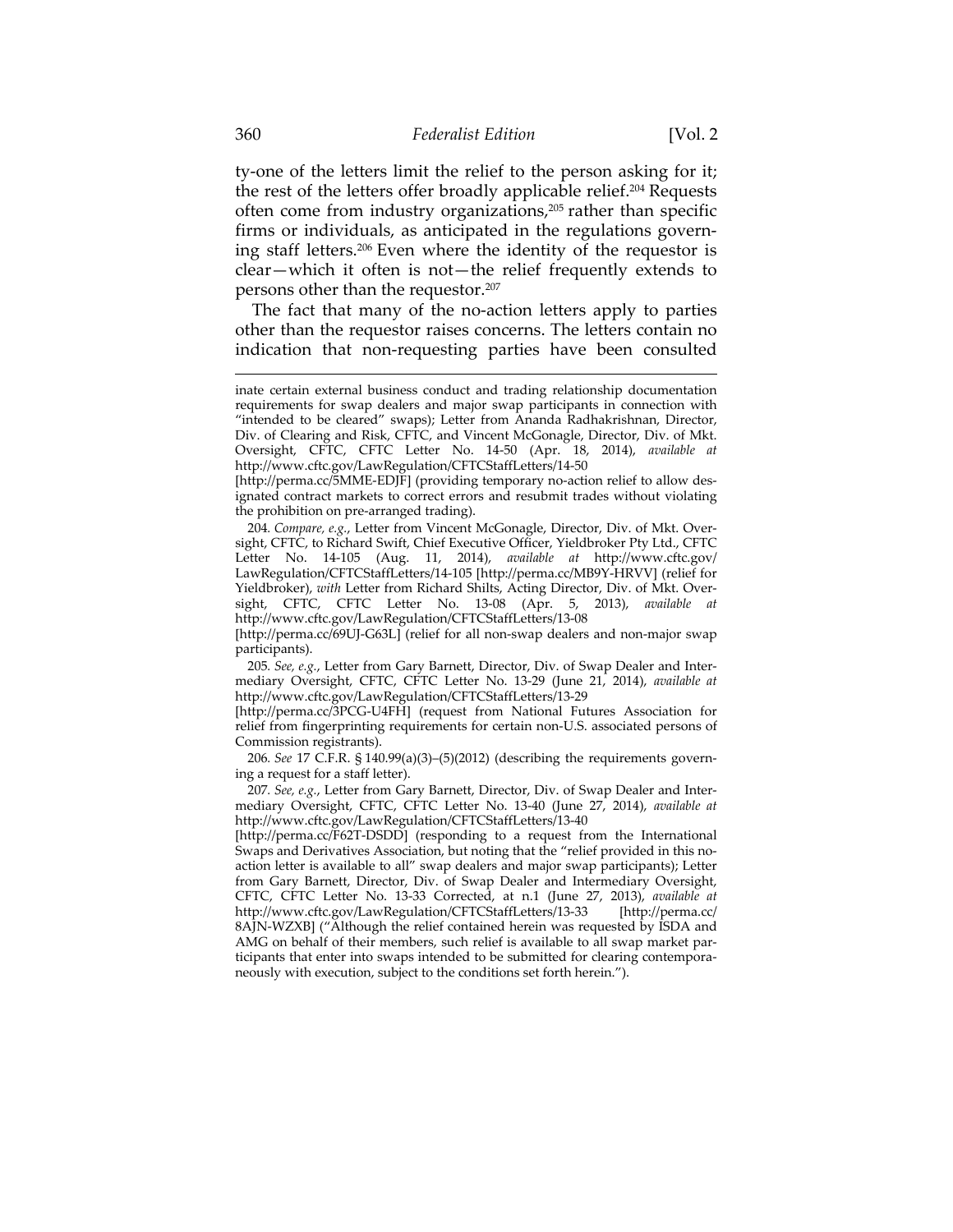ty-one of the letters limit the relief to the person asking for it; the rest of the letters offer broadly applicable relief.[204] Requests often come from industry organizations,[205] rather than specific firms or individuals, as anticipated in the regulations governing staff letters.[206] Even where the identity of the requestor is clear—which it often is not—the relief frequently extends to persons other than the requestor.[207]

The fact that many of the no-action letters apply to parties other than the requestor raises concerns. The letters contain no indication that non-requesting parties have been consulted

---

inate certain external business conduct and trading relationship documentation requirements for swap dealers and major swap participants in connection with "intended to be cleared" swaps); Letter from Ananda Radhakrishnan, Director, Div. of Clearing and Risk, CFTC, and Vincent McGonagle, Director, Div. of Mkt. Oversight, CFTC, CFTC Letter No. 14-50 (Apr. 18, 2014), *available at* http://www.cftc.gov/LawRegulation/CFTCStaffLetters/14-50 [http://perma.cc/5MME-EDJF] (providing temporary no-action relief to allow designated contract markets to correct errors and resubmit trades without violating the prohibition on pre-arranged trading).

204. *Compare, e.g.*, Letter from Vincent McGonagle, Director, Div. of Mkt. Oversight, CFTC, to Richard Swift, Chief Executive Officer, Yieldbroker Pty Ltd., CFTC Letter No. 14-105 (Aug. 11, 2014), *available at* http://www.cftc.gov/LawRegulation/CFTCStaffLetters/14-105 [http://perma.cc/MB9Y-HRVV] (relief for Yieldbroker), *with* Letter from Richard Shilts, Acting Director, Div. of Mkt. Oversight, CFTC, CFTC Letter No. 13-08 (Apr. 5, 2013), *available at* http://www.cftc.gov/LawRegulation/CFTCStaffLetters/13-08 [http://perma.cc/69UJ-G63L] (relief for all non-swap dealers and non-major swap participants).

205. *See, e.g.*, Letter from Gary Barnett, Director, Div. of Swap Dealer and Intermediary Oversight, CFTC, CFTC Letter No. 13-29 (June 21, 2014), *available at* http://www.cftc.gov/LawRegulation/CFTCStaffLetters/13-29 [http://perma.cc/3PCG-U4FH] (request from National Futures Association for relief from fingerprinting requirements for certain non-U.S. associated persons of Commission registrants).

206. *See* 17 C.F.R. § 140.99(a)(3)–(5)(2012) (describing the requirements governing a request for a staff letter).

207. *See, e.g.*, Letter from Gary Barnett, Director, Div. of Swap Dealer and Intermediary Oversight, CFTC, CFTC Letter No. 13-40 (June 27, 2014), *available at* http://www.cftc.gov/LawRegulation/CFTCStaffLetters/13-40 [http://perma.cc/F62T-DSDD] (responding to a request from the International Swaps and Derivatives Association, but noting that the "relief provided in this no-action letter is available to all" swap dealers and major swap participants); Letter from Gary Barnett, Director, Div. of Swap Dealer and Intermediary Oversight, CFTC, CFTC Letter No. 13-33 Corrected, at n.1 (June 27, 2013), *available at* http://www.cftc.gov/LawRegulation/CFTCStaffLetters/13-33 [http://perma.cc/8AJN-WZXB] ("Although the relief contained herein was requested by ISDA and AMG on behalf of their members, such relief is available to all swap market participants that enter into swaps intended to be submitted for clearing contemporaneously with execution, subject to the conditions set forth herein.").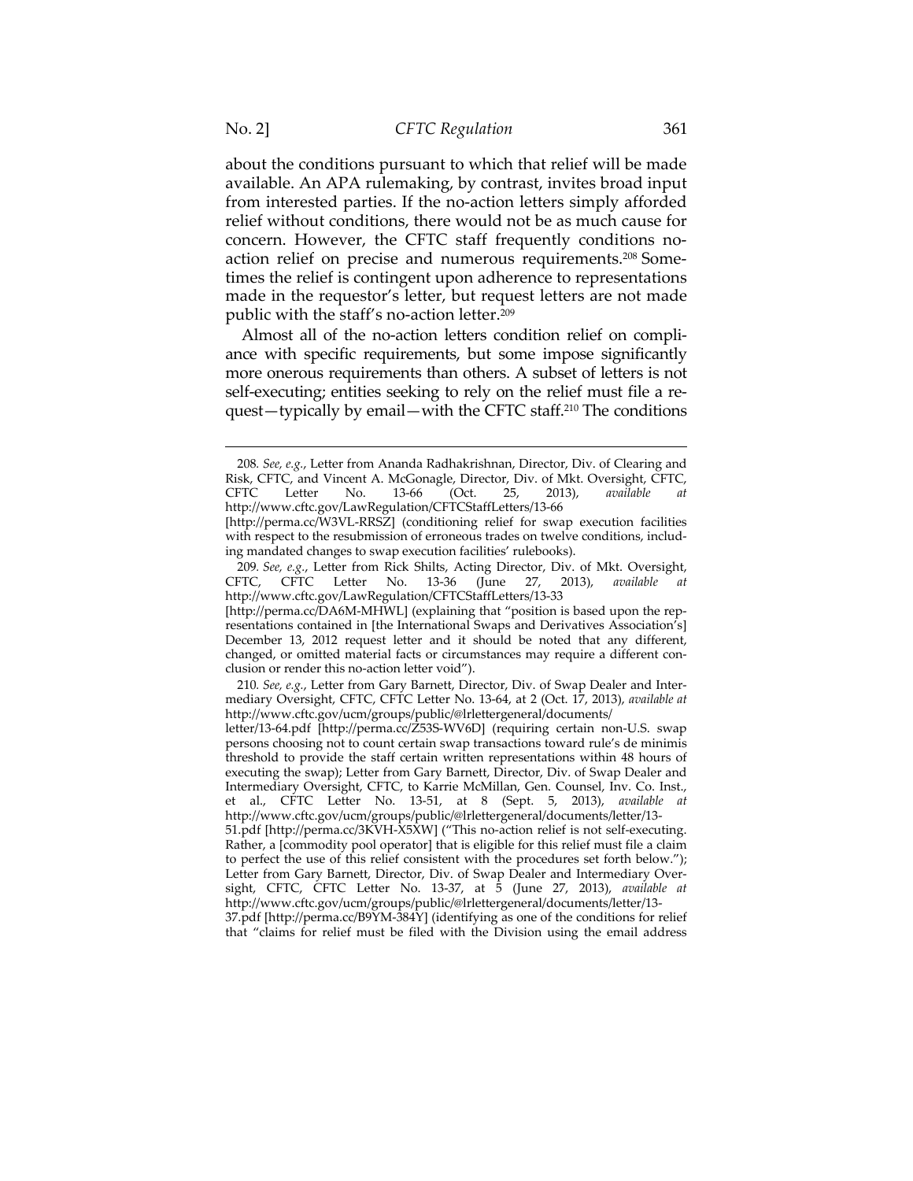about the conditions pursuant to which that relief will be made available. An APA rulemaking, by contrast, invites broad input from interested parties. If the no-action letters simply afforded relief without conditions, there would not be as much cause for concern. However, the CFTC staff frequently conditions no-action relief on precise and numerous requirements.[208] Sometimes the relief is contingent upon adherence to representations made in the requestor's letter, but request letters are not made public with the staff's no-action letter.[209]

Almost all of the no-action letters condition relief on compliance with specific requirements, but some impose significantly more onerous requirements than others. A subset of letters is not self-executing; entities seeking to rely on the relief must file a request—typically by email—with the CFTC staff.[210] The conditions

---

208. *See, e.g.*, Letter from Ananda Radhakrishnan, Director, Div. of Clearing and Risk, CFTC, and Vincent A. McGonagle, Director, Div. of Mkt. Oversight, CFTC, CFTC Letter No. 13-66 (Oct. 25, 2013), *available at* http://www.cftc.gov/LawRegulation/CFTCStaffLetters/13-66 [http://perma.cc/W3VL-RRSZ] (conditioning relief for swap execution facilities with respect to the resubmission of erroneous trades on twelve conditions, including mandated changes to swap execution facilities' rulebooks).

209. *See, e.g.*, Letter from Rick Shilts, Acting Director, Div. of Mkt. Oversight, CFTC, CFTC Letter No. 13-36 (June 27, 2013), *available at* http://www.cftc.gov/LawRegulation/CFTCStaffLetters/13-33 [http://perma.cc/DA6M-MHWL] (explaining that "position is based upon the representations contained in [the International Swaps and Derivatives Association's] December 13, 2012 request letter and it should be noted that any different, changed, or omitted material facts or circumstances may require a different conclusion or render this no-action letter void").

210. *See, e.g.*, Letter from Gary Barnett, Director, Div. of Swap Dealer and Intermediary Oversight, CFTC, CFTC Letter No. 13-64, at 2 (Oct. 17, 2013), *available at* http://www.cftc.gov/ucm/groups/public/@lrlettergeneral/documents/letter/13-64.pdf [http://perma.cc/Z53S-WV6D] (requiring certain non-U.S. swap persons choosing not to count certain swap transactions toward rule's de minimis threshold to provide the staff certain written representations within 48 hours of executing the swap); Letter from Gary Barnett, Director, Div. of Swap Dealer and Intermediary Oversight, CFTC, to Karrie McMillan, Gen. Counsel, Inv. Co. Inst., et al., CFTC Letter No. 13-51, at 8 (Sept. 5, 2013), *available at* http://www.cftc.gov/ucm/groups/public/@lrlettergeneral/documents/letter/13-51.pdf [http://perma.cc/3KVH-X5XW] ("This no-action relief is not self-executing. Rather, a [commodity pool operator] that is eligible for this relief must file a claim to perfect the use of this relief consistent with the procedures set forth below."); Letter from Gary Barnett, Director, Div. of Swap Dealer and Intermediary Oversight, CFTC, CFTC Letter No. 13-37, at 5 (June 27, 2013), *available at* http://www.cftc.gov/ucm/groups/public/@lrlettergeneral/documents/letter/13-37.pdf [http://perma.cc/B9YM-384Y] (identifying as one of the conditions for relief that "claims for relief must be filed with the Division using the email address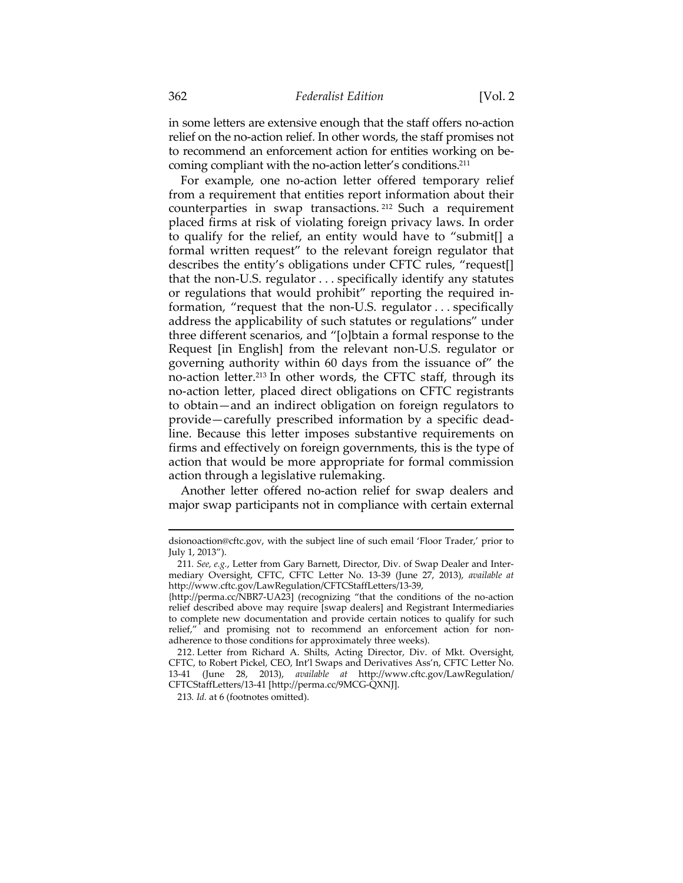in some letters are extensive enough that the staff offers no-action relief on the no-action relief. In other words, the staff promises not to recommend an enforcement action for entities working on becoming compliant with the no-action letter's conditions.[211]

For example, one no-action letter offered temporary relief from a requirement that entities report information about their counterparties in swap transactions.[212] Such a requirement placed firms at risk of violating foreign privacy laws. In order to qualify for the relief, an entity would have to "submit[] a formal written request" to the relevant foreign regulator that describes the entity's obligations under CFTC rules, "request[] that the non-U.S. regulator . . . specifically identify any statutes or regulations that would prohibit" reporting the required information, "request that the non-U.S. regulator . . . specifically address the applicability of such statutes or regulations" under three different scenarios, and "[o]btain a formal response to the Request [in English] from the relevant non-U.S. regulator or governing authority within 60 days from the issuance of" the no-action letter.[213] In other words, the CFTC staff, through its no-action letter, placed direct obligations on CFTC registrants to obtain—and an indirect obligation on foreign regulators to provide—carefully prescribed information by a specific deadline. Because this letter imposes substantive requirements on firms and effectively on foreign governments, this is the type of action that would be more appropriate for formal commission action through a legislative rulemaking.

Another letter offered no-action relief for swap dealers and major swap participants not in compliance with certain external

---

dsionoaction@cftc.gov, with the subject line of such email 'Floor Trader,' prior to July 1, 2013").

211. *See, e.g.*, Letter from Gary Barnett, Director, Div. of Swap Dealer and Intermediary Oversight, CFTC, CFTC Letter No. 13-39 (June 27, 2013), *available at* http://www.cftc.gov/LawRegulation/CFTCStaffLetters/13-39, {http://perma.cc/NBR7-UA23] (recognizing "that the conditions of the no-action relief described above may require [swap dealers] and Registrant Intermediaries to complete new documentation and provide certain notices to qualify for such relief," and promising not to recommend an enforcement action for non-adherence to those conditions for approximately three weeks).

212. Letter from Richard A. Shilts, Acting Director, Div. of Mkt. Oversight, CFTC, to Robert Pickel, CEO, Int'l Swaps and Derivatives Ass'n, CFTC Letter No. 13-41 (June 28, 2013), *available at* http://www.cftc.gov/LawRegulation/CFTCStaffLetters/13-41 [http://perma.cc/9MCG-QXNJ].

213. *Id.* at 6 (footnotes omitted).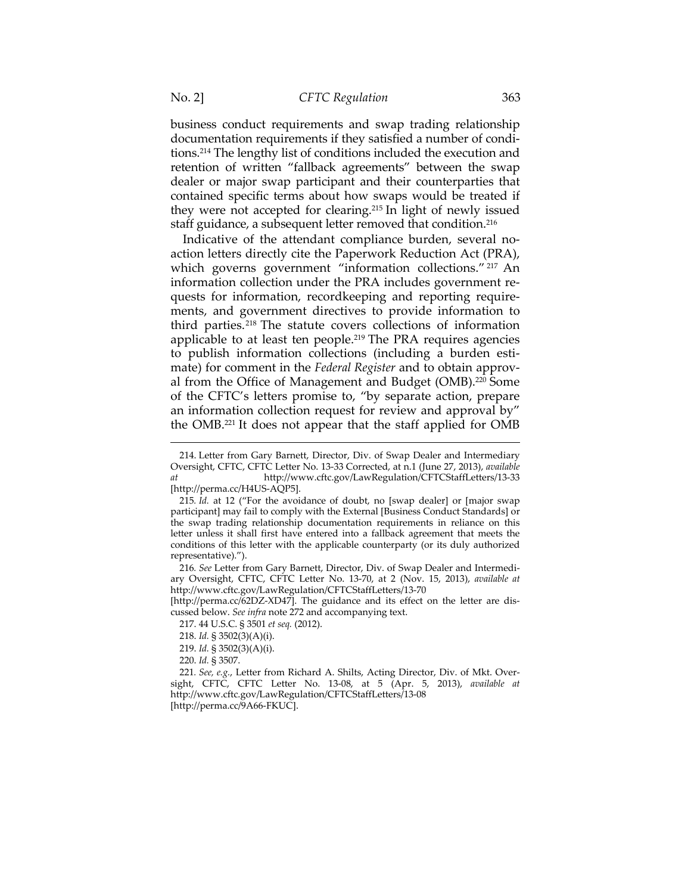business conduct requirements and swap trading relationship documentation requirements if they satisfied a number of conditions.[214] The lengthy list of conditions included the execution and retention of written "fallback agreements" between the swap dealer or major swap participant and their counterparties that contained specific terms about how swaps would be treated if they were not accepted for clearing.[215] In light of newly issued staff guidance, a subsequent letter removed that condition.[216]

Indicative of the attendant compliance burden, several no-action letters directly cite the Paperwork Reduction Act (PRA), which governs government "information collections."[217] An information collection under the PRA includes government requests for information, recordkeeping and reporting requirements, and government directives to provide information to third parties.[218] The statute covers collections of information applicable to at least ten people.[219] The PRA requires agencies to publish information collections (including a burden estimate) for comment in the *Federal Register* and to obtain approval from the Office of Management and Budget (OMB).[220] Some of the CFTC's letters promise to, "by separate action, prepare an information collection request for review and approval by" the OMB.[221] It does not appear that the staff applied for OMB

---

214. Letter from Gary Barnett, Director, Div. of Swap Dealer and Intermediary Oversight, CFTC, CFTC Letter No. 13-33 Corrected, at n.1 (June 27, 2013), *available at* http://www.cftc.gov/LawRegulation/CFTCStaffLetters/13-33 [http://perma.cc/H4US-AQP5].

215. *Id.* at 12 ("For the avoidance of doubt, no [swap dealer] or [major swap participant] may fail to comply with the External [Business Conduct Standards] or the swap trading relationship documentation requirements in reliance on this letter unless it shall first have entered into a fallback agreement that meets the conditions of this letter with the applicable counterparty (or its duly authorized representative).").

216. *See* Letter from Gary Barnett, Director, Div. of Swap Dealer and Intermediary Oversight, CFTC, CFTC Letter No. 13-70, at 2 (Nov. 15, 2013), *available at* http://www.cftc.gov/LawRegulation/CFTCStaffLetters/13-70 [http://perma.cc/62DZ-XD47]. The guidance and its effect on the letter are discussed below. *See infra* note 272 and accompanying text.

217. 44 U.S.C. § 3501 *et seq.* (2012).

218. *Id.* § 3502(3)(A)(i).

219. *Id.* § 3502(3)(A)(i).

220. *Id.* § 3507.

221. *See, e.g.*, Letter from Richard A. Shilts, Acting Director, Div. of Mkt. Oversight, CFTC, CFTC Letter No. 13-08, at 5 (Apr. 5, 2013), *available at* http://www.cftc.gov/LawRegulation/CFTCStaffLetters/13-08 [http://perma.cc/9A66-FKUC].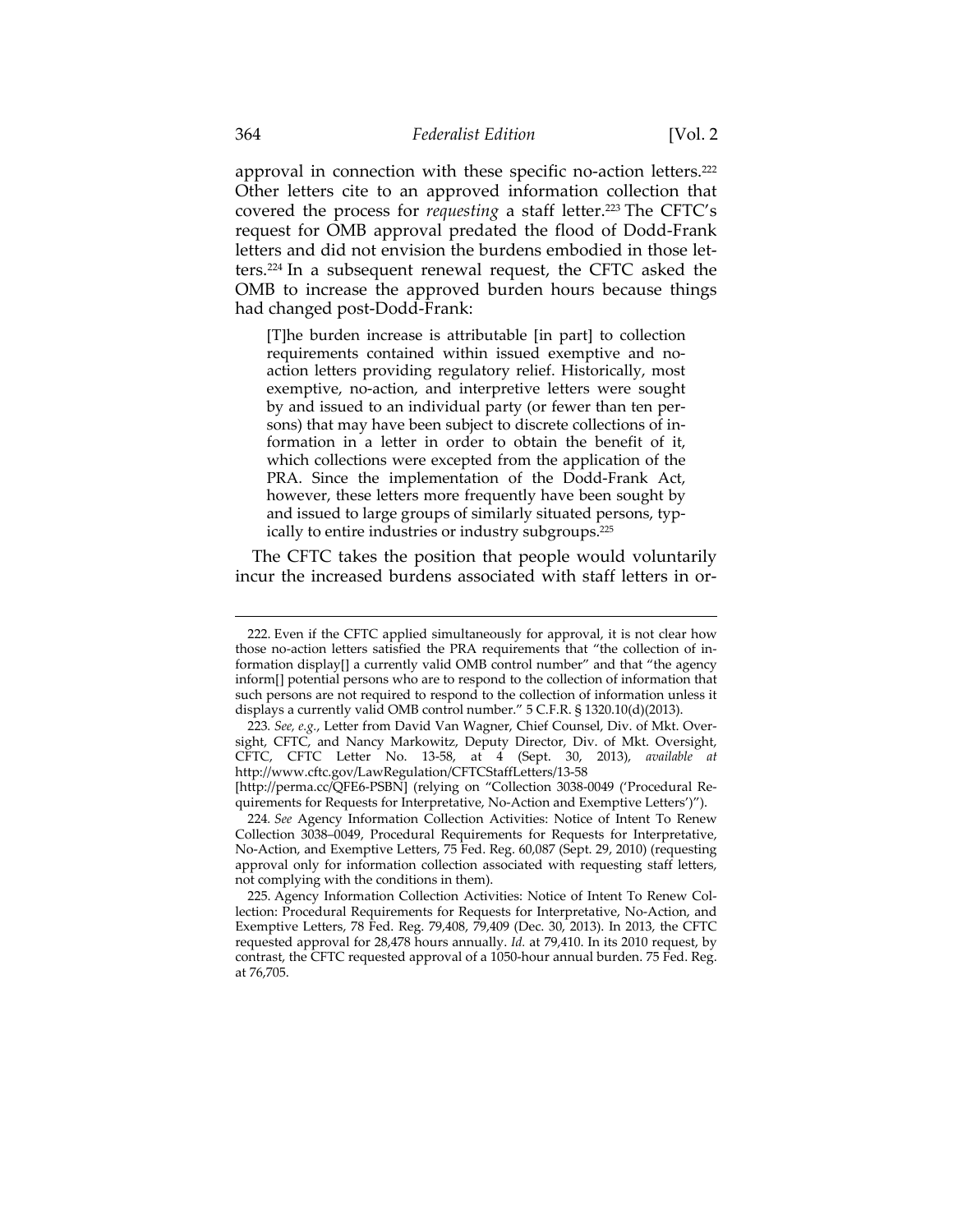approval in connection with these specific no-action letters.[222] Other letters cite to an approved information collection that covered the process for *requesting* a staff letter.[223] The CFTC's request for OMB approval predated the flood of Dodd-Frank letters and did not envision the burdens embodied in those letters.[224] In a subsequent renewal request, the CFTC asked the OMB to increase the approved burden hours because things had changed post-Dodd-Frank:

> [T]he burden increase is attributable [in part] to collection requirements contained within issued exemptive and no-action letters providing regulatory relief. Historically, most exemptive, no-action, and interpretive letters were sought by and issued to an individual party (or fewer than ten persons) that may have been subject to discrete collections of information in a letter in order to obtain the benefit of it, which collections were excepted from the application of the PRA. Since the implementation of the Dodd-Frank Act, however, these letters more frequently have been sought by and issued to large groups of similarly situated persons, typically to entire industries or industry subgroups.[225]

The CFTC takes the position that people would voluntarily incur the increased burdens associated with staff letters in or-

---

222. Even if the CFTC applied simultaneously for approval, it is not clear how those no-action letters satisfied the PRA requirements that "the collection of information display[] a currently valid OMB control number" and that "the agency inform[] potential persons who are to respond to the collection of information that such persons are not required to respond to the collection of information unless it displays a currently valid OMB control number." 5 C.F.R. § 1320.10(d)(2013).

223. *See, e.g.*, Letter from David Van Wagner, Chief Counsel, Div. of Mkt. Oversight, CFTC, and Nancy Markowitz, Deputy Director, Div. of Mkt. Oversight, CFTC, CFTC Letter No. 13-58, at 4 (Sept. 30, 2013), *available at* http://www.cftc.gov/LawRegulation/CFTCStaffLetters/13-58 [http://perma.cc/QFE6-PSBN] (relying on "Collection 3038-0049 ('Procedural Requirements for Requests for Interpretative, No-Action and Exemptive Letters')").

224. *See* Agency Information Collection Activities: Notice of Intent To Renew Collection 3038–0049, Procedural Requirements for Requests for Interpretative, No-Action, and Exemptive Letters, 75 Fed. Reg. 60,087 (Sept. 29, 2010) (requesting approval only for information collection associated with requesting staff letters, not complying with the conditions in them).

225. Agency Information Collection Activities: Notice of Intent To Renew Collection: Procedural Requirements for Requests for Interpretative, No-Action, and Exemptive Letters, 78 Fed. Reg. 79,408, 79,409 (Dec. 30, 2013). In 2013, the CFTC requested approval for 28,478 hours annually. *Id.* at 79,410. In its 2010 request, by contrast, the CFTC requested approval of a 1050-hour annual burden. 75 Fed. Reg. at 76,705.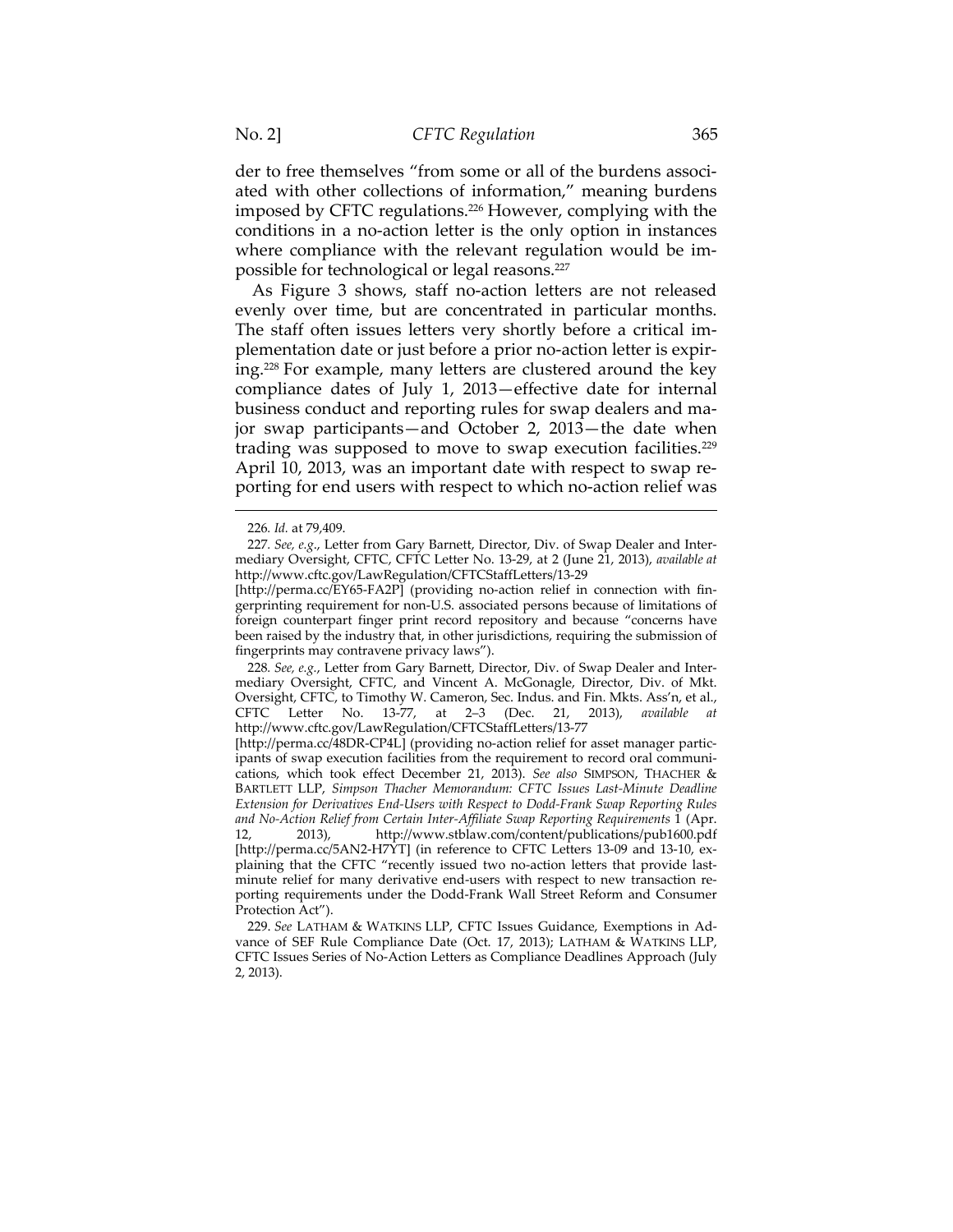der to free themselves "from some or all of the burdens associated with other collections of information," meaning burdens imposed by CFTC regulations.[226] However, complying with the conditions in a no-action letter is the only option in instances where compliance with the relevant regulation would be impossible for technological or legal reasons.[227]

As Figure 3 shows, staff no-action letters are not released evenly over time, but are concentrated in particular months. The staff often issues letters very shortly before a critical implementation date or just before a prior no-action letter is expiring.[228] For example, many letters are clustered around the key compliance dates of July 1, 2013—effective date for internal business conduct and reporting rules for swap dealers and major swap participants—and October 2, 2013—the date when trading was supposed to move to swap execution facilities.[229] April 10, 2013, was an important date with respect to swap reporting for end users with respect to which no-action relief was

---

226. *Id.* at 79,409.

227. *See, e.g.*, Letter from Gary Barnett, Director, Div. of Swap Dealer and Intermediary Oversight, CFTC, CFTC Letter No. 13-29, at 2 (June 21, 2013), *available at* http://www.cftc.gov/LawRegulation/CFTCStaffLetters/13-29 [http://perma.cc/EY65-FA2P] (providing no-action relief in connection with fingerprinting requirement for non-U.S. associated persons because of limitations of foreign counterpart finger print record repository and because "concerns have been raised by the industry that, in other jurisdictions, requiring the submission of fingerprints may contravene privacy laws").

228. *See, e.g.*, Letter from Gary Barnett, Director, Div. of Swap Dealer and Intermediary Oversight, CFTC, and Vincent A. McGonagle, Director, Div. of Mkt. Oversight, CFTC, to Timothy W. Cameron, Sec. Indus. and Fin. Mkts. Ass'n, et al., CFTC Letter No. 13-77, at 2–3 (Dec. 21, 2013), *available at* http://www.cftc.gov/LawRegulation/CFTCStaffLetters/13-77 [http://perma.cc/48DR-CP4L] (providing no-action relief for asset manager participants of swap execution facilities from the requirement to record oral communications, which took effect December 21, 2013). *See also* SIMPSON, THACHER & BARTLETT LLP, *Simpson Thacher Memorandum: CFTC Issues Last-Minute Deadline Extension for Derivatives End-Users with Respect to Dodd-Frank Swap Reporting Rules and No-Action Relief from Certain Inter-Affiliate Swap Reporting Requirements* 1 (Apr. 12, 2013), http://www.stblaw.com/content/publications/pub1600.pdf [http://perma.cc/5AN2-H7YT] (in reference to CFTC Letters 13-09 and 13-10, explaining that the CFTC "recently issued two no-action letters that provide last-minute relief for many derivative end-users with respect to new transaction reporting requirements under the Dodd-Frank Wall Street Reform and Consumer Protection Act").

229. *See* LATHAM & WATKINS LLP, CFTC Issues Guidance, Exemptions in Advance of SEF Rule Compliance Date (Oct. 17, 2013); LATHAM & WATKINS LLP, CFTC Issues Series of No-Action Letters as Compliance Deadlines Approach (July 2, 2013).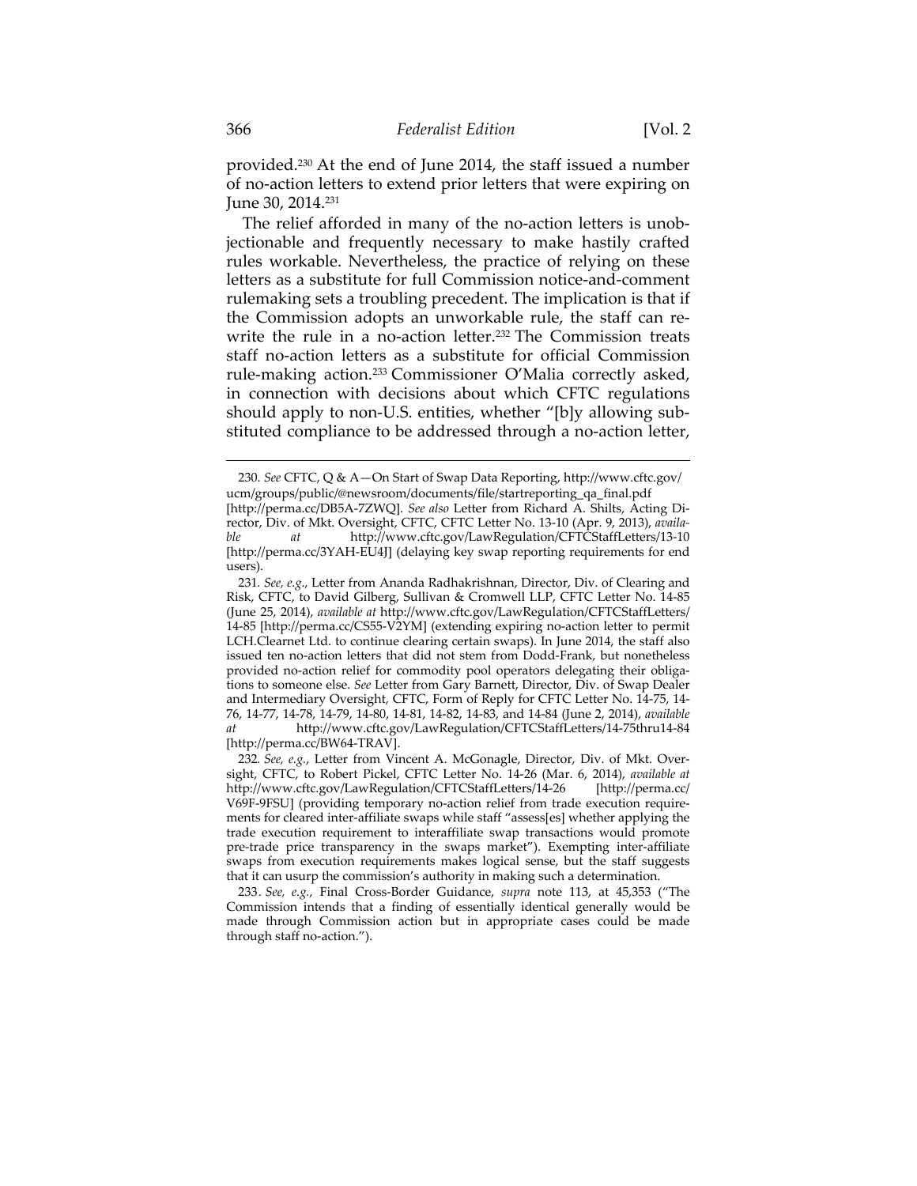provided.[230] At the end of June 2014, the staff issued a number of no-action letters to extend prior letters that were expiring on June 30, 2014.[231]

The relief afforded in many of the no-action letters is unobjectionable and frequently necessary to make hastily crafted rules workable. Nevertheless, the practice of relying on these letters as a substitute for full Commission notice-and-comment rulemaking sets a troubling precedent. The implication is that if the Commission adopts an unworkable rule, the staff can rewrite the rule in a no-action letter.[232] The Commission treats staff no-action letters as a substitute for official Commission rule-making action.[233] Commissioner O'Malia correctly asked, in connection with decisions about which CFTC regulations should apply to non-U.S. entities, whether "[b]y allowing substituted compliance to be addressed through a no-action letter,

---

230. *See* CFTC, Q & A—On Start of Swap Data Reporting, http://www.cftc.gov/ucm/groups/public/@newsroom/documents/file/startreporting_qa_final.pdf [http://perma.cc/DB5A-7ZWQ]. *See also* Letter from Richard A. Shilts, Acting Director, Div. of Mkt. Oversight, CFTC, CFTC Letter No. 13-10 (Apr. 9, 2013), *available at* http://www.cftc.gov/LawRegulation/CFTCStaffLetters/13-10 [http://perma.cc/3YAH-EU4J] (delaying key swap reporting requirements for end users).

231. *See, e.g.*, Letter from Ananda Radhakrishnan, Director, Div. of Clearing and Risk, CFTC, to David Gilberg, Sullivan & Cromwell LLP, CFTC Letter No. 14-85 (June 25, 2014), *available at* http://www.cftc.gov/LawRegulation/CFTCStaffLetters/14-85 [http://perma.cc/CS55-V2YM] (extending expiring no-action letter to permit LCH.Clearnet Ltd. to continue clearing certain swaps). In June 2014, the staff also issued ten no-action letters that did not stem from Dodd-Frank, but nonetheless provided no-action relief for commodity pool operators delegating their obligations to someone else. *See* Letter from Gary Barnett, Director, Div. of Swap Dealer and Intermediary Oversight, CFTC, Form of Reply for CFTC Letter No. 14-75, 14-76, 14-77, 14-78, 14-79, 14-80, 14-81, 14-82, 14-83, and 14-84 (June 2, 2014), *available at* http://www.cftc.gov/LawRegulation/CFTCStaffLetters/14-75thru14-84 [http://perma.cc/BW64-TRAV].

232. *See, e.g.*, Letter from Vincent A. McGonagle, Director, Div. of Mkt. Oversight, CFTC, to Robert Pickel, CFTC Letter No. 14-26 (Mar. 6, 2014), *available at* http://www.cftc.gov/LawRegulation/CFTCStaffLetters/14-26 [http://perma.cc/V69F-9FSU] (providing temporary no-action relief from trade execution requirements for cleared inter-affiliate swaps while staff "assess[es] whether applying the trade execution requirement to interaffiliate swap transactions would promote pre-trade price transparency in the swaps market"). Exempting inter-affiliate swaps from execution requirements makes logical sense, but the staff suggests that it can usurp the commission's authority in making such a determination.

233. *See, e.g.*, Final Cross-Border Guidance, *supra* note 113, at 45,353 ("The Commission intends that a finding of essentially identical generally would be made through Commission action but in appropriate cases could be made through staff no-action.").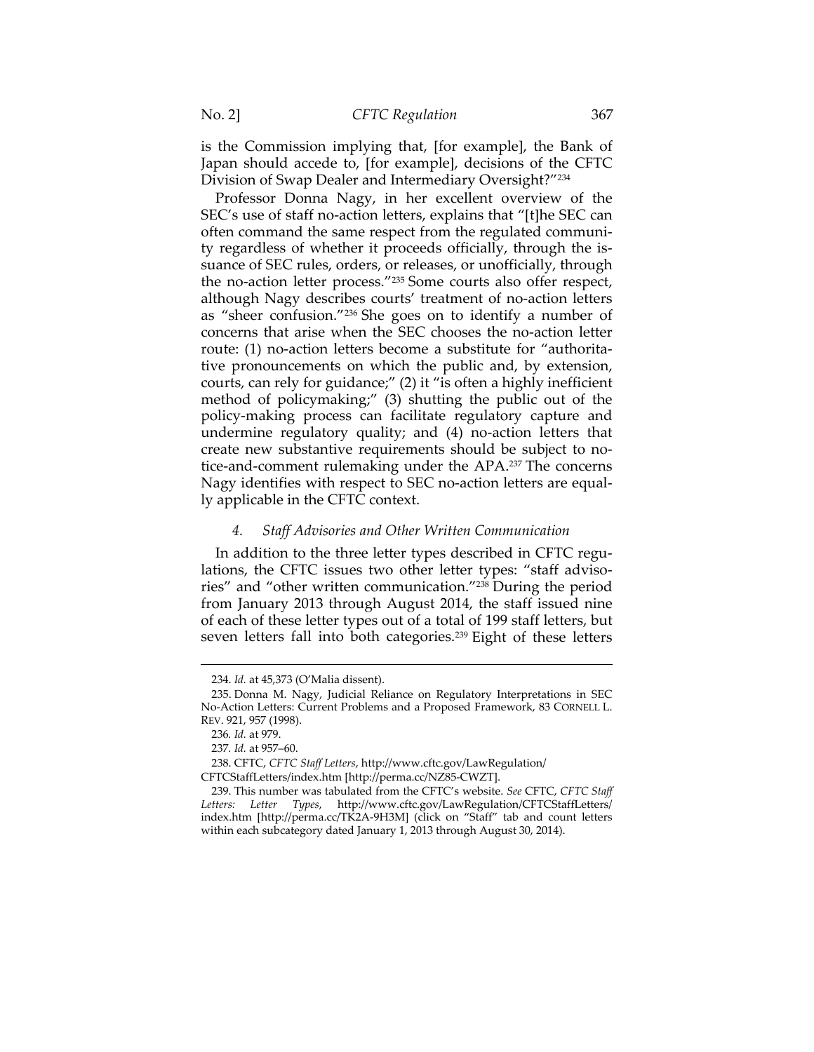is the Commission implying that, [for example], the Bank of Japan should accede to, [for example], decisions of the CFTC Division of Swap Dealer and Intermediary Oversight?"[234]

Professor Donna Nagy, in her excellent overview of the SEC's use of staff no-action letters, explains that "[t]he SEC can often command the same respect from the regulated community regardless of whether it proceeds officially, through the issuance of SEC rules, orders, or releases, or unofficially, through the no-action letter process."[235] Some courts also offer respect, although Nagy describes courts' treatment of no-action letters as "sheer confusion."[236] She goes on to identify a number of concerns that arise when the SEC chooses the no-action letter route: (1) no-action letters become a substitute for "authoritative pronouncements on which the public and, by extension, courts, can rely for guidance;" (2) it "is often a highly inefficient method of policymaking;" (3) shutting the public out of the policy-making process can facilitate regulatory capture and undermine regulatory quality; and (4) no-action letters that create new substantive requirements should be subject to notice-and-comment rulemaking under the APA.[237] The concerns Nagy identifies with respect to SEC no-action letters are equally applicable in the CFTC context.

#### *4. Staff Advisories and Other Written Communication*

In addition to the three letter types described in CFTC regulations, the CFTC issues two other letter types: "staff advisories" and "other written communication."[238] During the period from January 2013 through August 2014, the staff issued nine of each of these letter types out of a total of 199 staff letters, but seven letters fall into both categories.[239] Eight of these letters

---

234. *Id.* at 45,373 (O'Malia dissent).

235. Donna M. Nagy, Judicial Reliance on Regulatory Interpretations in SEC No-Action Letters: Current Problems and a Proposed Framework, 83 CORNELL L. REV. 921, 957 (1998).

236. *Id.* at 979.

237. *Id.* at 957–60.

238. CFTC, *CFTC Staff Letters*, http://www.cftc.gov/LawRegulation/CFTCStaffLetters/index.htm [http://perma.cc/NZ85-CWZT].

239. This number was tabulated from the CFTC's website. *See* CFTC, *CFTC Staff Letters: Letter Types*, http://www.cftc.gov/LawRegulation/CFTCStaffLetters/index.htm [http://perma.cc/TK2A-9H3M] (click on "Staff" tab and count letters within each subcategory dated January 1, 2013 through August 30, 2014).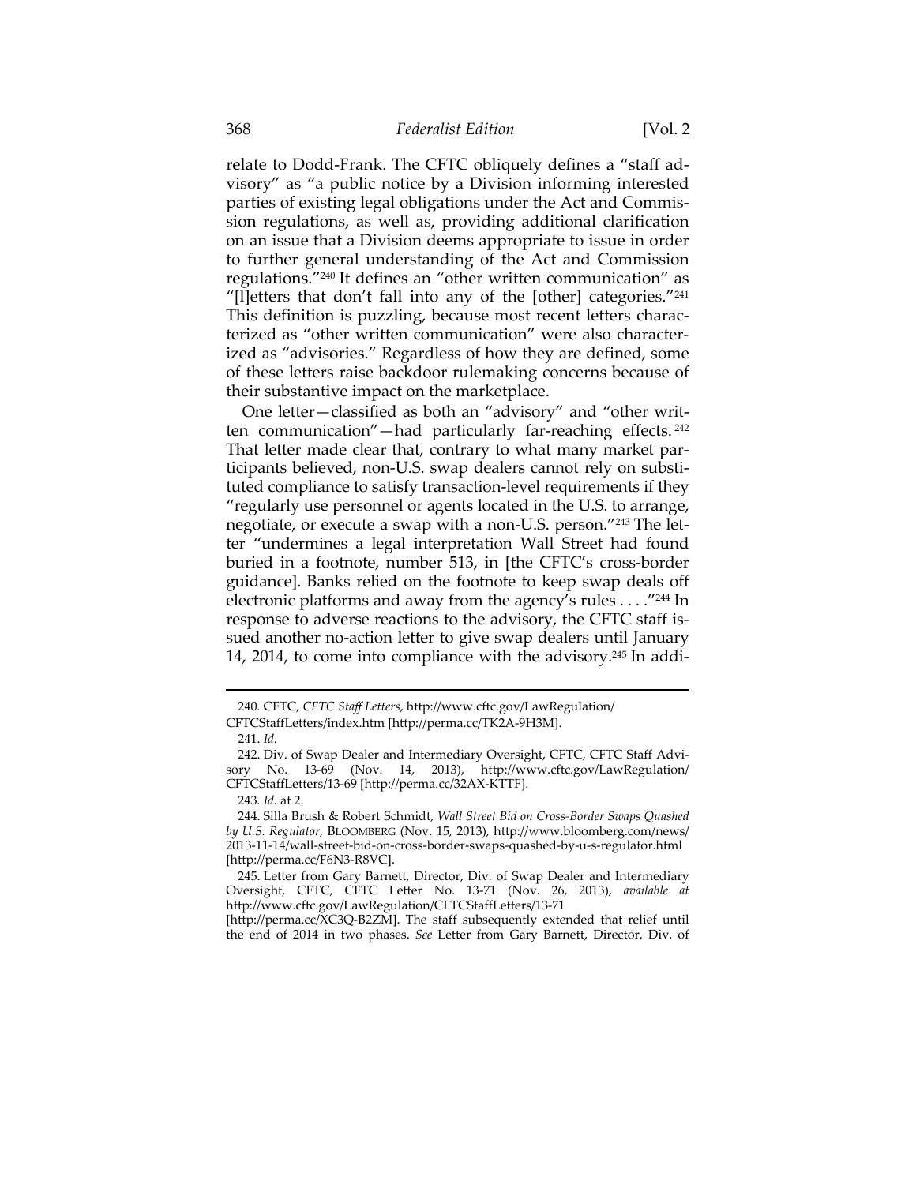relate to Dodd-Frank. The CFTC obliquely defines a "staff advisory" as "a public notice by a Division informing interested parties of existing legal obligations under the Act and Commission regulations, as well as, providing additional clarification on an issue that a Division deems appropriate to issue in order to further general understanding of the Act and Commission regulations."[240] It defines an "other written communication" as "[l]etters that don't fall into any of the [other] categories."[241] This definition is puzzling, because most recent letters characterized as "other written communication" were also characterized as "advisories." Regardless of how they are defined, some of these letters raise backdoor rulemaking concerns because of their substantive impact on the marketplace.

One letter—classified as both an "advisory" and "other written communication"—had particularly far-reaching effects.[242] That letter made clear that, contrary to what many market participants believed, non-U.S. swap dealers cannot rely on substituted compliance to satisfy transaction-level requirements if they "regularly use personnel or agents located in the U.S. to arrange, negotiate, or execute a swap with a non-U.S. person."[243] The letter "undermines a legal interpretation Wall Street had found buried in a footnote, number 513, in [the CFTC's cross-border guidance]. Banks relied on the footnote to keep swap deals off electronic platforms and away from the agency's rules . . . ."[244] In response to adverse reactions to the advisory, the CFTC staff issued another no-action letter to give swap dealers until January 14, 2014, to come into compliance with the advisory.[245] In addi-

---

240. CFTC, *CFTC Staff Letters*, http://www.cftc.gov/LawRegulation/CFTCStaffLetters/index.htm [http://perma.cc/TK2A-9H3M].

241. *Id.*

242. Div. of Swap Dealer and Intermediary Oversight, CFTC, CFTC Staff Advisory No. 13-69 (Nov. 14, 2013), http://www.cftc.gov/LawRegulation/CFTCStaffLetters/13-69 [http://perma.cc/32AX-KTTF].

243. *Id.* at 2.

244. Silla Brush & Robert Schmidt, *Wall Street Bid on Cross-Border Swaps Quashed by U.S. Regulator*, BLOOMBERG (Nov. 15, 2013), http://www.bloomberg.com/news/2013-11-14/wall-street-bid-on-cross-border-swaps-quashed-by-u-s-regulator.html [http://perma.cc/F6N3-R8VC].

245. Letter from Gary Barnett, Director, Div. of Swap Dealer and Intermediary Oversight, CFTC, CFTC Letter No. 13-71 (Nov. 26, 2013), *available at* http://www.cftc.gov/LawRegulation/CFTCStaffLetters/13-71 [http://perma.cc/XC3Q-B2ZM]. The staff subsequently extended that relief until the end of 2014 in two phases. *See* Letter from Gary Barnett, Director, Div. of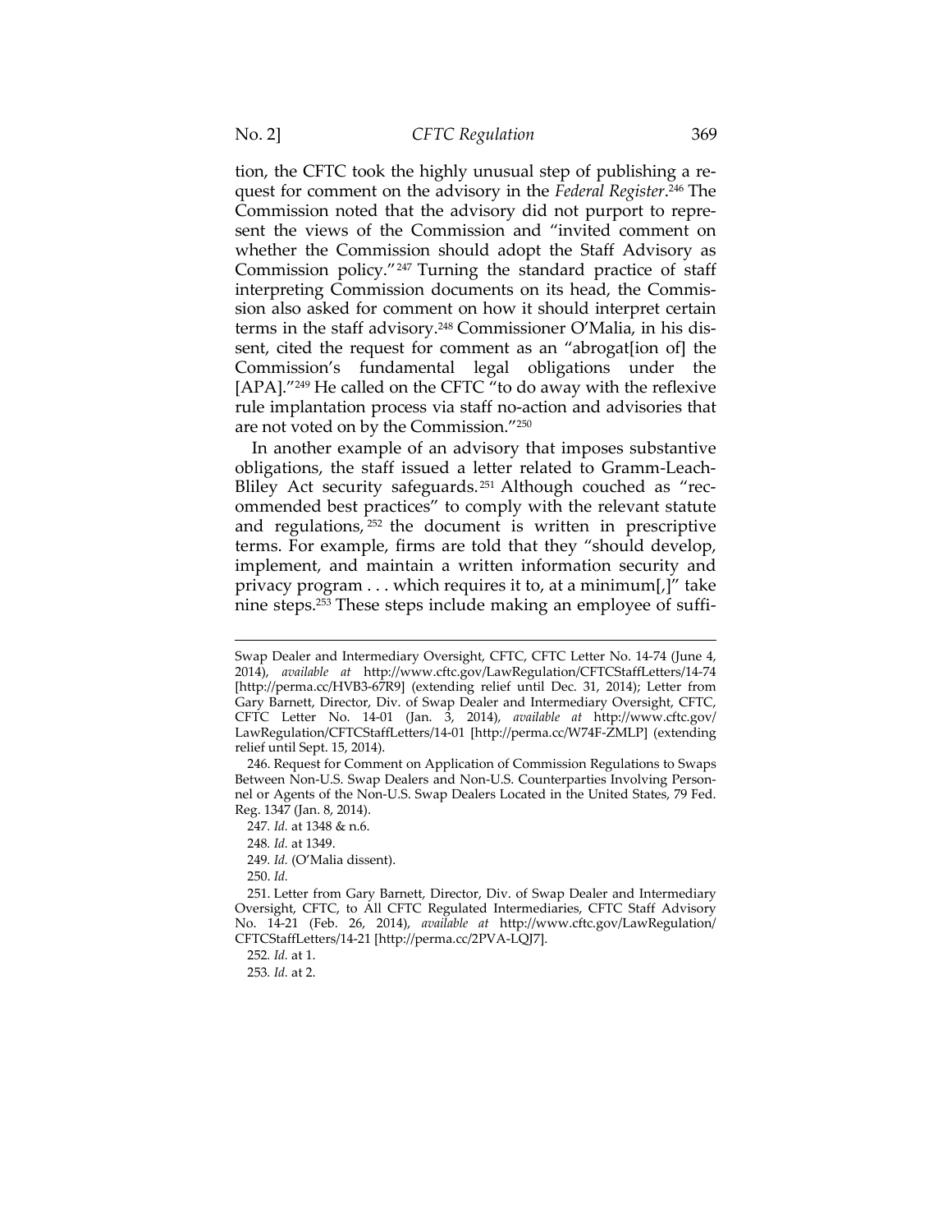tion, the CFTC took the highly unusual step of publishing a request for comment on the advisory in the *Federal Register*.[246] The Commission noted that the advisory did not purport to represent the views of the Commission and "invited comment on whether the Commission should adopt the Staff Advisory as Commission policy."[247] Turning the standard practice of staff interpreting Commission documents on its head, the Commission also asked for comment on how it should interpret certain terms in the staff advisory.[248] Commissioner O'Malia, in his dissent, cited the request for comment as an "abrogat[ion of] the Commission's fundamental legal obligations under the [APA]."[249] He called on the CFTC "to do away with the reflexive rule implantation process via staff no-action and advisories that are not voted on by the Commission."[250]

In another example of an advisory that imposes substantive obligations, the staff issued a letter related to Gramm-Leach-Bliley Act security safeguards.[251] Although couched as "recommended best practices" to comply with the relevant statute and regulations,[252] the document is written in prescriptive terms. For example, firms are told that they "should develop, implement, and maintain a written information security and privacy program . . . which requires it to, at a minimum[,]" take nine steps.[253] These steps include making an employee of suffi-

---

Swap Dealer and Intermediary Oversight, CFTC, CFTC Letter No. 14-74 (June 4, 2014), *available at* http://www.cftc.gov/LawRegulation/CFTCStaffLetters/14-74 [http://perma.cc/HVB3-67R9] (extending relief until Dec. 31, 2014); Letter from Gary Barnett, Director, Div. of Swap Dealer and Intermediary Oversight, CFTC, CFTC Letter No. 14-01 (Jan. 3, 2014), *available at* http://www.cftc.gov/LawRegulation/CFTCStaffLetters/14-01 [http://perma.cc/W74F-ZMLP] (extending relief until Sept. 15, 2014).

246. Request for Comment on Application of Commission Regulations to Swaps Between Non-U.S. Swap Dealers and Non-U.S. Counterparties Involving Personnel or Agents of the Non-U.S. Swap Dealers Located in the United States, 79 Fed. Reg. 1347 (Jan. 8, 2014).

247. *Id.* at 1348 & n.6.

248. *Id.* at 1349.

249. *Id.* (O'Malia dissent).

250. *Id.*

251. Letter from Gary Barnett, Director, Div. of Swap Dealer and Intermediary Oversight, CFTC, to All CFTC Regulated Intermediaries, CFTC Staff Advisory No. 14-21 (Feb. 26, 2014), *available at* http://www.cftc.gov/LawRegulation/CFTCStaffLetters/14-21 [http://perma.cc/2PVA-LQJ7].

252. *Id.* at 1.

253. *Id.* at 2.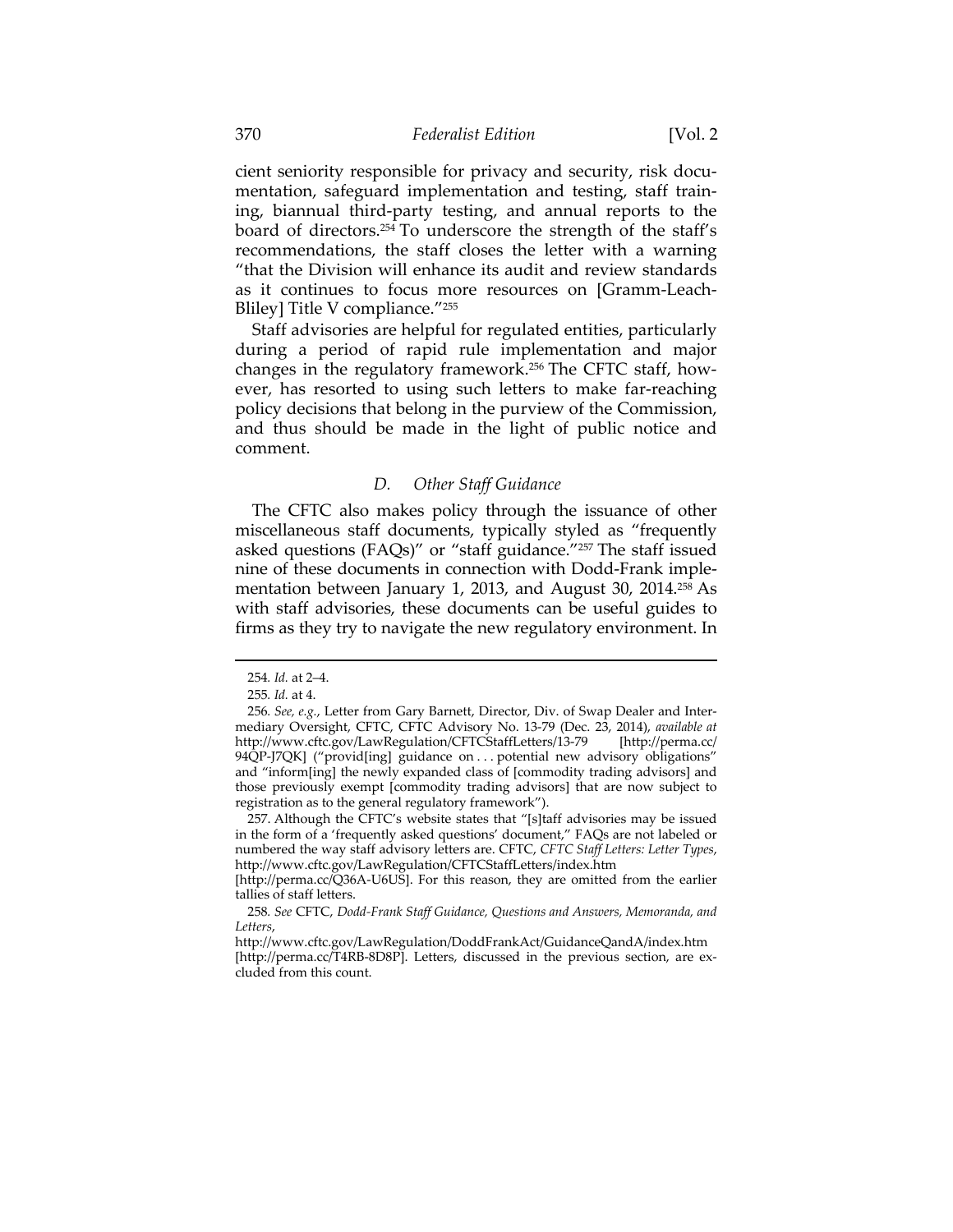cient seniority responsible for privacy and security, risk documentation, safeguard implementation and testing, staff training, biannual third-party testing, and annual reports to the board of directors.[254] To underscore the strength of the staff's recommendations, the staff closes the letter with a warning "that the Division will enhance its audit and review standards as it continues to focus more resources on [Gramm-Leach-Bliley] Title V compliance."[255]

Staff advisories are helpful for regulated entities, particularly during a period of rapid rule implementation and major changes in the regulatory framework.[256] The CFTC staff, however, has resorted to using such letters to make far-reaching policy decisions that belong in the purview of the Commission, and thus should be made in the light of public notice and comment.

### *D. Other Staff Guidance*

The CFTC also makes policy through the issuance of other miscellaneous staff documents, typically styled as "frequently asked questions (FAQs)" or "staff guidance."[257] The staff issued nine of these documents in connection with Dodd-Frank implementation between January 1, 2013, and August 30, 2014.[258] As with staff advisories, these documents can be useful guides to firms as they try to navigate the new regulatory environment. In

---

254. *Id.* at 2–4.

255. *Id.* at 4.

256. *See, e.g.*, Letter from Gary Barnett, Director, Div. of Swap Dealer and Intermediary Oversight, CFTC, CFTC Advisory No. 13-79 (Dec. 23, 2014), *available at* http://www.cftc.gov/LawRegulation/CFTCStaffLetters/13-79 [http://perma.cc/94QP-J7QK] ("provid[ing] guidance on . . . potential new advisory obligations" and "inform[ing] the newly expanded class of [commodity trading advisors] and those previously exempt [commodity trading advisors] that are now subject to registration as to the general regulatory framework").

257. Although the CFTC's website states that "[s]taff advisories may be issued in the form of a 'frequently asked questions' document," FAQs are not labeled or numbered the way staff advisory letters are. CFTC, *CFTC Staff Letters: Letter Types*, http://www.cftc.gov/LawRegulation/CFTCStaffLetters/index.htm [http://perma.cc/Q36A-U6US]. For this reason, they are omitted from the earlier tallies of staff letters.

258. *See* CFTC, *Dodd-Frank Staff Guidance, Questions and Answers, Memoranda, and Letters*, http://www.cftc.gov/LawRegulation/DoddFrankAct/GuidanceQandA/index.htm [http://perma.cc/T4RB-8D8P]. Letters, discussed in the previous section, are excluded from this count.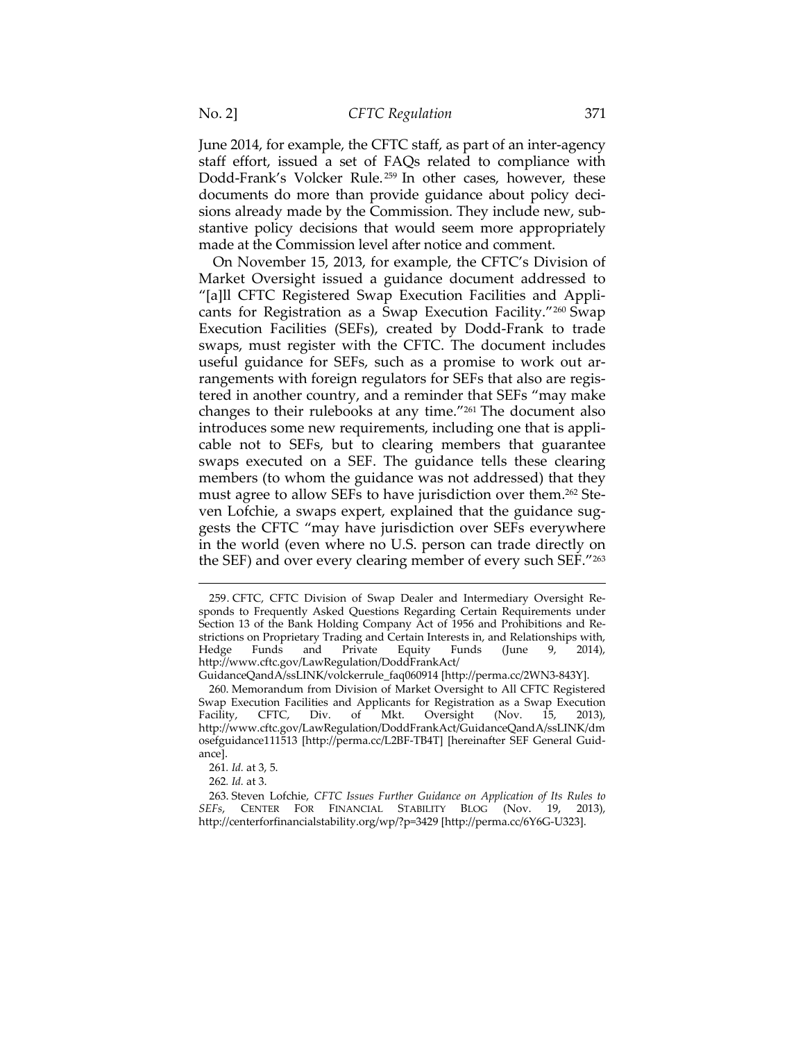June 2014, for example, the CFTC staff, as part of an inter-agency staff effort, issued a set of FAQs related to compliance with Dodd-Frank's Volcker Rule.[259] In other cases, however, these documents do more than provide guidance about policy decisions already made by the Commission. They include new, substantive policy decisions that would seem more appropriately made at the Commission level after notice and comment.

On November 15, 2013, for example, the CFTC's Division of Market Oversight issued a guidance document addressed to "[a]ll CFTC Registered Swap Execution Facilities and Applicants for Registration as a Swap Execution Facility."[260] Swap Execution Facilities (SEFs), created by Dodd-Frank to trade swaps, must register with the CFTC. The document includes useful guidance for SEFs, such as a promise to work out arrangements with foreign regulators for SEFs that also are registered in another country, and a reminder that SEFs "may make changes to their rulebooks at any time."[261] The document also introduces some new requirements, including one that is applicable not to SEFs, but to clearing members that guarantee swaps executed on a SEF. The guidance tells these clearing members (to whom the guidance was not addressed) that they must agree to allow SEFs to have jurisdiction over them.[262] Steven Lofchie, a swaps expert, explained that the guidance suggests the CFTC "may have jurisdiction over SEFs everywhere in the world (even where no U.S. person can trade directly on the SEF) and over every clearing member of every such SEF."[263]

---

259. CFTC, CFTC Division of Swap Dealer and Intermediary Oversight Responds to Frequently Asked Questions Regarding Certain Requirements under Section 13 of the Bank Holding Company Act of 1956 and Prohibitions and Restrictions on Proprietary Trading and Certain Interests in, and Relationships with, Hedge Funds and Private Equity Funds (June 9, 2014), http://www.cftc.gov/LawRegulation/DoddFrankAct/GuidanceQandA/ssLINK/volckerrule_faq060914 [http://perma.cc/2WN3-843Y].

260. Memorandum from Division of Market Oversight to All CFTC Registered Swap Execution Facilities and Applicants for Registration as a Swap Execution Facility, CFTC, Div. of Mkt. Oversight (Nov. 15, 2013), http://www.cftc.gov/LawRegulation/DoddFrankAct/GuidanceQandA/ssLINK/dmosefguidance111513 [http://perma.cc/L2BF-TB4T] [hereinafter SEF General Guidance].

261. *Id.* at 3, 5.

262. *Id.* at 3.

263. Steven Lofchie, *CFTC Issues Further Guidance on Application of Its Rules to SEFs*, CENTER FOR FINANCIAL STABILITY BLOG (Nov. 19, 2013), http://centerforfinancialstability.org/wp/?p=3429 [http://perma.cc/6Y6G-U323].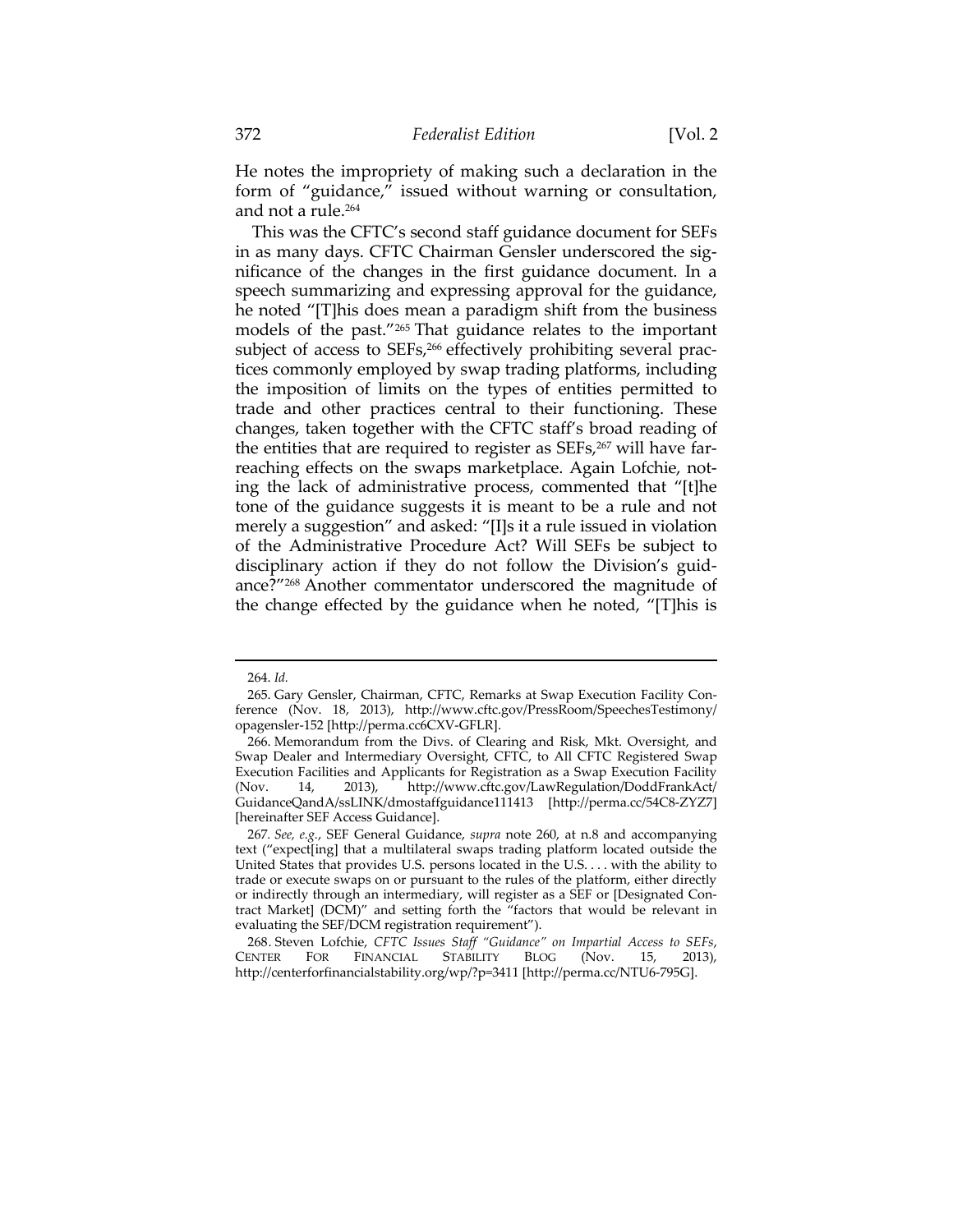He notes the impropriety of making such a declaration in the form of "guidance," issued without warning or consultation, and not a rule.[264]

This was the CFTC's second staff guidance document for SEFs in as many days. CFTC Chairman Gensler underscored the significance of the changes in the first guidance document. In a speech summarizing and expressing approval for the guidance, he noted "[T]his does mean a paradigm shift from the business models of the past."[265] That guidance relates to the important subject of access to SEFs,[266] effectively prohibiting several practices commonly employed by swap trading platforms, including the imposition of limits on the types of entities permitted to trade and other practices central to their functioning. These changes, taken together with the CFTC staff's broad reading of the entities that are required to register as SEFs,[267] will have far-reaching effects on the swaps marketplace. Again Lofchie, noting the lack of administrative process, commented that "[t]he tone of the guidance suggests it is meant to be a rule and not merely a suggestion" and asked: "[I]s it a rule issued in violation of the Administrative Procedure Act? Will SEFs be subject to disciplinary action if they do not follow the Division's guidance?"[268] Another commentator underscored the magnitude of the change effected by the guidance when he noted, "[T]his is

---

264. *Id.*

265. Gary Gensler, Chairman, CFTC, Remarks at Swap Execution Facility Conference (Nov. 18, 2013), http://www.cftc.gov/PressRoom/SpeechesTestimony/opagensler-152 [http://perma.cc6CXV-GFLR].

266. Memorandum from the Divs. of Clearing and Risk, Mkt. Oversight, and Swap Dealer and Intermediary Oversight, CFTC, to All CFTC Registered Swap Execution Facilities and Applicants for Registration as a Swap Execution Facility (Nov. 14, 2013), http://www.cftc.gov/LawRegulation/DoddFrankAct/GuidanceQandA/ssLINK/dmostaffguidance111413 [http://perma.cc/54C8-ZYZ7] [hereinafter SEF Access Guidance].

267. *See, e.g.*, SEF General Guidance, *supra* note 260, at n.8 and accompanying text ("expect[ing] that a multilateral swaps trading platform located outside the United States that provides U.S. persons located in the U.S. . . . with the ability to trade or execute swaps on or pursuant to the rules of the platform, either directly or indirectly through an intermediary, will register as a SEF or [Designated Contract Market] (DCM)" and setting forth the "factors that would be relevant in evaluating the SEF/DCM registration requirement").

268. Steven Lofchie, *CFTC Issues Staff "Guidance" on Impartial Access to SEFs*, CENTER FOR FINANCIAL STABILITY BLOG (Nov. 15, 2013), http://centerforfinancialstability.org/wp/?p=3411 [http://perma.cc/NTU6-795G].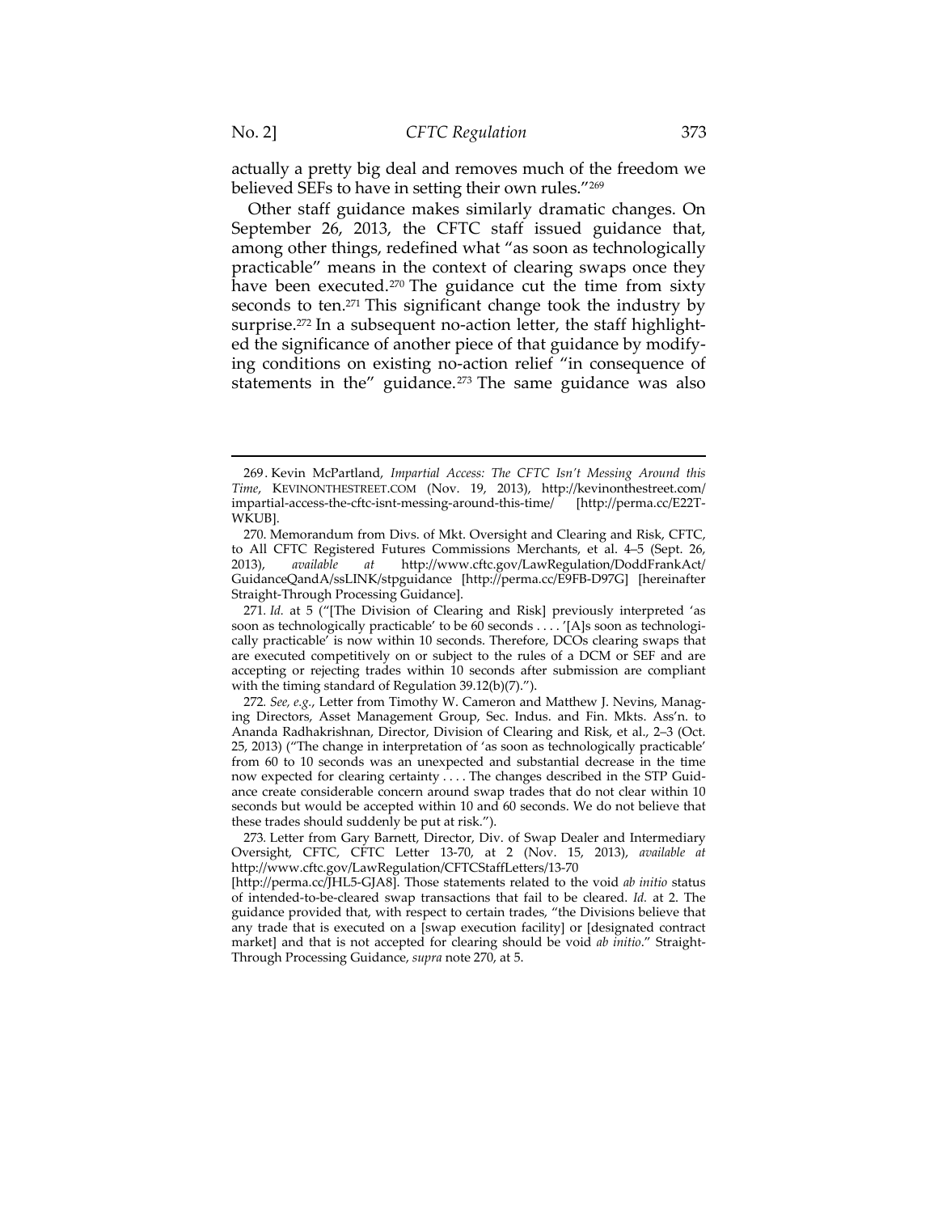actually a pretty big deal and removes much of the freedom we believed SEFs to have in setting their own rules."[269]

Other staff guidance makes similarly dramatic changes. On September 26, 2013, the CFTC staff issued guidance that, among other things, redefined what "as soon as technologically practicable" means in the context of clearing swaps once they have been executed.[270] The guidance cut the time from sixty seconds to ten.[271] This significant change took the industry by surprise.[272] In a subsequent no-action letter, the staff highlighted the significance of another piece of that guidance by modifying conditions on existing no-action relief "in consequence of statements in the" guidance.[273] The same guidance was also

---

269. Kevin McPartland, *Impartial Access: The CFTC Isn't Messing Around this Time*, KEVINONTHESTREET.COM (Nov. 19, 2013), http://kevinonthestreet.com/impartial-access-the-cftc-isnt-messing-around-this-time/ [http://perma.cc/E22T-WKUB].

270. Memorandum from Divs. of Mkt. Oversight and Clearing and Risk, CFTC, to All CFTC Registered Futures Commissions Merchants, et al. 4–5 (Sept. 26, 2013), *available at* http://www.cftc.gov/LawRegulation/DoddFrankAct/GuidanceQandA/ssLINK/stpguidance [http://perma.cc/E9FB-D97G] [hereinafter Straight-Through Processing Guidance].

271. *Id.* at 5 ("[The Division of Clearing and Risk] previously interpreted 'as soon as technologically practicable' to be 60 seconds . . . . '[A]s soon as technologically practicable' is now within 10 seconds. Therefore, DCOs clearing swaps that are executed competitively on or subject to the rules of a DCM or SEF and are accepting or rejecting trades within 10 seconds after submission are compliant with the timing standard of Regulation 39.12(b)(7).").

272. *See, e.g.*, Letter from Timothy W. Cameron and Matthew J. Nevins, Managing Directors, Asset Management Group, Sec. Indus. and Fin. Mkts. Ass'n. to Ananda Radhakrishnan, Director, Division of Clearing and Risk, et al., 2–3 (Oct. 25, 2013) ("The change in interpretation of 'as soon as technologically practicable' from 60 to 10 seconds was an unexpected and substantial decrease in the time now expected for clearing certainty . . . . The changes described in the STP Guidance create considerable concern around swap trades that do not clear within 10 seconds but would be accepted within 10 and 60 seconds. We do not believe that these trades should suddenly be put at risk.").

273. Letter from Gary Barnett, Director, Div. of Swap Dealer and Intermediary Oversight, CFTC, CFTC Letter 13-70, at 2 (Nov. 15, 2013), *available at* http://www.cftc.gov/LawRegulation/CFTCStaffLetters/13-70 [http://perma.cc/JHL5-GJA8]. Those statements related to the void *ab initio* status of intended-to-be-cleared swap transactions that fail to be cleared. *Id.* at 2. The guidance provided that, with respect to certain trades, "the Divisions believe that any trade that is executed on a [swap execution facility] or [designated contract market] and that is not accepted for clearing should be void *ab initio*." Straight-Through Processing Guidance, *supra* note 270, at 5.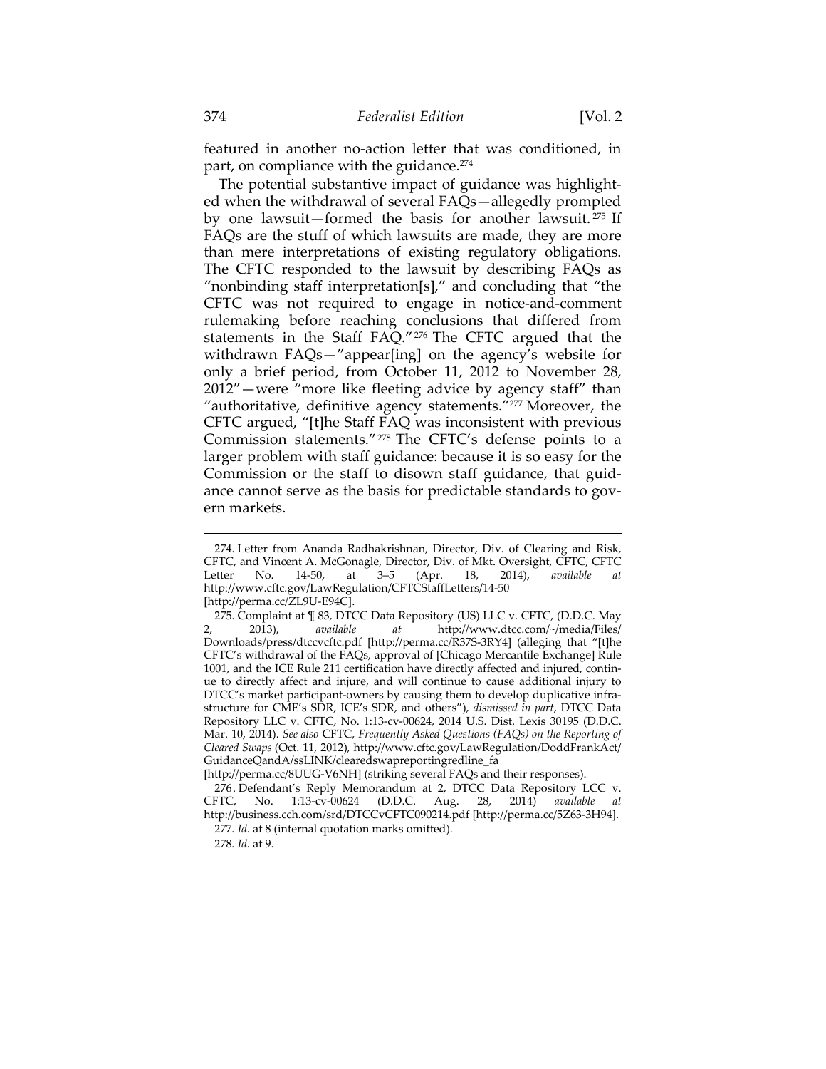featured in another no-action letter that was conditioned, in part, on compliance with the guidance.[274]

The potential substantive impact of guidance was highlighted when the withdrawal of several FAQs—allegedly prompted by one lawsuit—formed the basis for another lawsuit.[275] If FAQs are the stuff of which lawsuits are made, they are more than mere interpretations of existing regulatory obligations. The CFTC responded to the lawsuit by describing FAQs as "nonbinding staff interpretation[s]," and concluding that "the CFTC was not required to engage in notice-and-comment rulemaking before reaching conclusions that differed from statements in the Staff FAQ."[276] The CFTC argued that the withdrawn FAQs—"appear[ing] on the agency's website for only a brief period, from October 11, 2012 to November 28, 2012"—were "more like fleeting advice by agency staff" than "authoritative, definitive agency statements."[277] Moreover, the CFTC argued, "[t]he Staff FAQ was inconsistent with previous Commission statements."[278] The CFTC's defense points to a larger problem with staff guidance: because it is so easy for the Commission or the staff to disown staff guidance, that guidance cannot serve as the basis for predictable standards to govern markets.

---

274. Letter from Ananda Radhakrishnan, Director, Div. of Clearing and Risk, CFTC, and Vincent A. McGonagle, Director, Div. of Mkt. Oversight, CFTC, CFTC Letter No. 14-50, at 3–5 (Apr. 18, 2014), *available at* http://www.cftc.gov/LawRegulation/CFTCStaffLetters/14-50 [http://perma.cc/ZL9U-E94C].

275. Complaint at ¶ 83, DTCC Data Repository (US) LLC v. CFTC, (D.D.C. May 2, 2013), *available at* http://www.dtcc.com/~/media/Files/Downloads/press/dtccvcftc.pdf [http://perma.cc/R37S-3RY4] (alleging that "[t]he CFTC's withdrawal of the FAQs, approval of [Chicago Mercantile Exchange] Rule 1001, and the ICE Rule 211 certification have directly affected and injured, continue to directly affect and injure, and will continue to cause additional injury to DTCC's market participant-owners by causing them to develop duplicative infrastructure for CME's SDR, ICE's SDR, and others"), *dismissed in part*, DTCC Data Repository LLC v. CFTC, No. 1:13-cv-00624, 2014 U.S. Dist. Lexis 30195 (D.D.C. Mar. 10, 2014). *See also* CFTC, *Frequently Asked Questions (FAQs) on the Reporting of Cleared Swaps* (Oct. 11, 2012), http://www.cftc.gov/LawRegulation/DoddFrankAct/GuidanceQandA/ssLINK/clearedswapreportingredline_fa [http://perma.cc/8UUG-V6NH] (striking several FAQs and their responses).

276. Defendant's Reply Memorandum at 2, DTCC Data Repository LCC v. CFTC, No. 1:13-cv-00624 (D.D.C. Aug. 28, 2014) *available at* http://business.cch.com/srd/DTCCvCFTC090214.pdf [http://perma.cc/5Z63-3H94].

277. *Id.* at 8 (internal quotation marks omitted).

278. *Id.* at 9.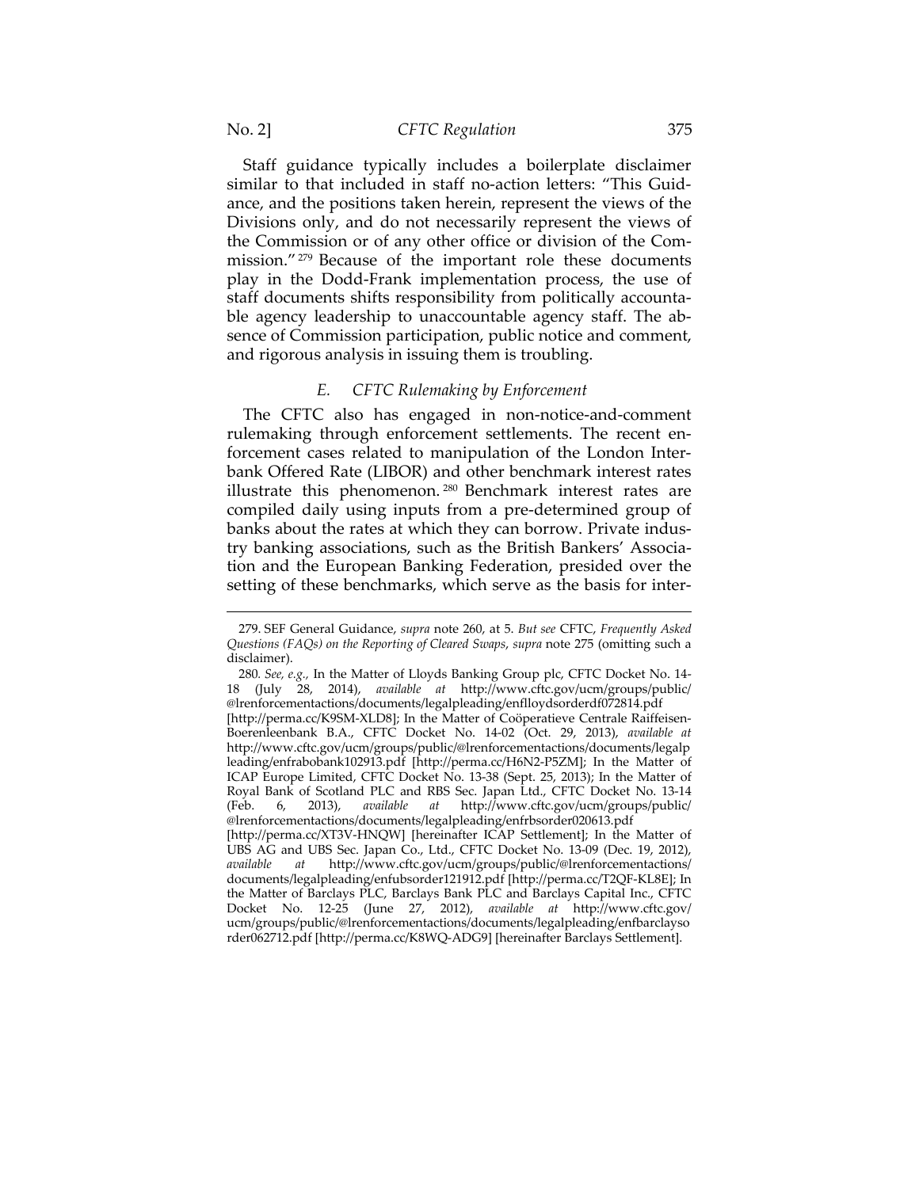Staff guidance typically includes a boilerplate disclaimer similar to that included in staff no-action letters: "This Guidance, and the positions taken herein, represent the views of the Divisions only, and do not necessarily represent the views of the Commission or of any other office or division of the Commission."[279] Because of the important role these documents play in the Dodd-Frank implementation process, the use of staff documents shifts responsibility from politically accountable agency leadership to unaccountable agency staff. The absence of Commission participation, public notice and comment, and rigorous analysis in issuing them is troubling.

### *E. CFTC Rulemaking by Enforcement*

The CFTC also has engaged in non-notice-and-comment rulemaking through enforcement settlements. The recent enforcement cases related to manipulation of the London Interbank Offered Rate (LIBOR) and other benchmark interest rates illustrate this phenomenon.[280] Benchmark interest rates are compiled daily using inputs from a pre-determined group of banks about the rates at which they can borrow. Private industry banking associations, such as the British Bankers' Association and the European Banking Federation, presided over the setting of these benchmarks, which serve as the basis for inter-

---

279. SEF General Guidance, *supra* note 260, at 5. *But see* CFTC, *Frequently Asked Questions (FAQs) on the Reporting of Cleared Swaps*, *supra* note 275 (omitting such a disclaimer).

280. *See, e.g.,* In the Matter of Lloyds Banking Group plc, CFTC Docket No. 14-18 (July 28, 2014), *available at* http://www.cftc.gov/ucm/groups/public/@lrenforcementactions/documents/legalpleading/enflloydsorderdf072814.pdf [http://perma.cc/K9SM-XLD8]; In the Matter of Coöperatieve Centrale Raiffeisen-Boerenleenbank B.A., CFTC Docket No. 14-02 (Oct. 29, 2013), *available at* http://www.cftc.gov/ucm/groups/public/@lrenforcementactions/documents/legalpleading/enfrabobank102913.pdf [http://perma.cc/H6N2-P5ZM]; In the Matter of ICAP Europe Limited, CFTC Docket No. 13-38 (Sept. 25, 2013); In the Matter of Royal Bank of Scotland PLC and RBS Sec. Japan Ltd., CFTC Docket No. 13-14 (Feb. 6, 2013), *available at* http://www.cftc.gov/ucm/groups/public/@lrenforcementactions/documents/legalpleading/enfrbsorder020613.pdf [http://perma.cc/XT3V-HNQW] [hereinafter ICAP Settlement]; In the Matter of UBS AG and UBS Sec. Japan Co., Ltd., CFTC Docket No. 13-09 (Dec. 19, 2012), *available at* http://www.cftc.gov/ucm/groups/public/@lrenforcementactions/documents/legalpleading/enfubsorder121912.pdf [http://perma.cc/T2QF-KL8E]; In the Matter of Barclays PLC, Barclays Bank PLC and Barclays Capital Inc., CFTC Docket No. 12-25 (June 27, 2012), *available at* http://www.cftc.gov/ucm/groups/public/@lrenforcementactions/documents/legalpleading/enfbarclaysorder062712.pdf [http://perma.cc/K8WQ-ADG9] [hereinafter Barclays Settlement].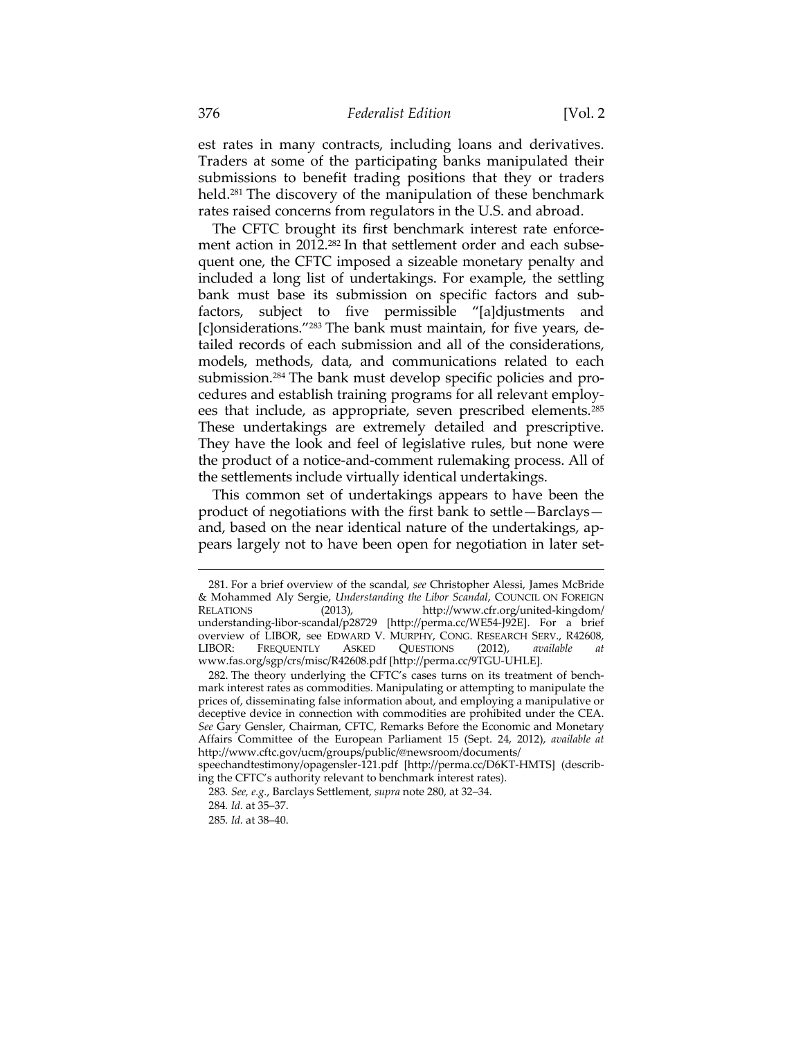est rates in many contracts, including loans and derivatives. Traders at some of the participating banks manipulated their submissions to benefit trading positions that they or traders held.[281] The discovery of the manipulation of these benchmark rates raised concerns from regulators in the U.S. and abroad.

The CFTC brought its first benchmark interest rate enforcement action in 2012.[282] In that settlement order and each subsequent one, the CFTC imposed a sizeable monetary penalty and included a long list of undertakings. For example, the settling bank must base its submission on specific factors and subfactors, subject to five permissible "[a]djustments and [c]onsiderations."[283] The bank must maintain, for five years, detailed records of each submission and all of the considerations, models, methods, data, and communications related to each submission.[284] The bank must develop specific policies and procedures and establish training programs for all relevant employees that include, as appropriate, seven prescribed elements.[285] These undertakings are extremely detailed and prescriptive. They have the look and feel of legislative rules, but none were the product of a notice-and-comment rulemaking process. All of the settlements include virtually identical undertakings.

This common set of undertakings appears to have been the product of negotiations with the first bank to settle—Barclays—and, based on the near identical nature of the undertakings, appears largely not to have been open for negotiation in later set-

---

281. For a brief overview of the scandal, *see* Christopher Alessi, James McBride & Mohammed Aly Sergie, *Understanding the Libor Scandal*, COUNCIL ON FOREIGN RELATIONS (2013), http://www.cfr.org/united-kingdom/understanding-libor-scandal/p28729 [http://perma.cc/WE54-J92E]. For a brief overview of LIBOR, see EDWARD V. MURPHY, CONG. RESEARCH SERV., R42608, LIBOR: FREQUENTLY ASKED QUESTIONS (2012), *available at* www.fas.org/sgp/crs/misc/R42608.pdf [http://perma.cc/9TGU-UHLE].

282. The theory underlying the CFTC's cases turns on its treatment of benchmark interest rates as commodities. Manipulating or attempting to manipulate the prices of, disseminating false information about, and employing a manipulative or deceptive device in connection with commodities are prohibited under the CEA. *See* Gary Gensler, Chairman, CFTC, Remarks Before the Economic and Monetary Affairs Committee of the European Parliament 15 (Sept. 24, 2012), *available at* http://www.cftc.gov/ucm/groups/public/@newsroom/documents/speechandtestimony/opagensler-121.pdf [http://perma.cc/D6KT-HMTS] (describing the CFTC's authority relevant to benchmark interest rates).

283. *See, e.g.*, Barclays Settlement, *supra* note 280, at 32–34.

284. *Id.* at 35–37.

285. *Id.* at 38–40.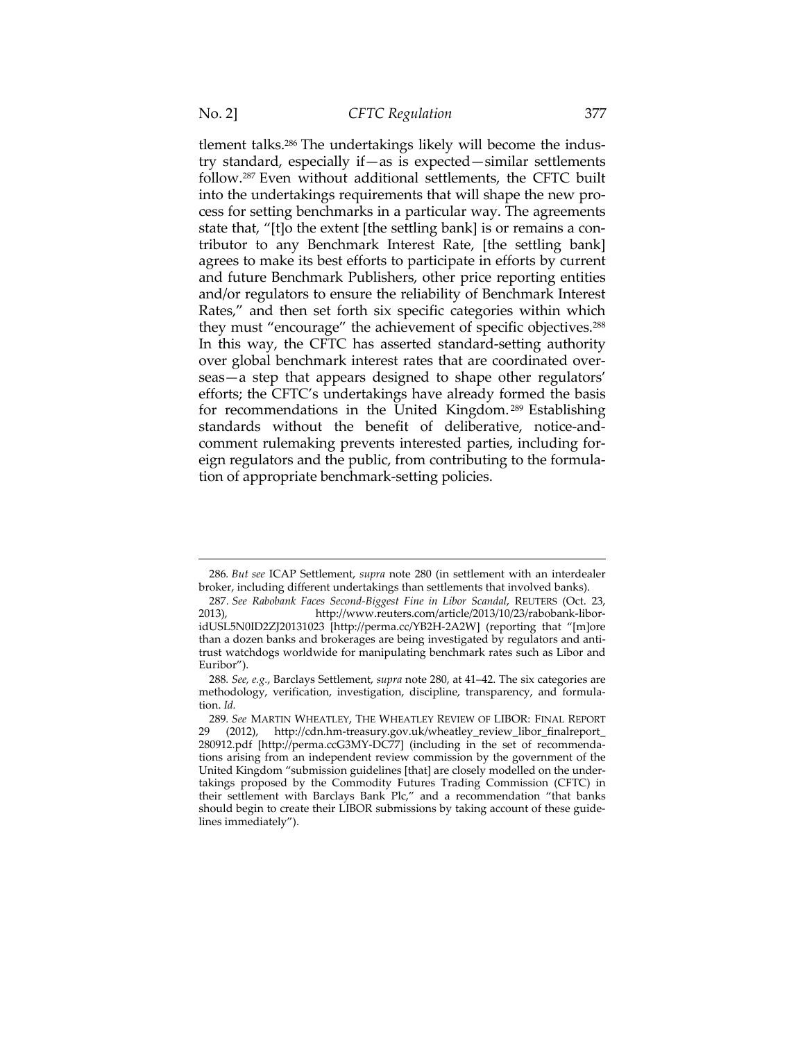tlement talks.[286] The undertakings likely will become the industry standard, especially if—as is expected—similar settlements follow.[287] Even without additional settlements, the CFTC built into the undertakings requirements that will shape the new process for setting benchmarks in a particular way. The agreements state that, "[t]o the extent [the settling bank] is or remains a contributor to any Benchmark Interest Rate, [the settling bank] agrees to make its best efforts to participate in efforts by current and future Benchmark Publishers, other price reporting entities and/or regulators to ensure the reliability of Benchmark Interest Rates," and then set forth six specific categories within which they must "encourage" the achievement of specific objectives.[288] In this way, the CFTC has asserted standard-setting authority over global benchmark interest rates that are coordinated overseas—a step that appears designed to shape other regulators' efforts; the CFTC's undertakings have already formed the basis for recommendations in the United Kingdom.[289] Establishing standards without the benefit of deliberative, notice-and-comment rulemaking prevents interested parties, including foreign regulators and the public, from contributing to the formulation of appropriate benchmark-setting policies.

---

286. *But see* ICAP Settlement, *supra* note 280 (in settlement with an interdealer broker, including different undertakings than settlements that involved banks).

287. *See Rabobank Faces Second-Biggest Fine in Libor Scandal*, REUTERS (Oct. 23, 2013), http://www.reuters.com/article/2013/10/23/rabobank-libor-idUSL5N0ID2ZJ20131023 [http://perma.cc/YB2H-2A2W] (reporting that "[m]ore than a dozen banks and brokerages are being investigated by regulators and antitrust watchdogs worldwide for manipulating benchmark rates such as Libor and Euribor").

288. *See, e.g.*, Barclays Settlement, *supra* note 280, at 41–42. The six categories are methodology, verification, investigation, discipline, transparency, and formulation. *Id.*

289. *See* MARTIN WHEATLEY, THE WHEATLEY REVIEW OF LIBOR: FINAL REPORT 29 (2012), http://cdn.hm-treasury.gov.uk/wheatley_review_libor_finalreport_280912.pdf [http://perma.ccG3MY-DC77] (including in the set of recommendations arising from an independent review commission by the government of the United Kingdom "submission guidelines [that] are closely modelled on the undertakings proposed by the Commodity Futures Trading Commission (CFTC) in their settlement with Barclays Bank Plc," and a recommendation "that banks should begin to create their LIBOR submissions by taking account of these guidelines immediately").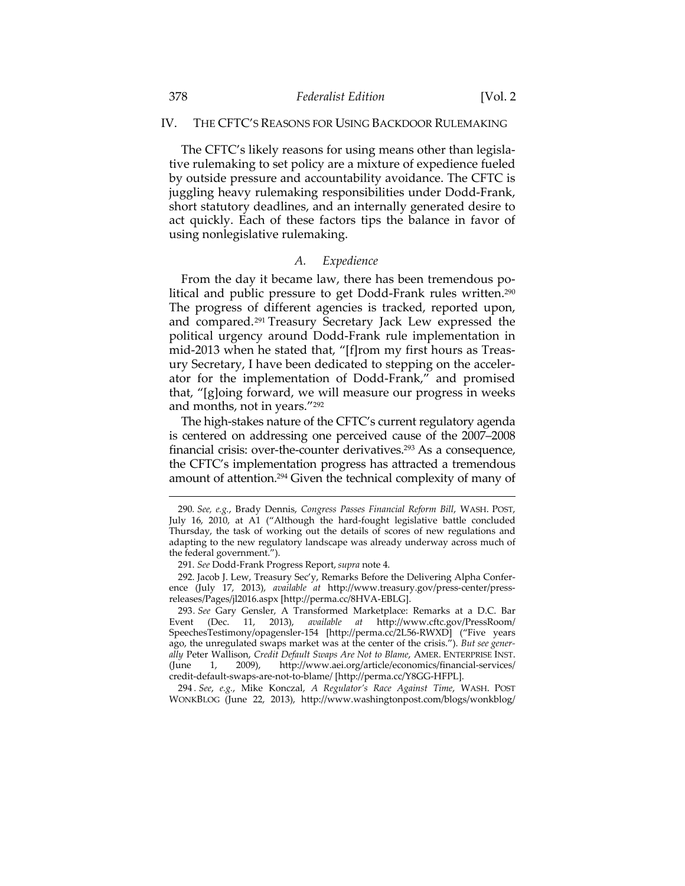## IV. THE CFTC'S REASONS FOR USING BACKDOOR RULEMAKING

The CFTC's likely reasons for using means other than legislative rulemaking to set policy are a mixture of expedience fueled by outside pressure and accountability avoidance. The CFTC is juggling heavy rulemaking responsibilities under Dodd-Frank, short statutory deadlines, and an internally generated desire to act quickly. Each of these factors tips the balance in favor of using nonlegislative rulemaking.

### *A. Expedience*

From the day it became law, there has been tremendous political and public pressure to get Dodd-Frank rules written.[290] The progress of different agencies is tracked, reported upon, and compared.[291] Treasury Secretary Jack Lew expressed the political urgency around Dodd-Frank rule implementation in mid-2013 when he stated that, "[f]rom my first hours as Treasury Secretary, I have been dedicated to stepping on the accelerator for the implementation of Dodd-Frank," and promised that, "[g]oing forward, we will measure our progress in weeks and months, not in years."[292]

The high-stakes nature of the CFTC's current regulatory agenda is centered on addressing one perceived cause of the 2007–2008 financial crisis: over-the-counter derivatives.[293] As a consequence, the CFTC's implementation progress has attracted a tremendous amount of attention.[294] Given the technical complexity of many of

---

290. *See, e.g.*, Brady Dennis, *Congress Passes Financial Reform Bill*, WASH. POST, July 16, 2010, at A1 ("Although the hard-fought legislative battle concluded Thursday, the task of working out the details of scores of new regulations and adapting to the new regulatory landscape was already underway across much of the federal government.").

291. *See* Dodd-Frank Progress Report, *supra* note 4.

292. Jacob J. Lew, Treasury Sec'y, Remarks Before the Delivering Alpha Conference (July 17, 2013), *available at* http://www.treasury.gov/press-center/press-releases/Pages/jl2016.aspx [http://perma.cc/8HVA-EBLG].

293. *See* Gary Gensler, A Transformed Marketplace: Remarks at a D.C. Bar Event (Dec. 11, 2013), *available at* http://www.cftc.gov/PressRoom/SpeechesTestimony/opagensler-154 [http://perma.cc/2L56-RWXD] ("Five years ago, the unregulated swaps market was at the center of the crisis."). *But see generally* Peter Wallison, *Credit Default Swaps Are Not to Blame*, AMER. ENTERPRISE INST. (June 1, 2009), http://www.aei.org/article/economics/financial-services/credit-default-swaps-are-not-to-blame/ [http://perma.cc/Y8GG-HFPL].

294. *See, e.g.*, Mike Konczal, *A Regulator's Race Against Time*, WASH. POST WONKBLOG (June 22, 2013), http://www.washingtonpost.com/blogs/wonkblog/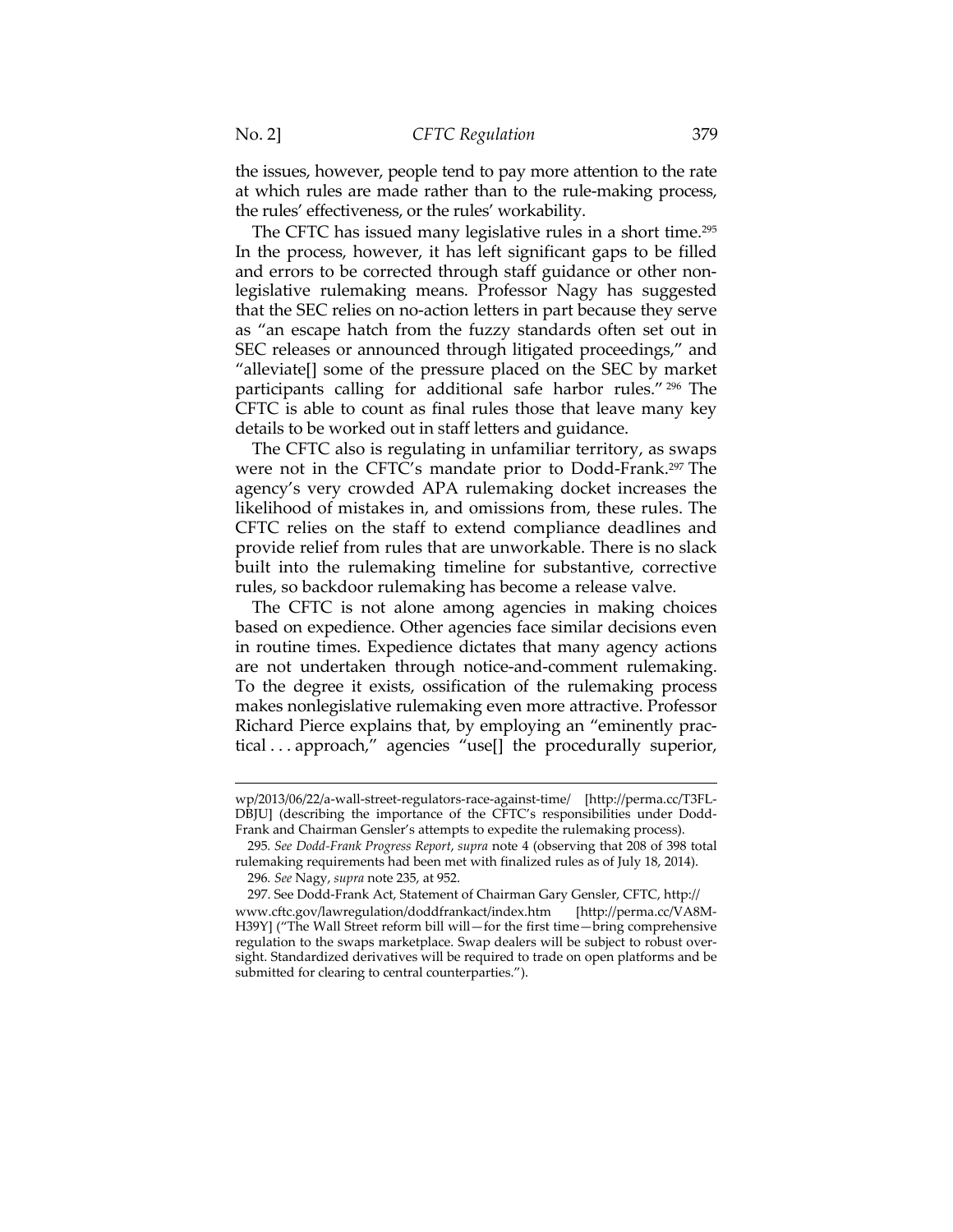the issues, however, people tend to pay more attention to the rate at which rules are made rather than to the rule-making process, the rules' effectiveness, or the rules' workability.

The CFTC has issued many legislative rules in a short time.[295] In the process, however, it has left significant gaps to be filled and errors to be corrected through staff guidance or other non-legislative rulemaking means. Professor Nagy has suggested that the SEC relies on no-action letters in part because they serve as "an escape hatch from the fuzzy standards often set out in SEC releases or announced through litigated proceedings," and "alleviate[] some of the pressure placed on the SEC by market participants calling for additional safe harbor rules."[296] The CFTC is able to count as final rules those that leave many key details to be worked out in staff letters and guidance.

The CFTC also is regulating in unfamiliar territory, as swaps were not in the CFTC's mandate prior to Dodd-Frank.[297] The agency's very crowded APA rulemaking docket increases the likelihood of mistakes in, and omissions from, these rules. The CFTC relies on the staff to extend compliance deadlines and provide relief from rules that are unworkable. There is no slack built into the rulemaking timeline for substantive, corrective rules, so backdoor rulemaking has become a release valve.

The CFTC is not alone among agencies in making choices based on expedience. Other agencies face similar decisions even in routine times. Expedience dictates that many agency actions are not undertaken through notice-and-comment rulemaking. To the degree it exists, ossification of the rulemaking process makes nonlegislative rulemaking even more attractive. Professor Richard Pierce explains that, by employing an "eminently practical . . . approach," agencies "use[] the procedurally superior,

---

wp/2013/06/22/a-wall-street-regulators-race-against-time/ [http://perma.cc/T3FL-DBJU] (describing the importance of the CFTC's responsibilities under Dodd-Frank and Chairman Gensler's attempts to expedite the rulemaking process).

295. *See Dodd-Frank Progress Report*, *supra* note 4 (observing that 208 of 398 total rulemaking requirements had been met with finalized rules as of July 18, 2014).

296. *See* Nagy, *supra* note 235, at 952.

297. See Dodd-Frank Act, Statement of Chairman Gary Gensler, CFTC, http://www.cftc.gov/lawregulation/doddfrankact/index.htm [http://perma.cc/VA8M-H39Y] ("The Wall Street reform bill will—for the first time—bring comprehensive regulation to the swaps marketplace. Swap dealers will be subject to robust oversight. Standardized derivatives will be required to trade on open platforms and be submitted for clearing to central counterparties.").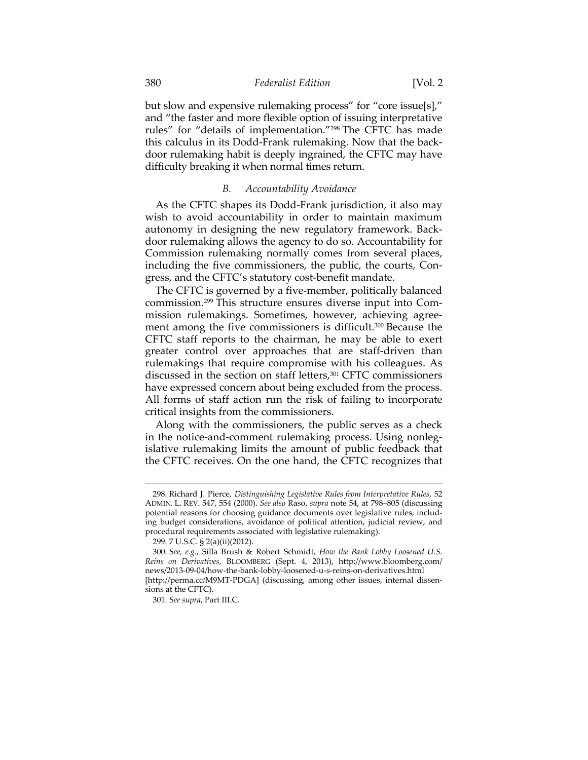but slow and expensive rulemaking process" for "core issue[s]," and "the faster and more flexible option of issuing interpretative rules" for "details of implementation."[298] The CFTC has made this calculus in its Dodd-Frank rulemaking. Now that the backdoor rulemaking habit is deeply ingrained, the CFTC may have difficulty breaking it when normal times return.

### *B. Accountability Avoidance*

As the CFTC shapes its Dodd-Frank jurisdiction, it also may wish to avoid accountability in order to maintain maximum autonomy in designing the new regulatory framework. Backdoor rulemaking allows the agency to do so. Accountability for Commission rulemaking normally comes from several places, including the five commissioners, the public, the courts, Congress, and the CFTC's statutory cost-benefit mandate.

The CFTC is governed by a five-member, politically balanced commission.[299] This structure ensures diverse input into Commission rulemakings. Sometimes, however, achieving agreement among the five commissioners is difficult.[300] Because the CFTC staff reports to the chairman, he may be able to exert greater control over approaches that are staff-driven than rulemakings that require compromise with his colleagues. As discussed in the section on staff letters,[301] CFTC commissioners have expressed concern about being excluded from the process. All forms of staff action run the risk of failing to incorporate critical insights from the commissioners.

Along with the commissioners, the public serves as a check in the notice-and-comment rulemaking process. Using nonlegislative rulemaking limits the amount of public feedback that the CFTC receives. On the one hand, the CFTC recognizes that

---

298. Richard J. Pierce, *Distinguishing Legislative Rules from Interpretative Rules*, 52 ADMIN. L. REV. 547, 554 (2000). *See also* Raso, *supra* note 54, at 798–805 (discussing potential reasons for choosing guidance documents over legislative rules, including budget considerations, avoidance of political attention, judicial review, and procedural requirements associated with legislative rulemaking).

299. 7 U.S.C. § 2(a)(ii)(2012).

300. *See, e.g.*, Silla Brush & Robert Schmidt, *How the Bank Lobby Loosened U.S. Reins on Derivatives*, BLOOMBERG (Sept. 4, 2013), http://www.bloomberg.com/news/2013-09-04/how-the-bank-lobby-loosened-u-s-reins-on-derivatives.html [http://perma.cc/M9MT-PDGA] (discussing, among other issues, internal dissensions at the CFTC).

301. *See supra*, Part III.C.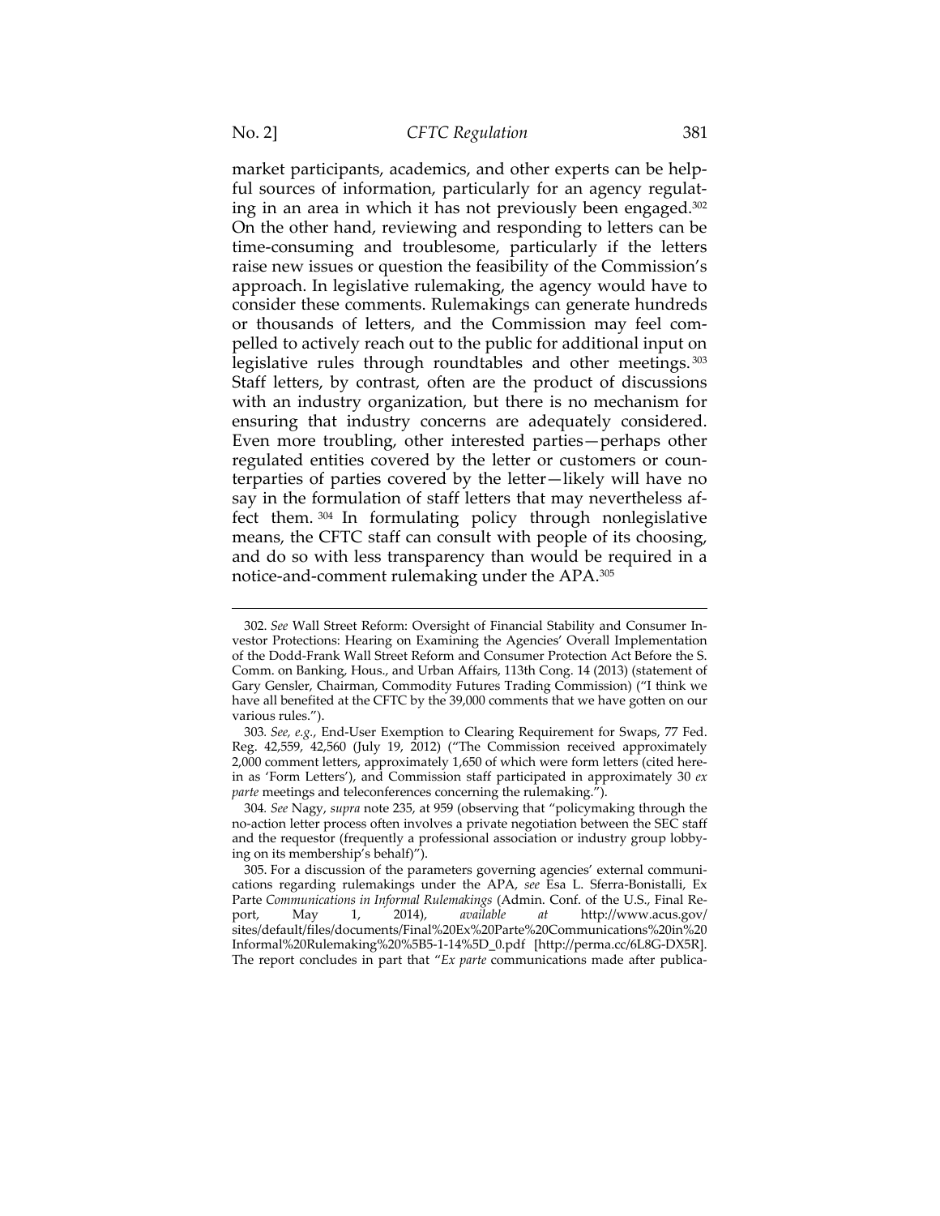market participants, academics, and other experts can be helpful sources of information, particularly for an agency regulating in an area in which it has not previously been engaged.[302] On the other hand, reviewing and responding to letters can be time-consuming and troublesome, particularly if the letters raise new issues or question the feasibility of the Commission's approach. In legislative rulemaking, the agency would have to consider these comments. Rulemakings can generate hundreds or thousands of letters, and the Commission may feel compelled to actively reach out to the public for additional input on legislative rules through roundtables and other meetings.[303] Staff letters, by contrast, often are the product of discussions with an industry organization, but there is no mechanism for ensuring that industry concerns are adequately considered. Even more troubling, other interested parties—perhaps other regulated entities covered by the letter or customers or counterparties of parties covered by the letter—likely will have no say in the formulation of staff letters that may nevertheless affect them.[304] In formulating policy through nonlegislative means, the CFTC staff can consult with people of its choosing, and do so with less transparency than would be required in a notice-and-comment rulemaking under the APA.[305]

---

302. *See* Wall Street Reform: Oversight of Financial Stability and Consumer Investor Protections: Hearing on Examining the Agencies' Overall Implementation of the Dodd-Frank Wall Street Reform and Consumer Protection Act Before the S. Comm. on Banking, Hous., and Urban Affairs, 113th Cong. 14 (2013) (statement of Gary Gensler, Chairman, Commodity Futures Trading Commission) ("I think we have all benefited at the CFTC by the 39,000 comments that we have gotten on our various rules.").

303. *See, e.g.*, End-User Exemption to Clearing Requirement for Swaps, 77 Fed. Reg. 42,559, 42,560 (July 19, 2012) ("The Commission received approximately 2,000 comment letters, approximately 1,650 of which were form letters (cited herein as 'Form Letters'), and Commission staff participated in approximately 30 *ex parte* meetings and teleconferences concerning the rulemaking.").

304. *See* Nagy, *supra* note 235, at 959 (observing that "policymaking through the no-action letter process often involves a private negotiation between the SEC staff and the requestor (frequently a professional association or industry group lobbying on its membership's behalf)").

305. For a discussion of the parameters governing agencies' external communications regarding rulemakings under the APA, *see* Esa L. Sferra-Bonistalli, Ex Parte *Communications in Informal Rulemakings* (Admin. Conf. of the U.S., Final Report, May 1, 2014), *available at* http://www.acus.gov/sites/default/files/documents/Final%20Ex%20Parte%20Communications%20in%20Informal%20Rulemaking%20%5B5-1-14%5D_0.pdf [http://perma.cc/6L8G-DX5R]. The report concludes in part that "*Ex parte* communications made after publica-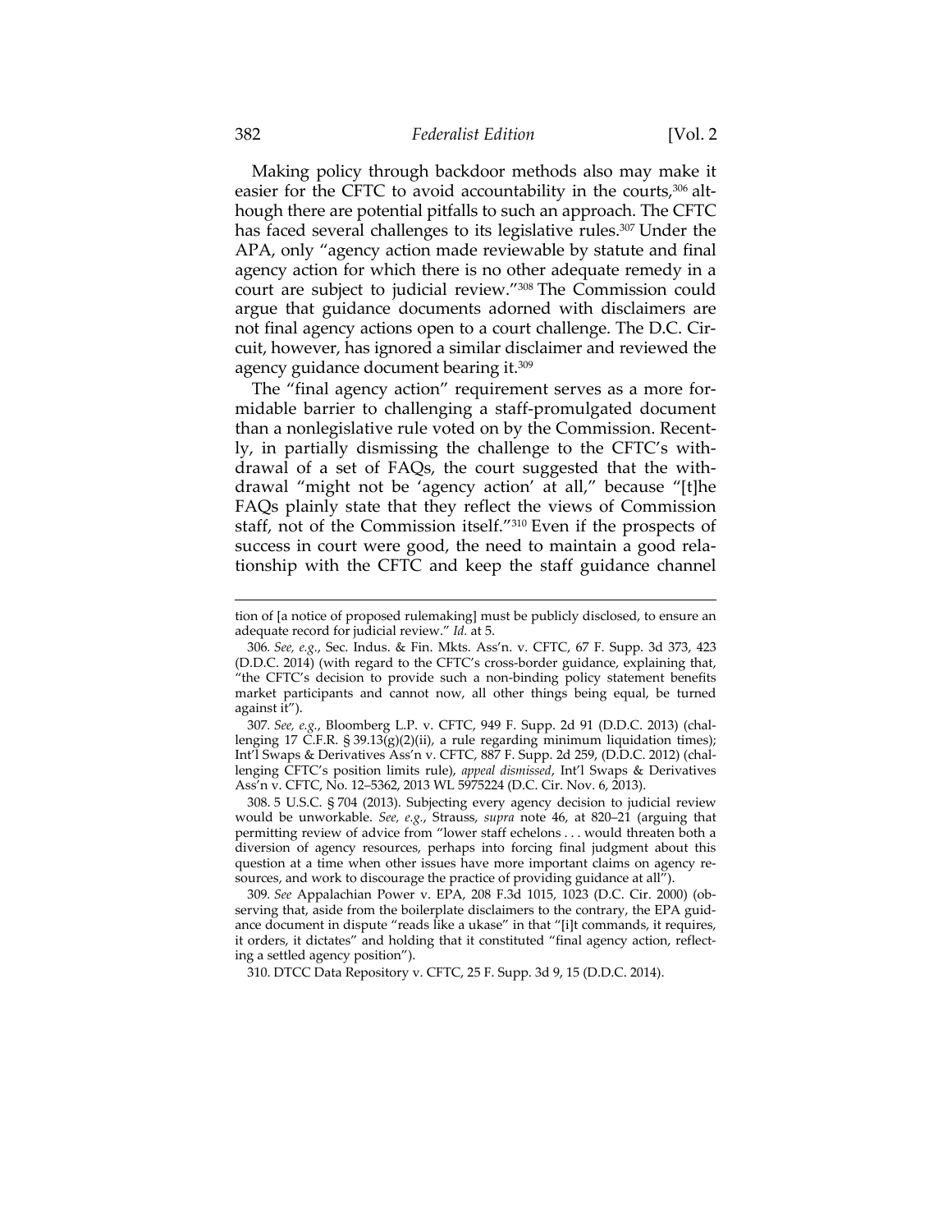Making policy through backdoor methods also may make it easier for the CFTC to avoid accountability in the courts,[306] although there are potential pitfalls to such an approach. The CFTC has faced several challenges to its legislative rules.[307] Under the APA, only "agency action made reviewable by statute and final agency action for which there is no other adequate remedy in a court are subject to judicial review."[308] The Commission could argue that guidance documents adorned with disclaimers are not final agency actions open to a court challenge. The D.C. Circuit, however, has ignored a similar disclaimer and reviewed the agency guidance document bearing it.[309]

The "final agency action" requirement serves as a more formidable barrier to challenging a staff-promulgated document than a nonlegislative rule voted on by the Commission. Recently, in partially dismissing the challenge to the CFTC's withdrawal of a set of FAQs, the court suggested that the withdrawal "might not be 'agency action' at all," because "[t]he FAQs plainly state that they reflect the views of Commission staff, not of the Commission itself."[310] Even if the prospects of success in court were good, the need to maintain a good relationship with the CFTC and keep the staff guidance channel

---

tion of [a notice of proposed rulemaking] must be publicly disclosed, to ensure an adequate record for judicial review." *Id.* at 5.

306. *See, e.g.*, Sec. Indus. & Fin. Mkts. Ass'n. v. CFTC, 67 F. Supp. 3d 373, 423 (D.D.C. 2014) (with regard to the CFTC's cross-border guidance, explaining that, "the CFTC's decision to provide such a non-binding policy statement benefits market participants and cannot now, all other things being equal, be turned against it").

307. *See, e.g.*, Bloomberg L.P. v. CFTC, 949 F. Supp. 2d 91 (D.D.C. 2013) (challenging 17 C.F.R. § 39.13(g)(2)(ii), a rule regarding minimum liquidation times); Int'l Swaps & Derivatives Ass'n v. CFTC, 887 F. Supp. 2d 259, (D.D.C. 2012) (challenging CFTC's position limits rule), *appeal dismissed*, Int'l Swaps & Derivatives Ass'n v. CFTC, No. 12–5362, 2013 WL 5975224 (D.C. Cir. Nov. 6, 2013).

308. 5 U.S.C. § 704 (2013). Subjecting every agency decision to judicial review would be unworkable. *See, e.g.*, Strauss, *supra* note 46, at 820–21 (arguing that permitting review of advice from "lower staff echelons . . . would threaten both a diversion of agency resources, perhaps into forcing final judgment about this question at a time when other issues have more important claims on agency resources, and work to discourage the practice of providing guidance at all").

309. *See* Appalachian Power v. EPA, 208 F.3d 1015, 1023 (D.C. Cir. 2000) (observing that, aside from the boilerplate disclaimers to the contrary, the EPA guidance document in dispute "reads like a ukase" in that "[i]t commands, it requires, it orders, it dictates" and holding that it constituted "final agency action, reflecting a settled agency position").

310. DTCC Data Repository v. CFTC, 25 F. Supp. 3d 9, 15 (D.D.C. 2014).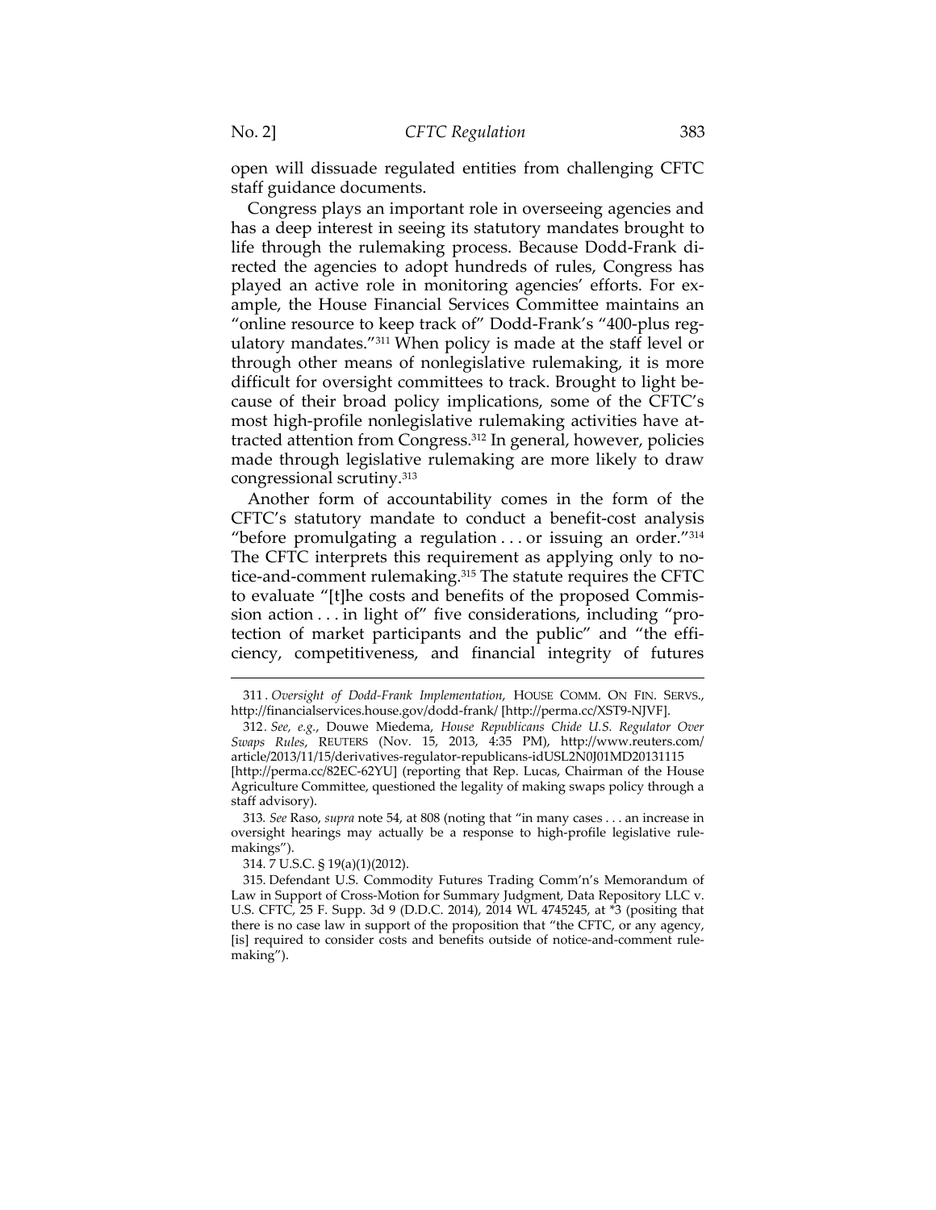open will dissuade regulated entities from challenging CFTC staff guidance documents.

Congress plays an important role in overseeing agencies and has a deep interest in seeing its statutory mandates brought to life through the rulemaking process. Because Dodd-Frank directed the agencies to adopt hundreds of rules, Congress has played an active role in monitoring agencies' efforts. For example, the House Financial Services Committee maintains an "online resource to keep track of" Dodd-Frank's "400-plus regulatory mandates."[311] When policy is made at the staff level or through other means of nonlegislative rulemaking, it is more difficult for oversight committees to track. Brought to light because of their broad policy implications, some of the CFTC's most high-profile nonlegislative rulemaking activities have attracted attention from Congress.[312] In general, however, policies made through legislative rulemaking are more likely to draw congressional scrutiny.[313]

Another form of accountability comes in the form of the CFTC's statutory mandate to conduct a benefit-cost analysis "before promulgating a regulation . . . or issuing an order."[314] The CFTC interprets this requirement as applying only to notice-and-comment rulemaking.[315] The statute requires the CFTC to evaluate "[t]he costs and benefits of the proposed Commission action . . . in light of" five considerations, including "protection of market participants and the public" and "the efficiency, competitiveness, and financial integrity of futures

---

311. *Oversight of Dodd-Frank Implementation*, HOUSE COMM. ON FIN. SERVS., http://financialservices.house.gov/dodd-frank/ [http://perma.cc/XST9-NJVF].

312. *See, e.g.*, Douwe Miedema, *House Republicans Chide U.S. Regulator Over Swaps Rules*, REUTERS (Nov. 15, 2013, 4:35 PM), http://www.reuters.com/article/2013/11/15/derivatives-regulator-republicans-idUSL2N0J01MD20131115 [http://perma.cc/82EC-62YU] (reporting that Rep. Lucas, Chairman of the House Agriculture Committee, questioned the legality of making swaps policy through a staff advisory).

313. *See* Raso, *supra* note 54, at 808 (noting that "in many cases . . . an increase in oversight hearings may actually be a response to high-profile legislative rulemakings").

314. 7 U.S.C. § 19(a)(1)(2012).

315. Defendant U.S. Commodity Futures Trading Comm'n's Memorandum of Law in Support of Cross-Motion for Summary Judgment, Data Repository LLC v. U.S. CFTC, 25 F. Supp. 3d 9 (D.D.C. 2014), 2014 WL 4745245, at *3 (positing that there is no case law in support of the proposition that "the CFTC, or any agency, [is] required to consider costs and benefits outside of notice-and-comment rulemaking").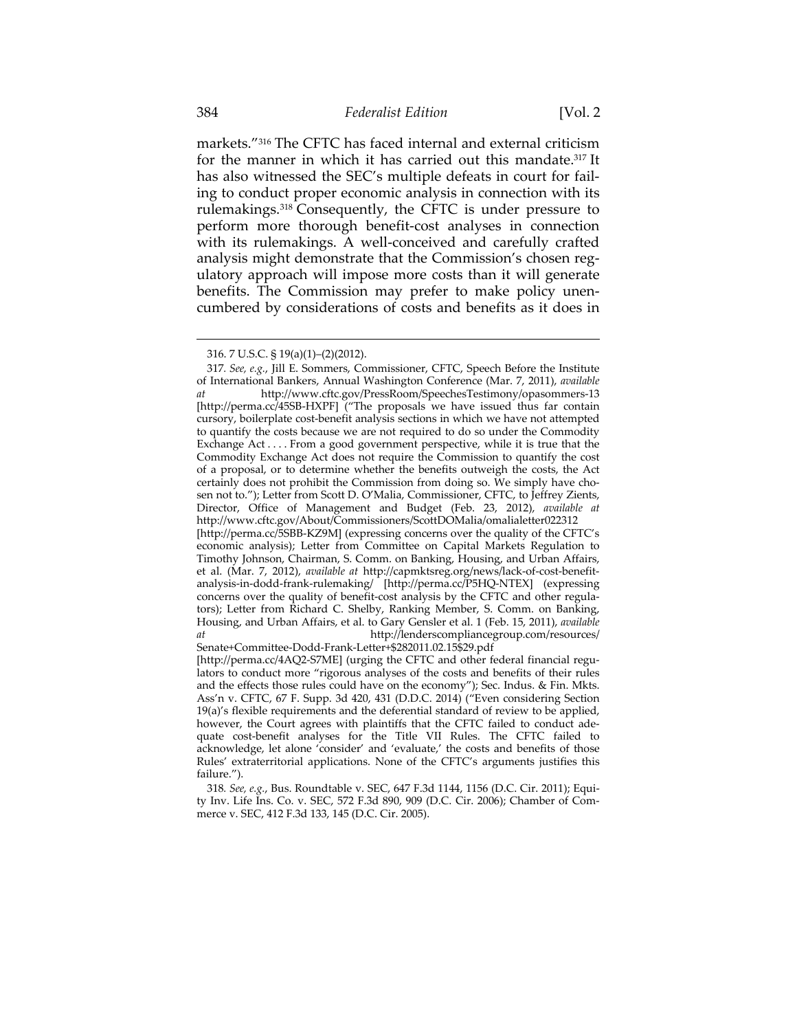markets."[316] The CFTC has faced internal and external criticism for the manner in which it has carried out this mandate.[317] It has also witnessed the SEC's multiple defeats in court for failing to conduct proper economic analysis in connection with its rulemakings.[318] Consequently, the CFTC is under pressure to perform more thorough benefit-cost analyses in connection with its rulemakings. A well-conceived and carefully crafted analysis might demonstrate that the Commission's chosen regulatory approach will impose more costs than it will generate benefits. The Commission may prefer to make policy unencumbered by considerations of costs and benefits as it does in

---

316. 7 U.S.C. § 19(a)(1)–(2)(2012).

317. *See, e.g.*, Jill E. Sommers, Commissioner, CFTC, Speech Before the Institute of International Bankers, Annual Washington Conference (Mar. 7, 2011), *available at* http://www.cftc.gov/PressRoom/SpeechesTestimony/opasommers-13 [http://perma.cc/45SB-HXPF] ("The proposals we have issued thus far contain cursory, boilerplate cost-benefit analysis sections in which we have not attempted to quantify the costs because we are not required to do so under the Commodity Exchange Act . . . . From a good government perspective, while it is true that the Commodity Exchange Act does not require the Commission to quantify the cost of a proposal, or to determine whether the benefits outweigh the costs, the Act certainly does not prohibit the Commission from doing so. We simply have chosen not to."); Letter from Scott D. O'Malia, Commissioner, CFTC, to Jeffrey Zients, Director, Office of Management and Budget (Feb. 23, 2012), *available at* http://www.cftc.gov/About/Commissioners/ScottDOMalia/omalialetter022312 [http://perma.cc/5SBB-KZ9M] (expressing concerns over the quality of the CFTC's economic analysis); Letter from Committee on Capital Markets Regulation to Timothy Johnson, Chairman, S. Comm. on Banking, Housing, and Urban Affairs, et al. (Mar. 7, 2012), *available at* http://capmktsreg.org/news/lack-of-cost-benefit-analysis-in-dodd-frank-rulemaking/ [http://perma.cc/P5HQ-NTEX] (expressing concerns over the quality of benefit-cost analysis by the CFTC and other regulators); Letter from Richard C. Shelby, Ranking Member, S. Comm. on Banking, Housing, and Urban Affairs, et al. to Gary Gensler et al. 1 (Feb. 15, 2011), *available at* http://lenderscompliancegroup.com/resources/Senate+Committee-Dodd-Frank-Letter+$282011.02.15$29.pdf [http://perma.cc/4AQ2-S7ME] (urging the CFTC and other federal financial regulators to conduct more "rigorous analyses of the costs and benefits of their rules and the effects those rules could have on the economy"); Sec. Indus. & Fin. Mkts. Ass'n v. CFTC, 67 F. Supp. 3d 420, 431 (D.D.C. 2014) ("Even considering Section 19(a)'s flexible requirements and the deferential standard of review to be applied, however, the Court agrees with plaintiffs that the CFTC failed to conduct adequate cost-benefit analyses for the Title VII Rules. The CFTC failed to acknowledge, let alone 'consider' and 'evaluate,' the costs and benefits of those Rules' extraterritorial applications. None of the CFTC's arguments justifies this failure.").

318. *See, e.g.*, Bus. Roundtable v. SEC, 647 F.3d 1144, 1156 (D.C. Cir. 2011); Equity Inv. Life Ins. Co. v. SEC, 572 F.3d 890, 909 (D.C. Cir. 2006); Chamber of Commerce v. SEC, 412 F.3d 133, 145 (D.C. Cir. 2005).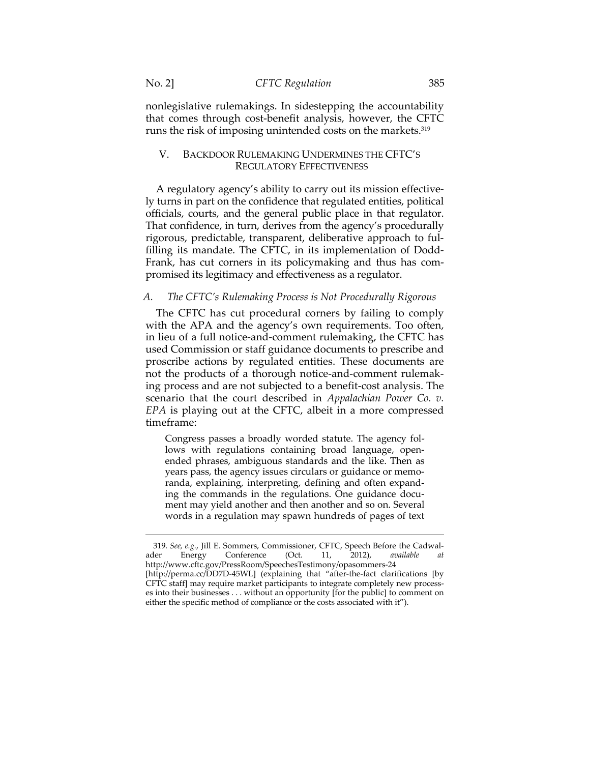nonlegislative rulemakings. In sidestepping the accountability that comes through cost-benefit analysis, however, the CFTC runs the risk of imposing unintended costs on the markets.[319]

## V. BACKDOOR RULEMAKING UNDERMINES THE CFTC'S REGULATORY EFFECTIVENESS

A regulatory agency's ability to carry out its mission effectively turns in part on the confidence that regulated entities, political officials, courts, and the general public place in that regulator. That confidence, in turn, derives from the agency's procedurally rigorous, predictable, transparent, deliberative approach to fulfilling its mandate. The CFTC, in its implementation of Dodd-Frank, has cut corners in its policymaking and thus has compromised its legitimacy and effectiveness as a regulator.

### *A. The CFTC's Rulemaking Process is Not Procedurally Rigorous*

The CFTC has cut procedural corners by failing to comply with the APA and the agency's own requirements. Too often, in lieu of a full notice-and-comment rulemaking, the CFTC has used Commission or staff guidance documents to prescribe and proscribe actions by regulated entities. These documents are not the products of a thorough notice-and-comment rulemaking process and are not subjected to a benefit-cost analysis. The scenario that the court described in *Appalachian Power Co. v. EPA* is playing out at the CFTC, albeit in a more compressed timeframe:

> Congress passes a broadly worded statute. The agency follows with regulations containing broad language, open-ended phrases, ambiguous standards and the like. Then as years pass, the agency issues circulars or guidance or memoranda, explaining, interpreting, defining and often expanding the commands in the regulations. One guidance document may yield another and then another and so on. Several words in a regulation may spawn hundreds of pages of text

---

319. *See, e.g.*, Jill E. Sommers, Commissioner, CFTC, Speech Before the Cadwalader Energy Conference (Oct. 11, 2012), *available at* http://www.cftc.gov/PressRoom/SpeechesTestimony/opasommers-24 [http://perma.cc/DD7D-45WL] (explaining that "after-the-fact clarifications [by CFTC staff] may require market participants to integrate completely new processes into their businesses . . . without an opportunity [for the public] to comment on either the specific method of compliance or the costs associated with it").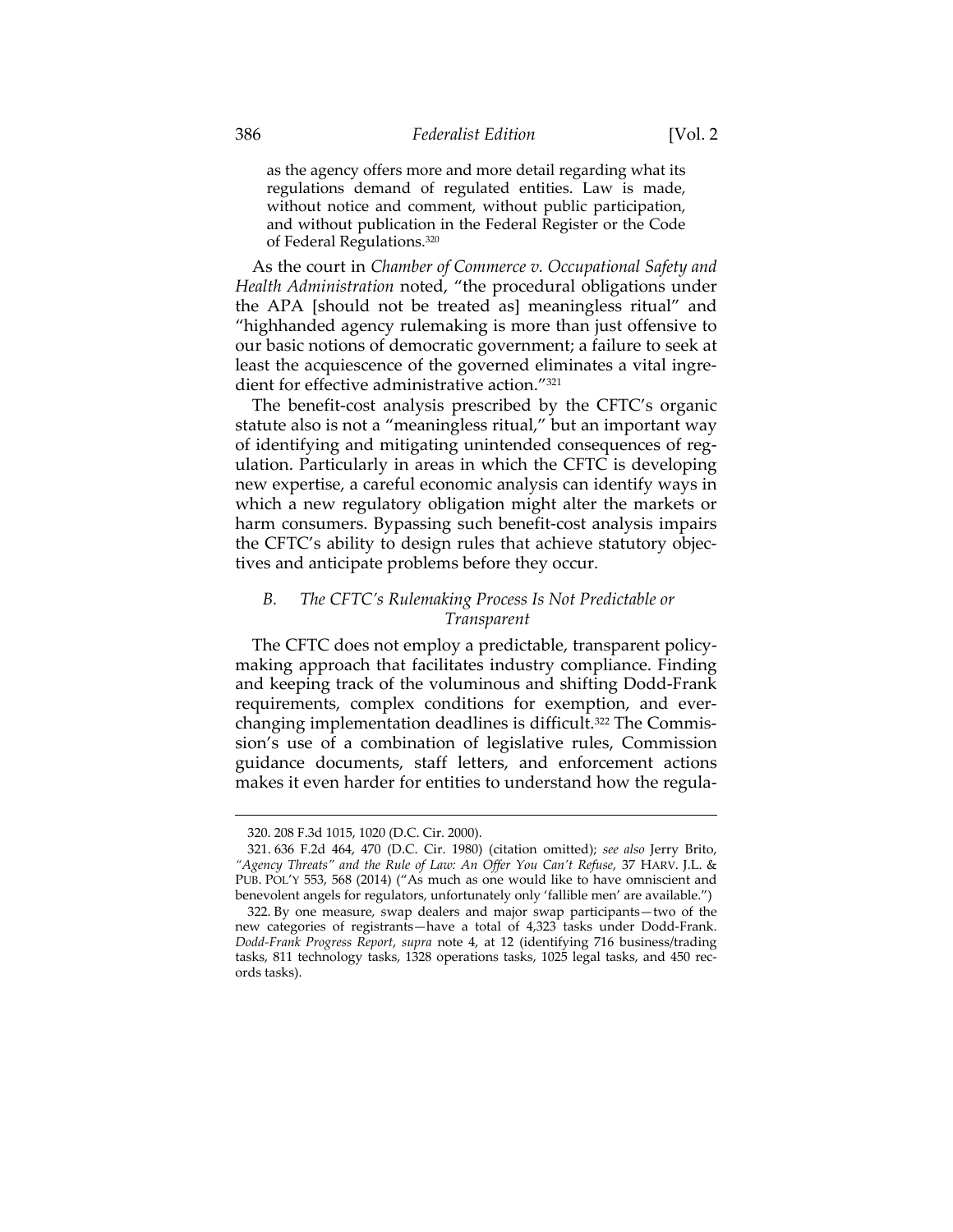> as the agency offers more and more detail regarding what its regulations demand of regulated entities. Law is made, without notice and comment, without public participation, and without publication in the Federal Register or the Code of Federal Regulations.[320]

As the court in *Chamber of Commerce v. Occupational Safety and Health Administration* noted, "the procedural obligations under the APA [should not be treated as] meaningless ritual" and "highhanded agency rulemaking is more than just offensive to our basic notions of democratic government; a failure to seek at least the acquiescence of the governed eliminates a vital ingredient for effective administrative action."[321]

The benefit-cost analysis prescribed by the CFTC's organic statute also is not a "meaningless ritual," but an important way of identifying and mitigating unintended consequences of regulation. Particularly in areas in which the CFTC is developing new expertise, a careful economic analysis can identify ways in which a new regulatory obligation might alter the markets or harm consumers. Bypassing such benefit-cost analysis impairs the CFTC's ability to design rules that achieve statutory objectives and anticipate problems before they occur.

### *B. The CFTC's Rulemaking Process Is Not Predictable or Transparent*

The CFTC does not employ a predictable, transparent policymaking approach that facilitates industry compliance. Finding and keeping track of the voluminous and shifting Dodd-Frank requirements, complex conditions for exemption, and ever-changing implementation deadlines is difficult.[322] The Commission's use of a combination of legislative rules, Commission guidance documents, staff letters, and enforcement actions makes it even harder for entities to understand how the regula-

---

320. 208 F.3d 1015, 1020 (D.C. Cir. 2000).

321. 636 F.2d 464, 470 (D.C. Cir. 1980) (citation omitted); *see also* Jerry Brito, *"Agency Threats" and the Rule of Law: An Offer You Can't Refuse*, 37 HARV. J.L. & PUB. POL'Y 553, 568 (2014) ("As much as one would like to have omniscient and benevolent angels for regulators, unfortunately only 'fallible men' are available.")

322. By one measure, swap dealers and major swap participants—two of the new categories of registrants—have a total of 4,323 tasks under Dodd-Frank. *Dodd-Frank Progress Report*, *supra* note 4, at 12 (identifying 716 business/trading tasks, 811 technology tasks, 1328 operations tasks, 1025 legal tasks, and 450 records tasks).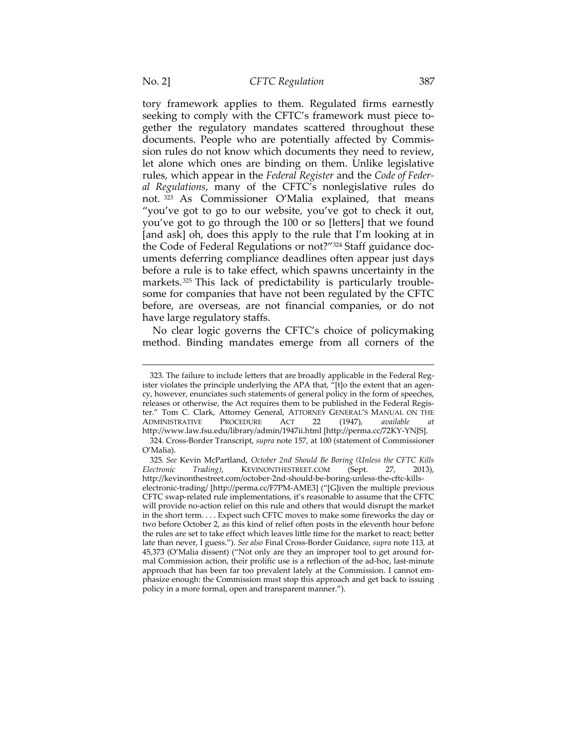tory framework applies to them. Regulated firms earnestly seeking to comply with the CFTC's framework must piece together the regulatory mandates scattered throughout these documents. People who are potentially affected by Commission rules do not know which documents they need to review, let alone which ones are binding on them. Unlike legislative rules, which appear in the *Federal Register* and the *Code of Federal Regulations*, many of the CFTC's nonlegislative rules do not.[323] As Commissioner O'Malia explained, that means "you've got to go to our website, you've got to check it out, you've got to go through the 100 or so [letters] that we found [and ask] oh, does this apply to the rule that I'm looking at in the Code of Federal Regulations or not?"[324] Staff guidance documents deferring compliance deadlines often appear just days before a rule is to take effect, which spawns uncertainty in the markets.[325] This lack of predictability is particularly troublesome for companies that have not been regulated by the CFTC before, are overseas, are not financial companies, or do not have large regulatory staffs.

No clear logic governs the CFTC's choice of policymaking method. Binding mandates emerge from all corners of the

---

323. The failure to include letters that are broadly applicable in the Federal Register violates the principle underlying the APA that, "[t]o the extent that an agency, however, enunciates such statements of general policy in the form of speeches, releases or otherwise, the Act requires them to be published in the Federal Register." Tom C. Clark, Attorney General, ATTORNEY GENERAL'S MANUAL ON THE ADMINISTRATIVE PROCEDURE ACT 22 (1947), *available at* http://www.law.fsu.edu/library/admin/1947ii.html [http://perma.cc/72KY-YNJS].

324. Cross-Border Transcript, *supra* note 157, at 100 (statement of Commissioner O'Malia).

325. *See* Kevin McPartland, *October 2nd Should Be Boring (Unless the CFTC Kills Electronic Trading)*, KEVINONTHESTREET.COM (Sept. 27, 2013), http://kevinonthestreet.com/october-2nd-should-be-boring-unless-the-cftc-kills-electronic-trading/ [http://perma.cc/F7PM-AME3] ("[G]iven the multiple previous CFTC swap-related rule implementations, it's reasonable to assume that the CFTC will provide no-action relief on this rule and others that would disrupt the market in the short term. . . . Expect such CFTC moves to make some fireworks the day or two before October 2, as this kind of relief often posts in the eleventh hour before the rules are set to take effect which leaves little time for the market to react; better late than never, I guess."). *See also* Final Cross-Border Guidance, *supra* note 113, at 45,373 (O'Malia dissent) ("Not only are they an improper tool to get around formal Commission action, their prolific use is a reflection of the ad-hoc, last-minute approach that has been far too prevalent lately at the Commission. I cannot emphasize enough: the Commission must stop this approach and get back to issuing policy in a more formal, open and transparent manner.").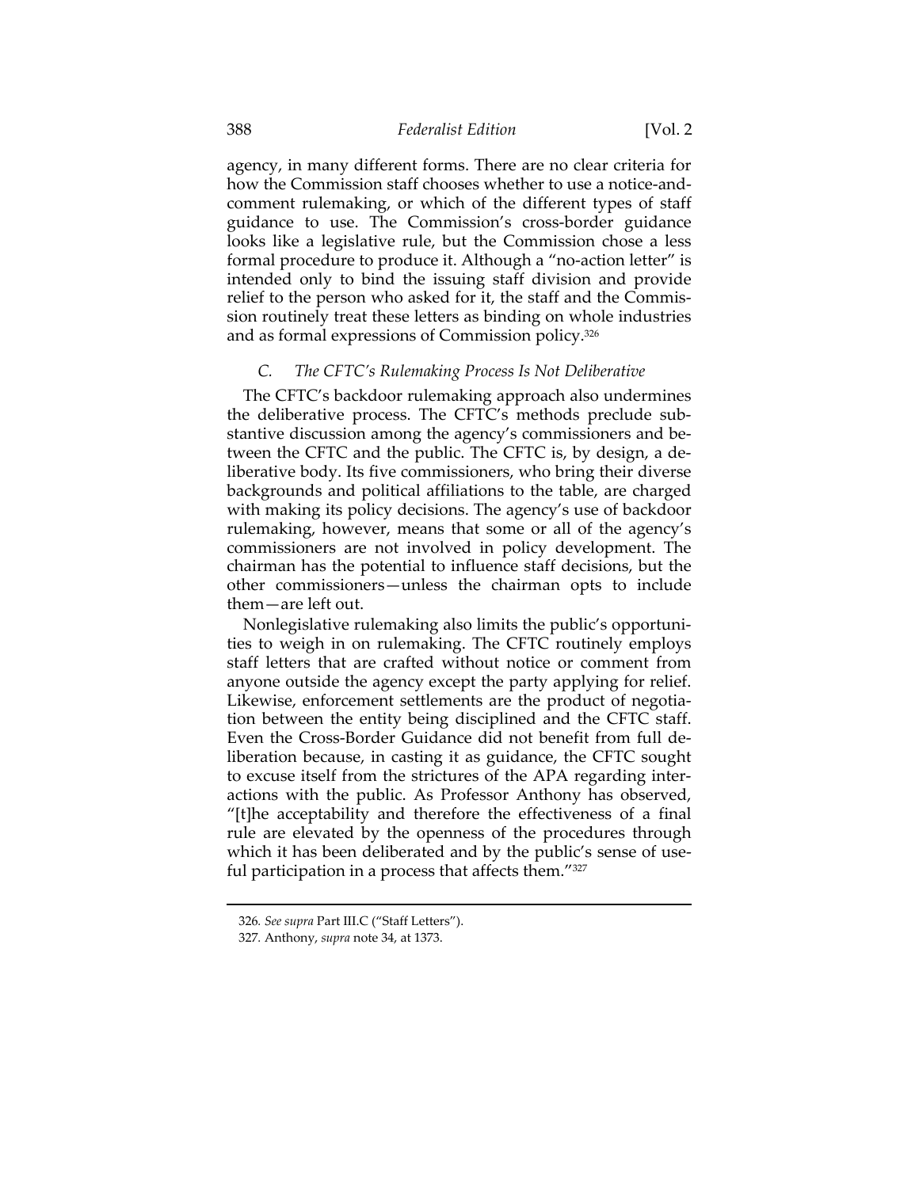agency, in many different forms. There are no clear criteria for how the Commission staff chooses whether to use a notice-and-comment rulemaking, or which of the different types of staff guidance to use. The Commission's cross-border guidance looks like a legislative rule, but the Commission chose a less formal procedure to produce it. Although a "no-action letter" is intended only to bind the issuing staff division and provide relief to the person who asked for it, the staff and the Commission routinely treat these letters as binding on whole industries and as formal expressions of Commission policy.[326]

### *C. The CFTC's Rulemaking Process Is Not Deliberative*

The CFTC's backdoor rulemaking approach also undermines the deliberative process. The CFTC's methods preclude substantive discussion among the agency's commissioners and between the CFTC and the public. The CFTC is, by design, a deliberative body. Its five commissioners, who bring their diverse backgrounds and political affiliations to the table, are charged with making its policy decisions. The agency's use of backdoor rulemaking, however, means that some or all of the agency's commissioners are not involved in policy development. The chairman has the potential to influence staff decisions, but the other commissioners—unless the chairman opts to include them—are left out.

Nonlegislative rulemaking also limits the public's opportunities to weigh in on rulemaking. The CFTC routinely employs staff letters that are crafted without notice or comment from anyone outside the agency except the party applying for relief. Likewise, enforcement settlements are the product of negotiation between the entity being disciplined and the CFTC staff. Even the Cross-Border Guidance did not benefit from full deliberation because, in casting it as guidance, the CFTC sought to excuse itself from the strictures of the APA regarding interactions with the public. As Professor Anthony has observed, "[t]he acceptability and therefore the effectiveness of a final rule are elevated by the openness of the procedures through which it has been deliberated and by the public's sense of useful participation in a process that affects them."[327]

---

326. *See supra* Part III.C ("Staff Letters").

327. Anthony, *supra* note 34, at 1373.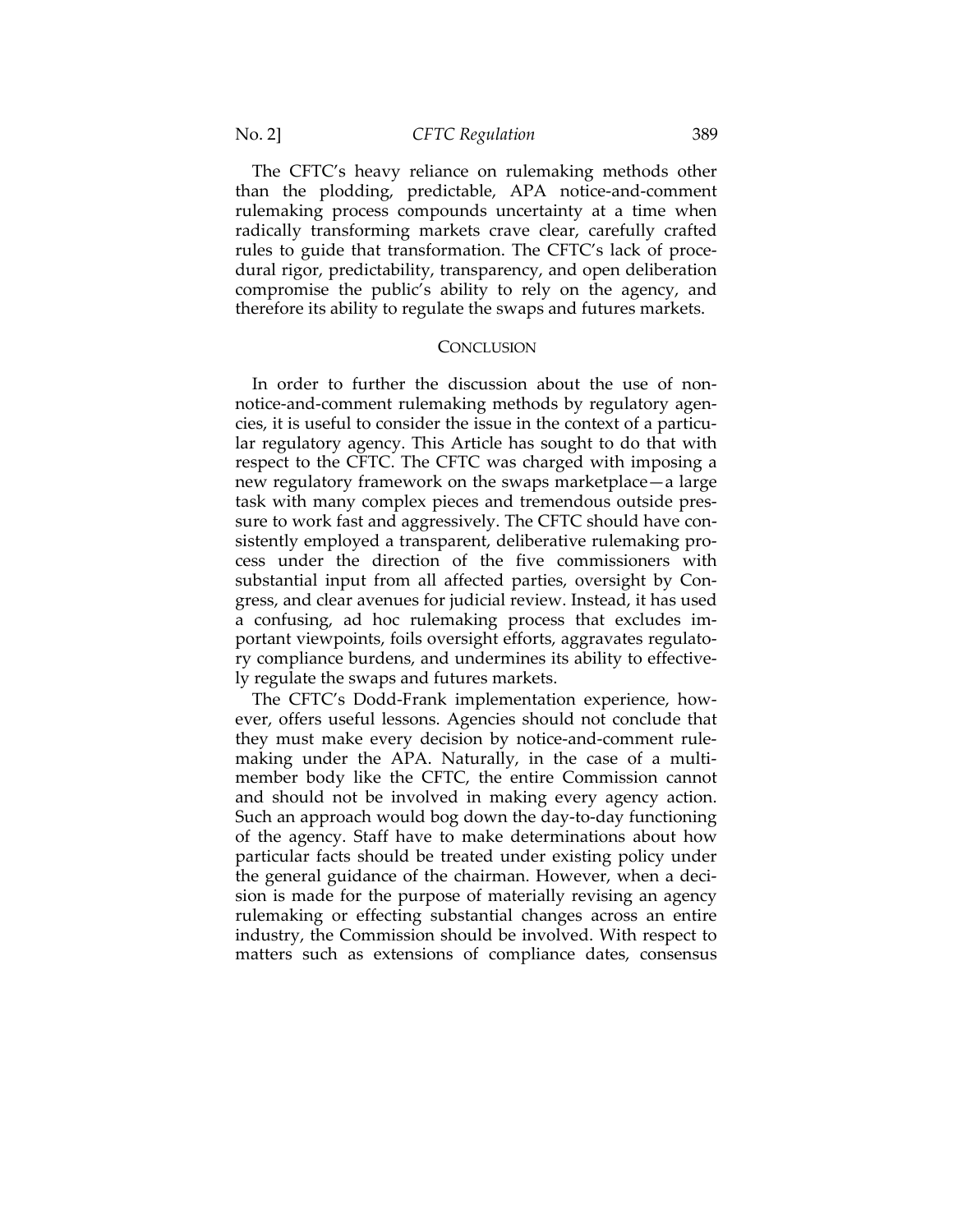The CFTC's heavy reliance on rulemaking methods other than the plodding, predictable, APA notice-and-comment rulemaking process compounds uncertainty at a time when radically transforming markets crave clear, carefully crafted rules to guide that transformation. The CFTC's lack of procedural rigor, predictability, transparency, and open deliberation compromise the public's ability to rely on the agency, and therefore its ability to regulate the swaps and futures markets.

## CONCLUSION

In order to further the discussion about the use of non-notice-and-comment rulemaking methods by regulatory agencies, it is useful to consider the issue in the context of a particular regulatory agency. This Article has sought to do that with respect to the CFTC. The CFTC was charged with imposing a new regulatory framework on the swaps marketplace—a large task with many complex pieces and tremendous outside pressure to work fast and aggressively. The CFTC should have consistently employed a transparent, deliberative rulemaking process under the direction of the five commissioners with substantial input from all affected parties, oversight by Congress, and clear avenues for judicial review. Instead, it has used a confusing, ad hoc rulemaking process that excludes important viewpoints, foils oversight efforts, aggravates regulatory compliance burdens, and undermines its ability to effectively regulate the swaps and futures markets.

The CFTC's Dodd-Frank implementation experience, however, offers useful lessons. Agencies should not conclude that they must make every decision by notice-and-comment rulemaking under the APA. Naturally, in the case of a multi-member body like the CFTC, the entire Commission cannot and should not be involved in making every agency action. Such an approach would bog down the day-to-day functioning of the agency. Staff have to make determinations about how particular facts should be treated under existing policy under the general guidance of the chairman. However, when a decision is made for the purpose of materially revising an agency rulemaking or effecting substantial changes across an entire industry, the Commission should be involved. With respect to matters such as extensions of compliance dates, consensus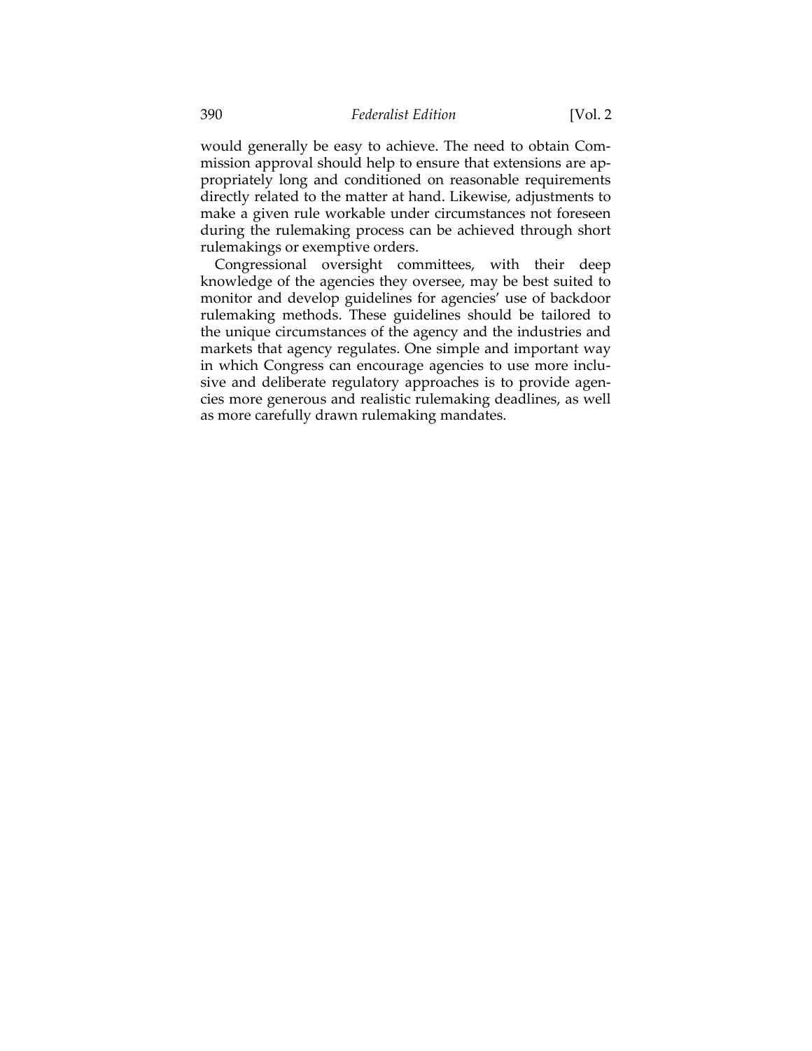would generally be easy to achieve. The need to obtain Commission approval should help to ensure that extensions are appropriately long and conditioned on reasonable requirements directly related to the matter at hand. Likewise, adjustments to make a given rule workable under circumstances not foreseen during the rulemaking process can be achieved through short rulemakings or exemptive orders.

Congressional oversight committees, with their deep knowledge of the agencies they oversee, may be best suited to monitor and develop guidelines for agencies' use of backdoor rulemaking methods. These guidelines should be tailored to the unique circumstances of the agency and the industries and markets that agency regulates. One simple and important way in which Congress can encourage agencies to use more inclusive and deliberate regulatory approaches is to provide agencies more generous and realistic rulemaking deadlines, as well as more carefully drawn rulemaking mandates.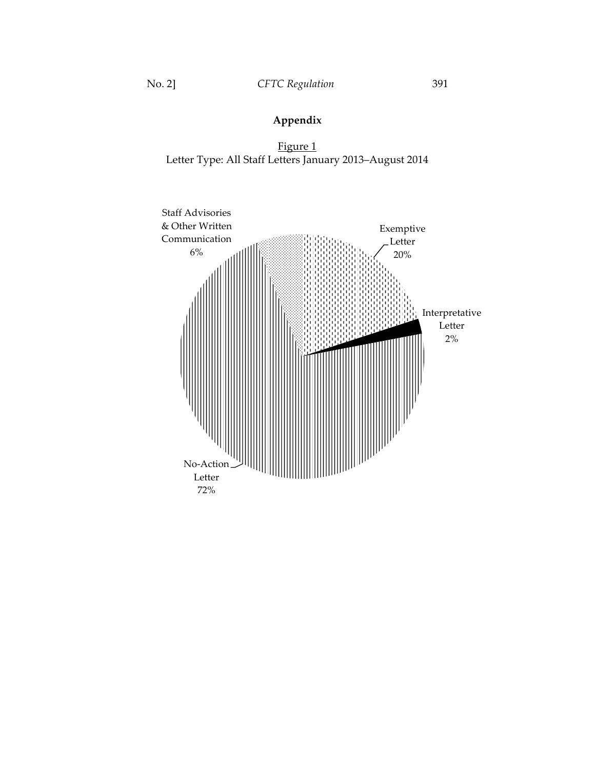## Appendix

Figure 1
Letter Type: All Staff Letters January 2013–August 2014

Staff Advisories & Other Written Communication 6%

Exemptive Letter 20%

Interpretative Letter 2%

No-Action Letter 72%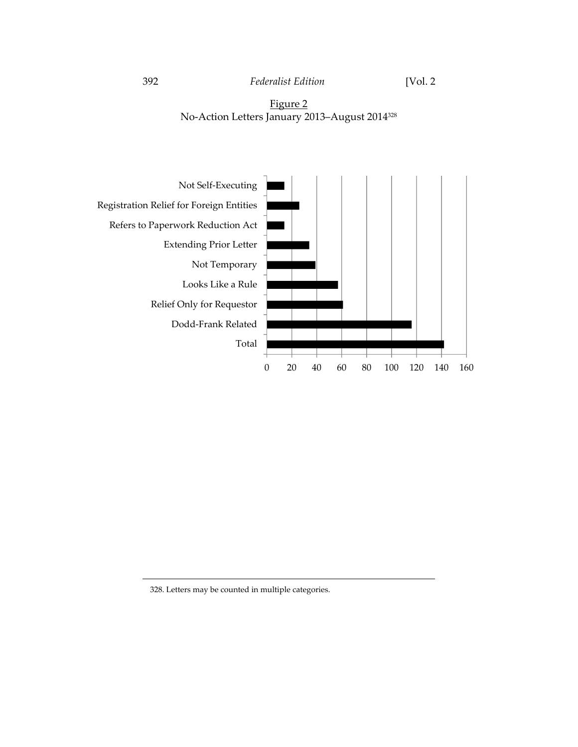Figure 2

No-Action Letters January 2013–August 2014[328]

| Category | Approximate Count |
|---|---|
| Not Self-Executing | 14 |
| Registration Relief for Foreign Entities | 26 |
| Refers to Paperwork Reduction Act | 14 |
| Extending Prior Letter | 34 |
| Not Temporary | 39 |
| Looks Like a Rule | 57 |
| Relief Only for Requestor | 61 |
| Dodd-Frank Related | 116 |
| Total | 142 |

---

328. Letters may be counted in multiple categories.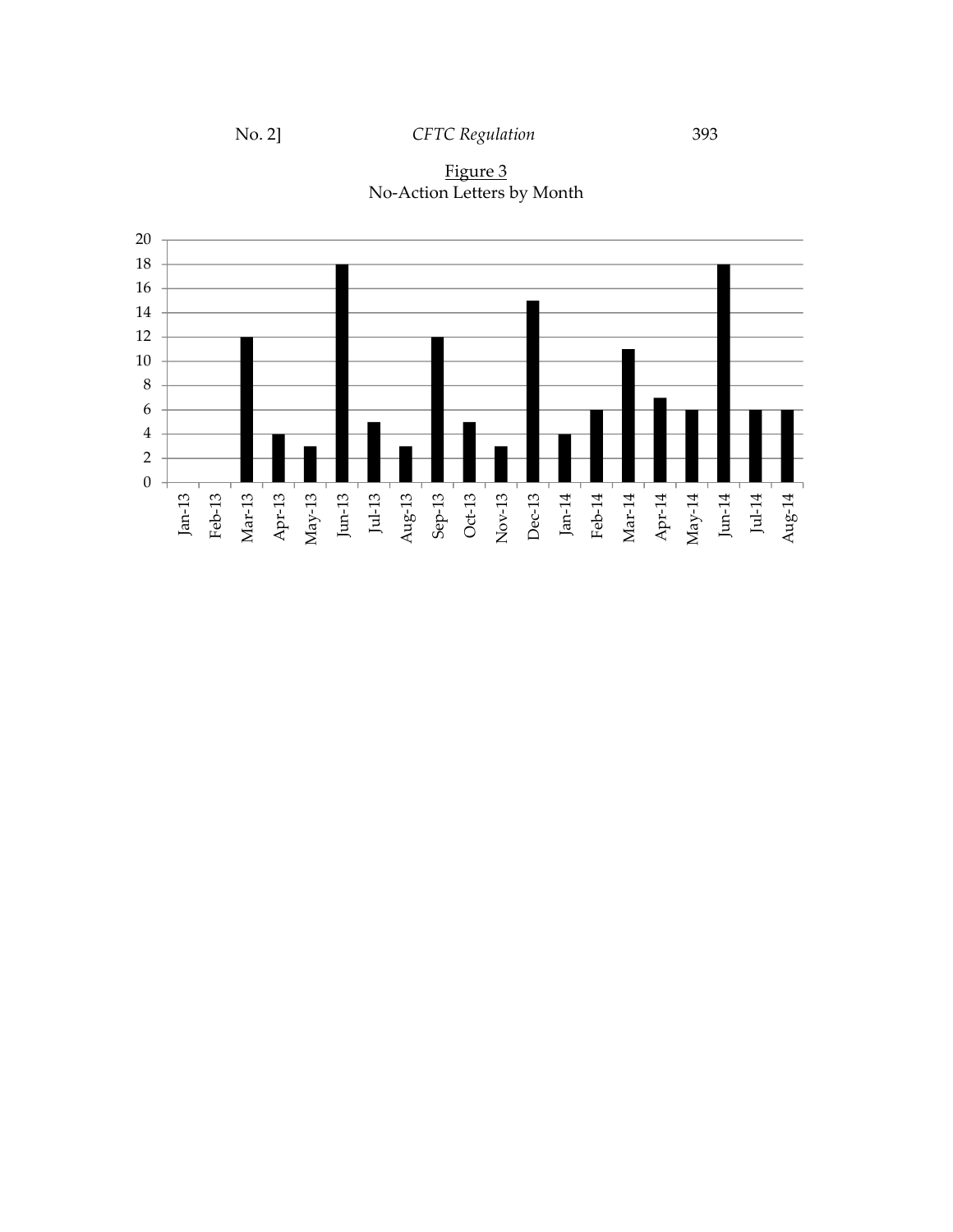Figure 3
No-Action Letters by Month

20
18
16
14
12
10
8
6
4
2
0

Jan-13
Feb-13
Mar-13
Apr-13
May-13
Jun-13
Jul-13
Aug-13
Sep-13
Oct-13
Nov-13
Dec-13
Jan-14
Feb-14
Mar-14
Apr-14
May-14
Jun-14
Jul-14
Aug-14